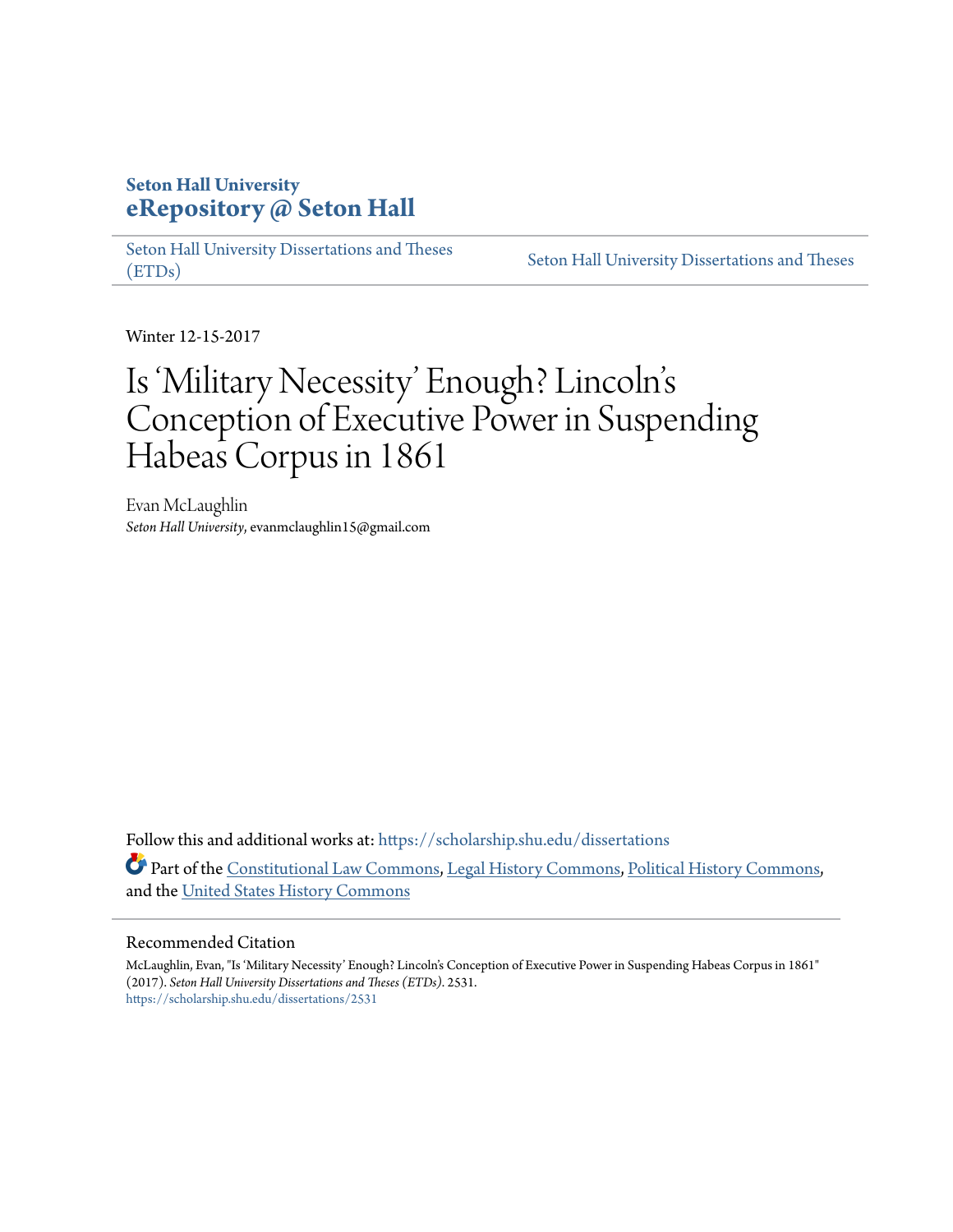**Seton Hall University**
**eRepository @ Seton Hall**

Seton Hall University Dissertations and Theses (ETDs) | Seton Hall University Dissertations and Theses

Winter 12-15-2017

# Is 'Military Necessity' Enough? Lincoln's Conception of Executive Power in Suspending Habeas Corpus in 1861

Evan McLaughlin
*Seton Hall University*, evanmclaughlin15@gmail.com

Follow this and additional works at: https://scholarship.shu.edu/dissertations

Part of the Constitutional Law Commons, Legal History Commons, Political History Commons, and the United States History Commons

## Recommended Citation

McLaughlin, Evan, "Is 'Military Necessity' Enough? Lincoln's Conception of Executive Power in Suspending Habeas Corpus in 1861" (2017). *Seton Hall University Dissertations and Theses (ETDs)*. 2531.
https://scholarship.shu.edu/dissertations/2531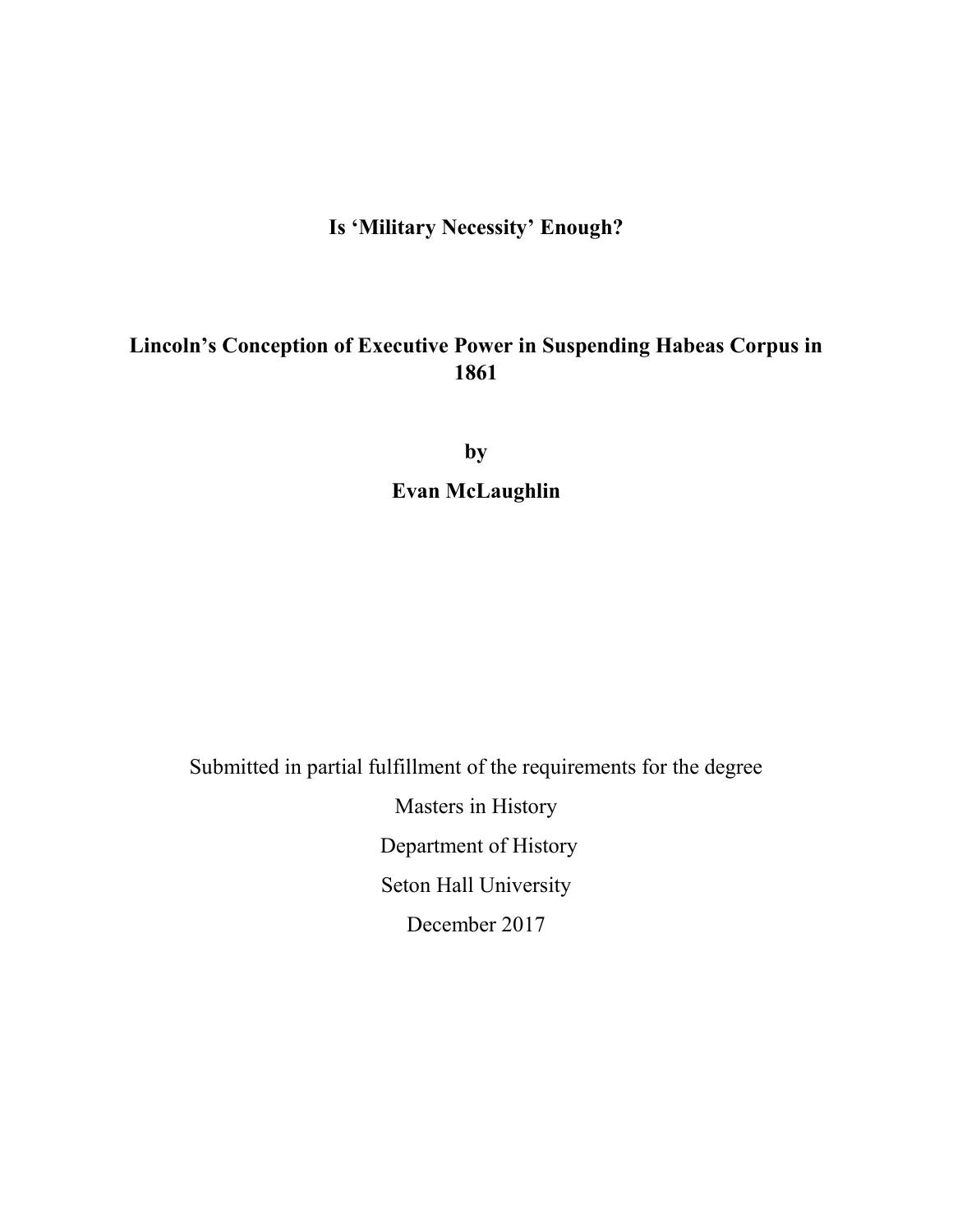# Is 'Military Necessity' Enough?

## Lincoln's Conception of Executive Power in Suspending Habeas Corpus in 1861

**by**

**Evan McLaughlin**

Submitted in partial fulfillment of the requirements for the degree

Masters in History

Department of History

Seton Hall University

December 2017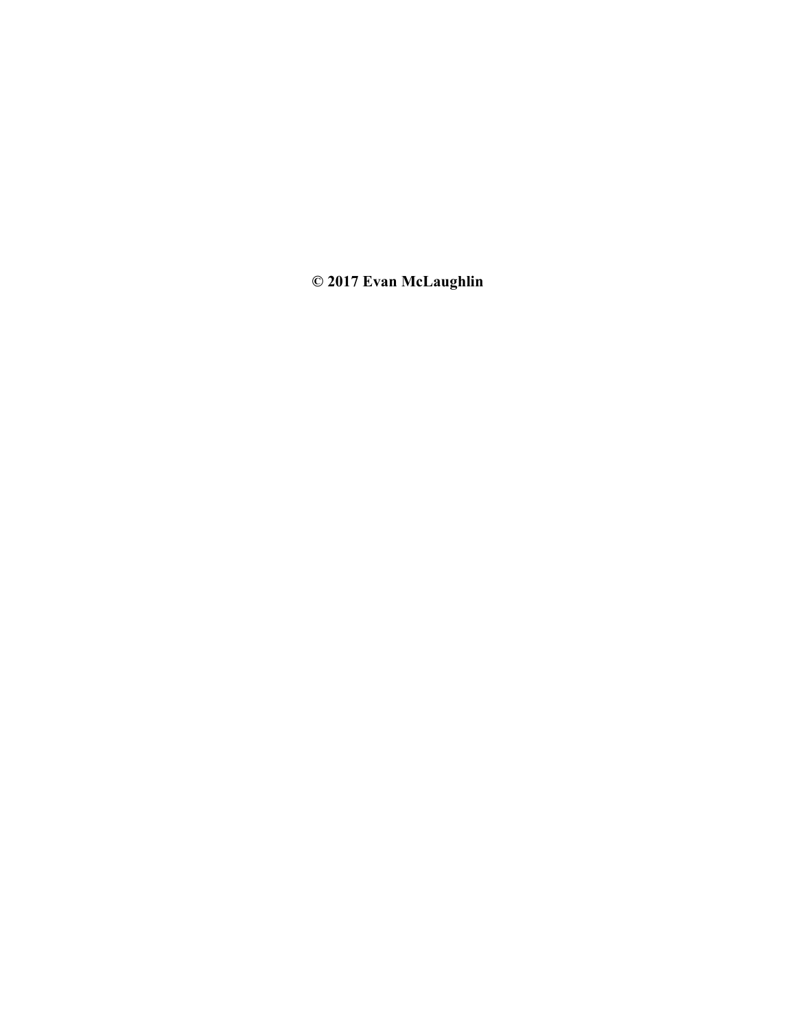**© 2017 Evan McLaughlin**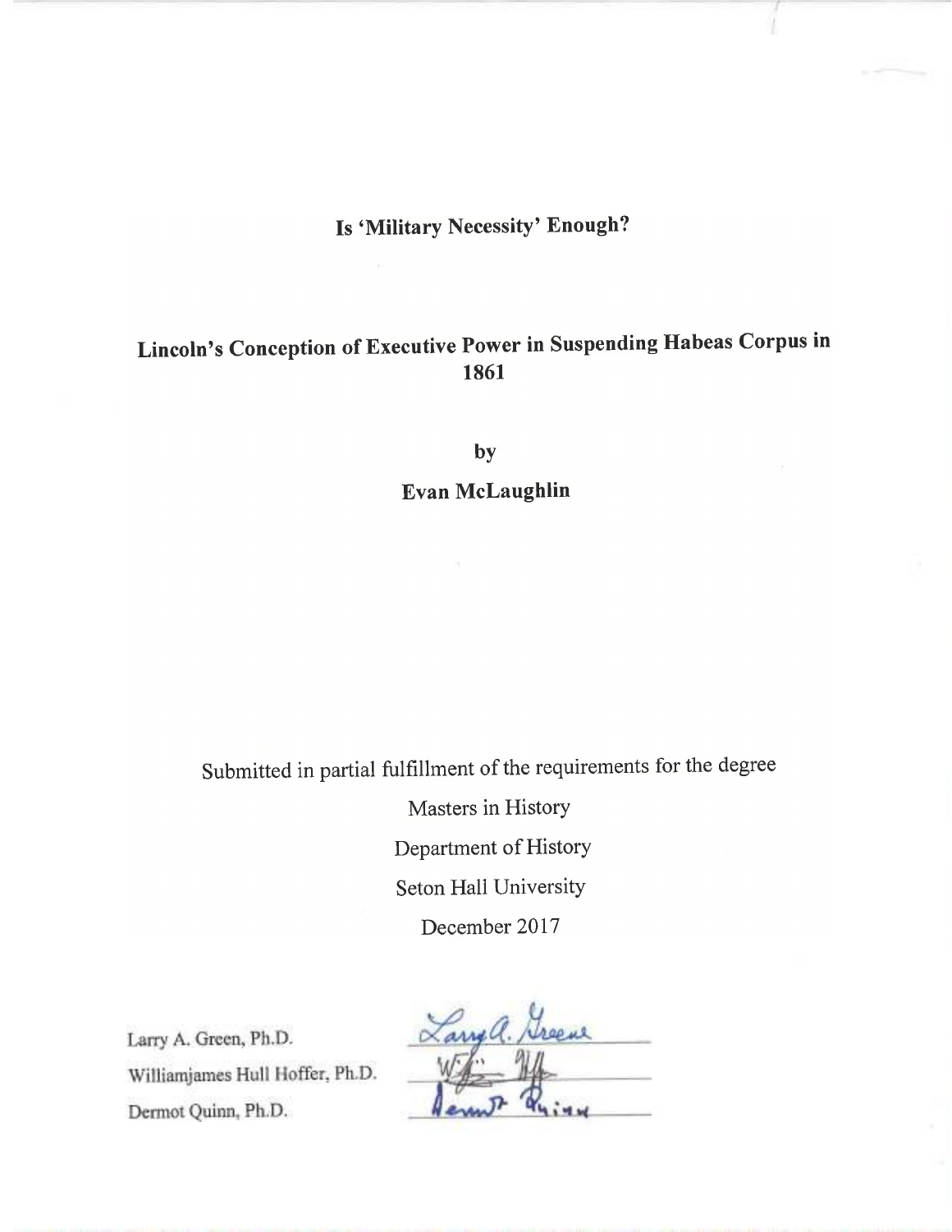# Is 'Military Necessity' Enough?

## Lincoln's Conception of Executive Power in Suspending Habeas Corpus in 1861

by

**Evan McLaughlin**

Submitted in partial fulfillment of the requirements for the degree

Masters in History

Department of History

Seton Hall University

December 2017

Larry A. Green, Ph.D.

Williamjames Hull Hoffer, Ph.D.

Dermot Quinn, Ph.D.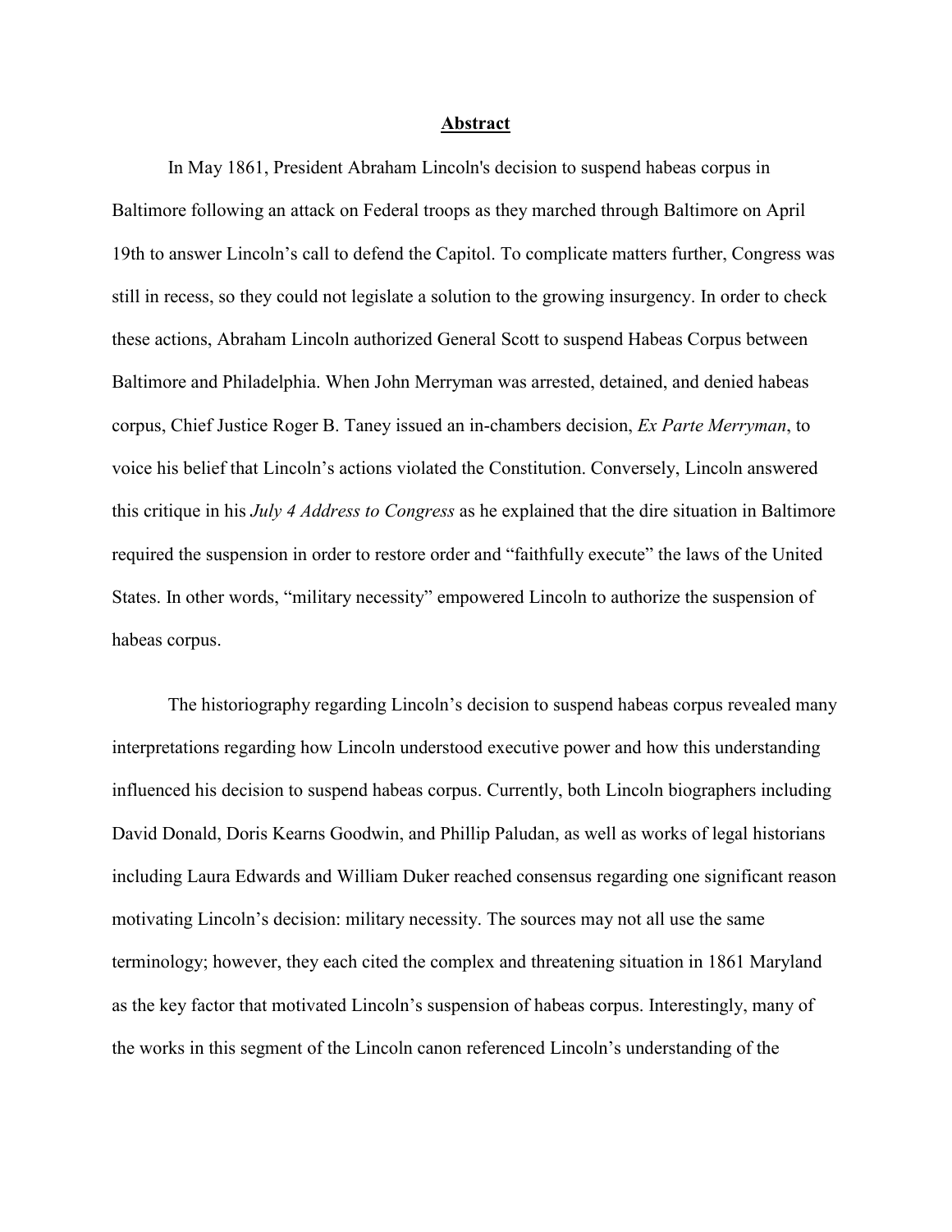## **Abstract**

In May 1861, President Abraham Lincoln's decision to suspend habeas corpus in Baltimore following an attack on Federal troops as they marched through Baltimore on April 19th to answer Lincoln's call to defend the Capitol. To complicate matters further, Congress was still in recess, so they could not legislate a solution to the growing insurgency. In order to check these actions, Abraham Lincoln authorized General Scott to suspend Habeas Corpus between Baltimore and Philadelphia. When John Merryman was arrested, detained, and denied habeas corpus, Chief Justice Roger B. Taney issued an in-chambers decision, *Ex Parte Merryman*, to voice his belief that Lincoln's actions violated the Constitution. Conversely, Lincoln answered this critique in his *July 4 Address to Congress* as he explained that the dire situation in Baltimore required the suspension in order to restore order and "faithfully execute" the laws of the United States. In other words, "military necessity" empowered Lincoln to authorize the suspension of habeas corpus.

The historiography regarding Lincoln's decision to suspend habeas corpus revealed many interpretations regarding how Lincoln understood executive power and how this understanding influenced his decision to suspend habeas corpus. Currently, both Lincoln biographers including David Donald, Doris Kearns Goodwin, and Phillip Paludan, as well as works of legal historians including Laura Edwards and William Duker reached consensus regarding one significant reason motivating Lincoln's decision: military necessity. The sources may not all use the same terminology; however, they each cited the complex and threatening situation in 1861 Maryland as the key factor that motivated Lincoln's suspension of habeas corpus. Interestingly, many of the works in this segment of the Lincoln canon referenced Lincoln's understanding of the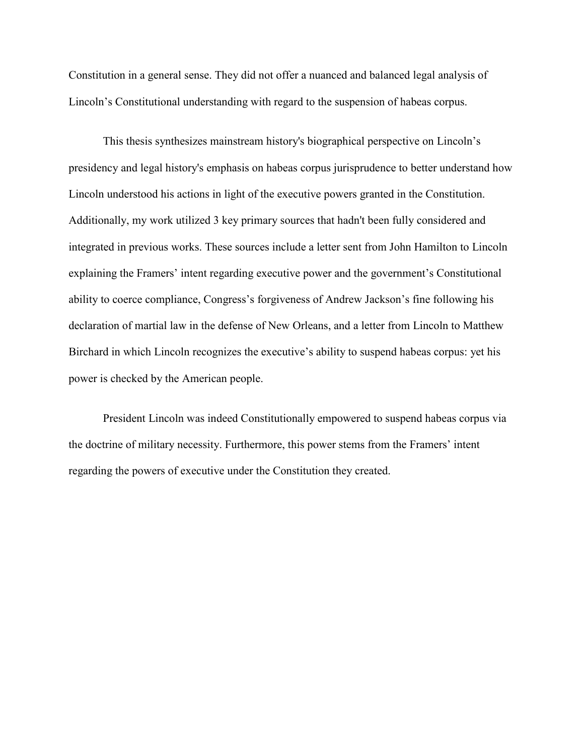Constitution in a general sense. They did not offer a nuanced and balanced legal analysis of Lincoln's Constitutional understanding with regard to the suspension of habeas corpus.

This thesis synthesizes mainstream history's biographical perspective on Lincoln's presidency and legal history's emphasis on habeas corpus jurisprudence to better understand how Lincoln understood his actions in light of the executive powers granted in the Constitution. Additionally, my work utilized 3 key primary sources that hadn't been fully considered and integrated in previous works. These sources include a letter sent from John Hamilton to Lincoln explaining the Framers' intent regarding executive power and the government's Constitutional ability to coerce compliance, Congress's forgiveness of Andrew Jackson's fine following his declaration of martial law in the defense of New Orleans, and a letter from Lincoln to Matthew Birchard in which Lincoln recognizes the executive's ability to suspend habeas corpus: yet his power is checked by the American people.

President Lincoln was indeed Constitutionally empowered to suspend habeas corpus via the doctrine of military necessity. Furthermore, this power stems from the Framers' intent regarding the powers of executive under the Constitution they created.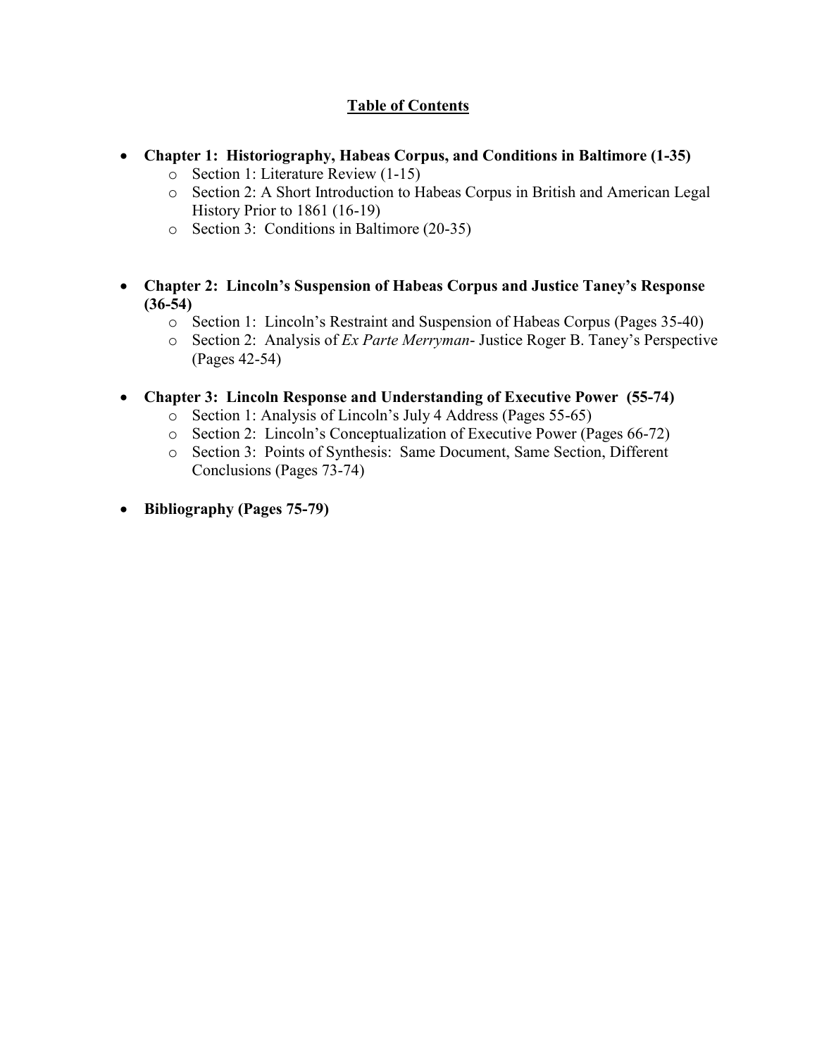## Table of Contents

- **Chapter 1: Historiography, Habeas Corpus, and Conditions in Baltimore (1-35)**
  - Section 1: Literature Review (1-15)
  - Section 2: A Short Introduction to Habeas Corpus in British and American Legal History Prior to 1861 (16-19)
  - Section 3: Conditions in Baltimore (20-35)

- **Chapter 2: Lincoln's Suspension of Habeas Corpus and Justice Taney's Response (36-54)**
  - Section 1: Lincoln's Restraint and Suspension of Habeas Corpus (Pages 35-40)
  - Section 2: Analysis of *Ex Parte Merryman*- Justice Roger B. Taney's Perspective (Pages 42-54)

- **Chapter 3: Lincoln Response and Understanding of Executive Power (55-74)**
  - Section 1: Analysis of Lincoln's July 4 Address (Pages 55-65)
  - Section 2: Lincoln's Conceptualization of Executive Power (Pages 66-72)
  - Section 3: Points of Synthesis: Same Document, Same Section, Different Conclusions (Pages 73-74)

- **Bibliography (Pages 75-79)**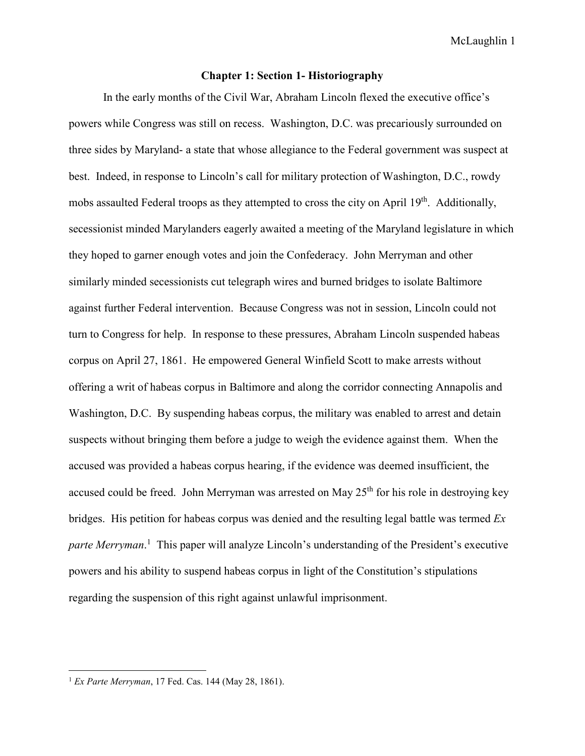## Chapter 1: Section 1- Historiography

In the early months of the Civil War, Abraham Lincoln flexed the executive office's powers while Congress was still on recess. Washington, D.C. was precariously surrounded on three sides by Maryland- a state that whose allegiance to the Federal government was suspect at best. Indeed, in response to Lincoln's call for military protection of Washington, D.C., rowdy mobs assaulted Federal troops as they attempted to cross the city on April 19th. Additionally, secessionist minded Marylanders eagerly awaited a meeting of the Maryland legislature in which they hoped to garner enough votes and join the Confederacy. John Merryman and other similarly minded secessionists cut telegraph wires and burned bridges to isolate Baltimore against further Federal intervention. Because Congress was not in session, Lincoln could not turn to Congress for help. In response to these pressures, Abraham Lincoln suspended habeas corpus on April 27, 1861. He empowered General Winfield Scott to make arrests without offering a writ of habeas corpus in Baltimore and along the corridor connecting Annapolis and Washington, D.C. By suspending habeas corpus, the military was enabled to arrest and detain suspects without bringing them before a judge to weigh the evidence against them. When the accused was provided a habeas corpus hearing, if the evidence was deemed insufficient, the accused could be freed. John Merryman was arrested on May 25th for his role in destroying key bridges. His petition for habeas corpus was denied and the resulting legal battle was termed *Ex parte Merryman*.[1] This paper will analyze Lincoln's understanding of the President's executive powers and his ability to suspend habeas corpus in light of the Constitution's stipulations regarding the suspension of this right against unlawful imprisonment.

---

[1] *Ex Parte Merryman*, 17 Fed. Cas. 144 (May 28, 1861).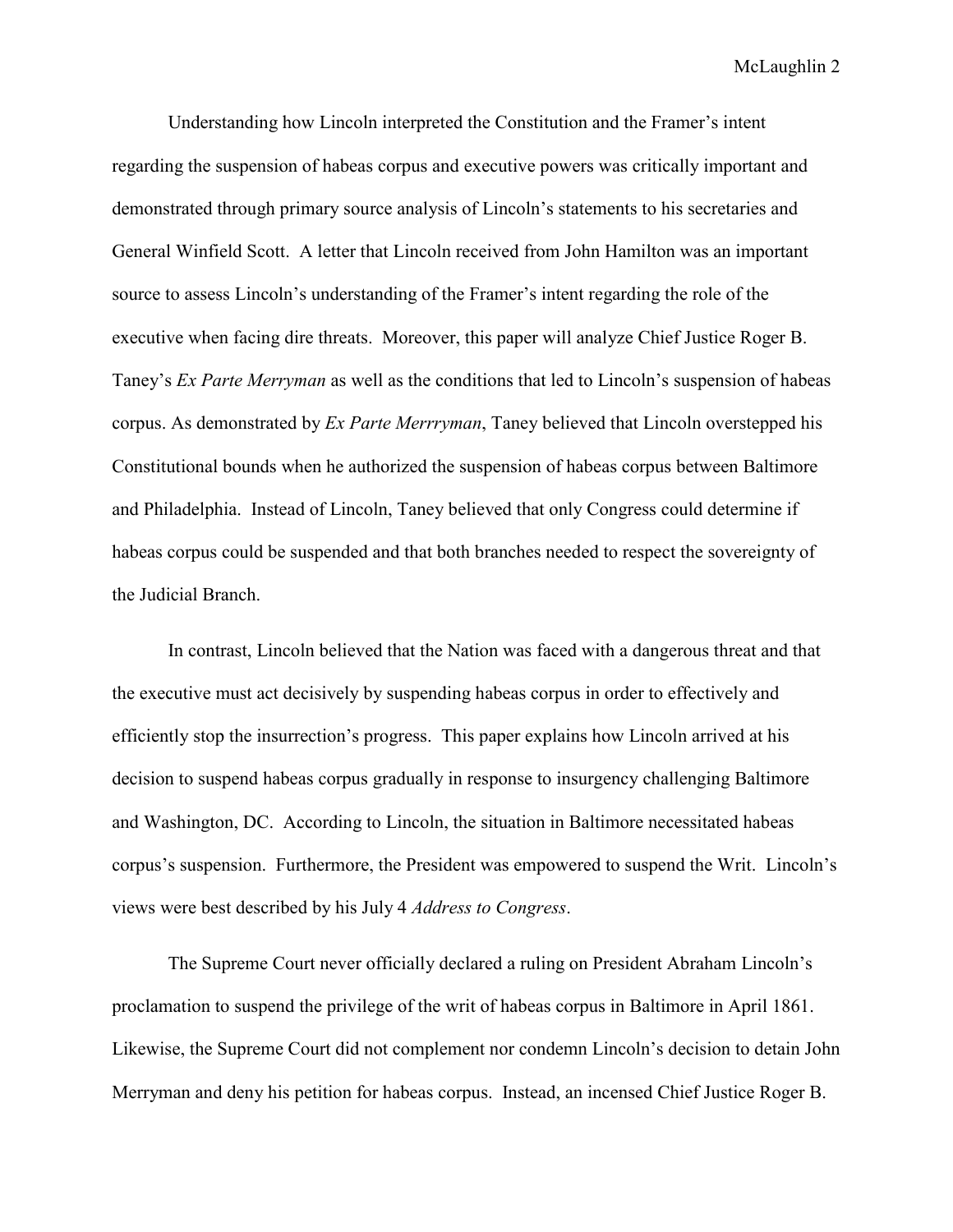Understanding how Lincoln interpreted the Constitution and the Framer's intent regarding the suspension of habeas corpus and executive powers was critically important and demonstrated through primary source analysis of Lincoln's statements to his secretaries and General Winfield Scott. A letter that Lincoln received from John Hamilton was an important source to assess Lincoln's understanding of the Framer's intent regarding the role of the executive when facing dire threats. Moreover, this paper will analyze Chief Justice Roger B. Taney's *Ex Parte Merryman* as well as the conditions that led to Lincoln's suspension of habeas corpus. As demonstrated by *Ex Parte Merrryman*, Taney believed that Lincoln overstepped his Constitutional bounds when he authorized the suspension of habeas corpus between Baltimore and Philadelphia. Instead of Lincoln, Taney believed that only Congress could determine if habeas corpus could be suspended and that both branches needed to respect the sovereignty of the Judicial Branch.

In contrast, Lincoln believed that the Nation was faced with a dangerous threat and that the executive must act decisively by suspending habeas corpus in order to effectively and efficiently stop the insurrection's progress. This paper explains how Lincoln arrived at his decision to suspend habeas corpus gradually in response to insurgency challenging Baltimore and Washington, DC. According to Lincoln, the situation in Baltimore necessitated habeas corpus's suspension. Furthermore, the President was empowered to suspend the Writ. Lincoln's views were best described by his July 4 *Address to Congress*.

The Supreme Court never officially declared a ruling on President Abraham Lincoln's proclamation to suspend the privilege of the writ of habeas corpus in Baltimore in April 1861. Likewise, the Supreme Court did not complement nor condemn Lincoln's decision to detain John Merryman and deny his petition for habeas corpus. Instead, an incensed Chief Justice Roger B.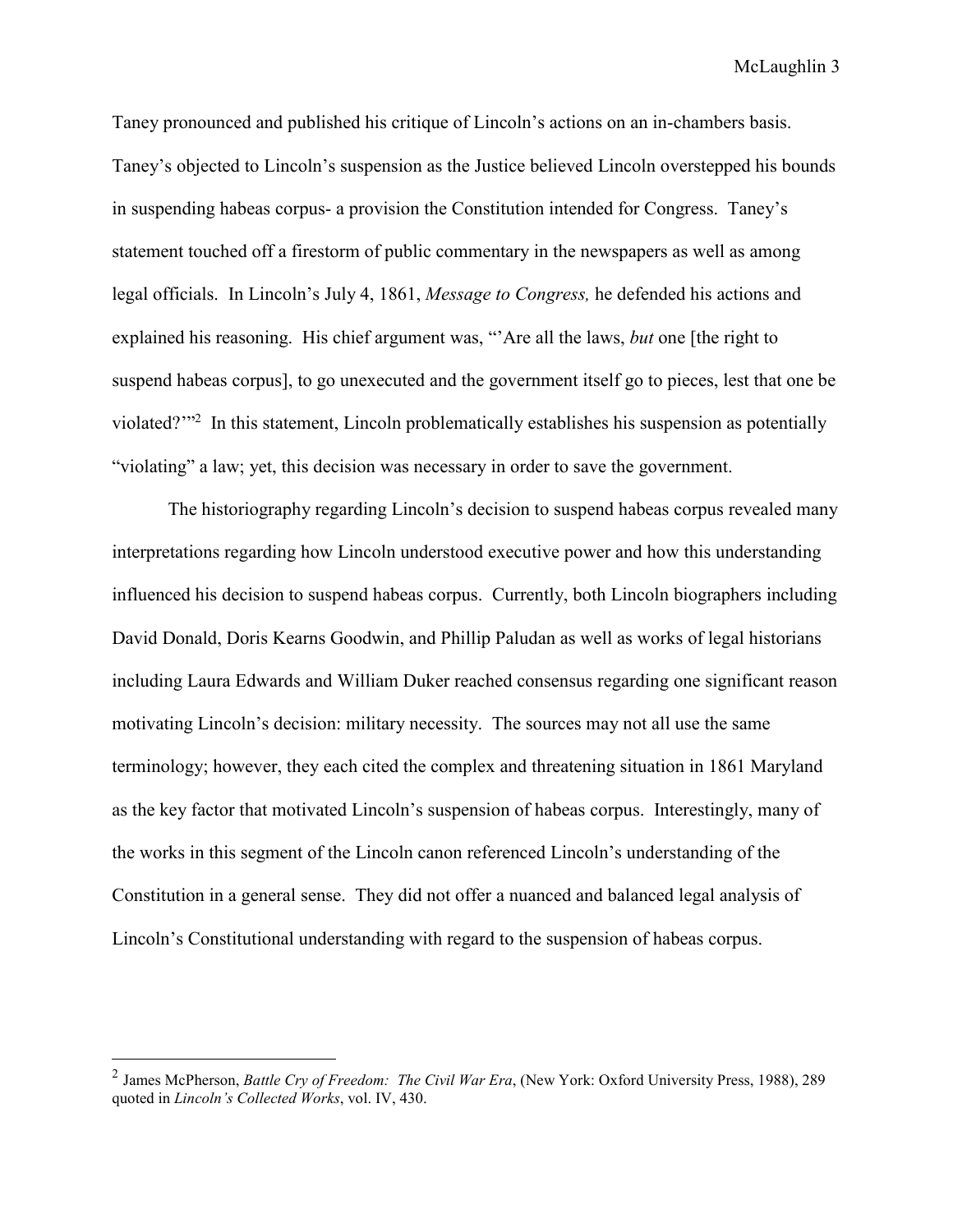Taney pronounced and published his critique of Lincoln's actions on an in-chambers basis. Taney's objected to Lincoln's suspension as the Justice believed Lincoln overstepped his bounds in suspending habeas corpus- a provision the Constitution intended for Congress. Taney's statement touched off a firestorm of public commentary in the newspapers as well as among legal officials. In Lincoln's July 4, 1861, *Message to Congress,* he defended his actions and explained his reasoning. His chief argument was, "'Are all the laws, *but* one [the right to suspend habeas corpus], to go unexecuted and the government itself go to pieces, lest that one be violated?'"[2] In this statement, Lincoln problematically establishes his suspension as potentially "violating" a law; yet, this decision was necessary in order to save the government.

The historiography regarding Lincoln's decision to suspend habeas corpus revealed many interpretations regarding how Lincoln understood executive power and how this understanding influenced his decision to suspend habeas corpus. Currently, both Lincoln biographers including David Donald, Doris Kearns Goodwin, and Phillip Paludan as well as works of legal historians including Laura Edwards and William Duker reached consensus regarding one significant reason motivating Lincoln's decision: military necessity. The sources may not all use the same terminology; however, they each cited the complex and threatening situation in 1861 Maryland as the key factor that motivated Lincoln's suspension of habeas corpus. Interestingly, many of the works in this segment of the Lincoln canon referenced Lincoln's understanding of the Constitution in a general sense. They did not offer a nuanced and balanced legal analysis of Lincoln's Constitutional understanding with regard to the suspension of habeas corpus.

---

[2] James McPherson, *Battle Cry of Freedom: The Civil War Era*, (New York: Oxford University Press, 1988), 289 quoted in *Lincoln's Collected Works*, vol. IV, 430.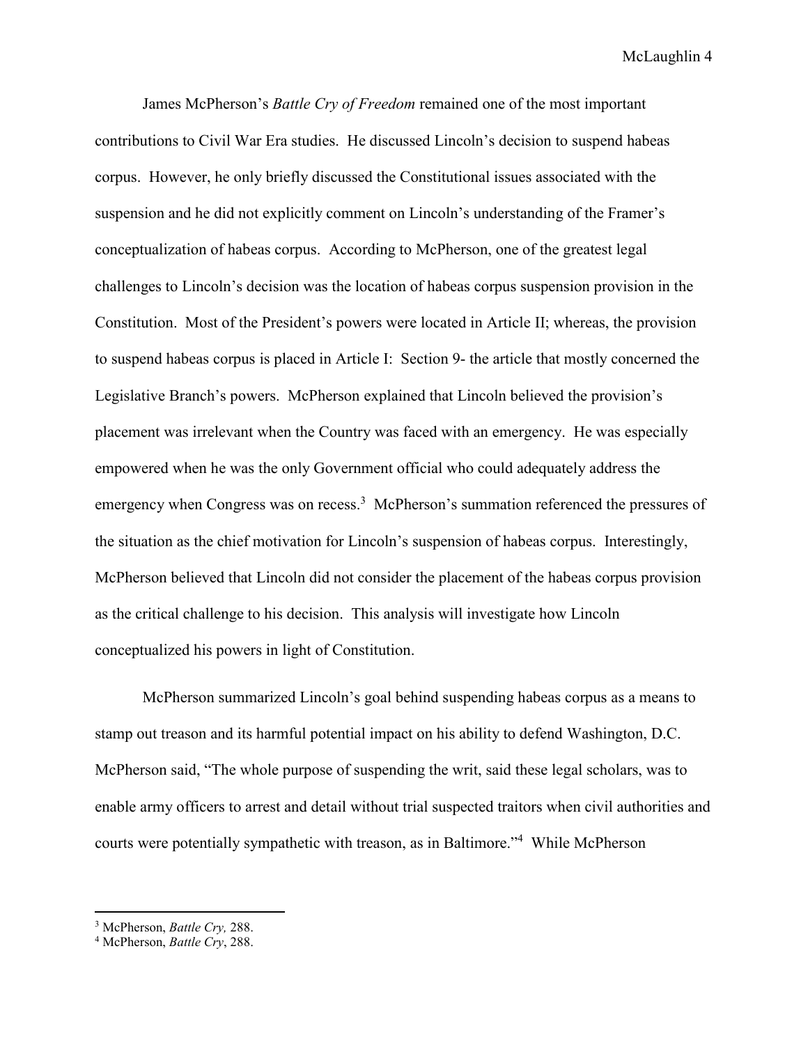James McPherson's *Battle Cry of Freedom* remained one of the most important contributions to Civil War Era studies. He discussed Lincoln's decision to suspend habeas corpus. However, he only briefly discussed the Constitutional issues associated with the suspension and he did not explicitly comment on Lincoln's understanding of the Framer's conceptualization of habeas corpus. According to McPherson, one of the greatest legal challenges to Lincoln's decision was the location of habeas corpus suspension provision in the Constitution. Most of the President's powers were located in Article II; whereas, the provision to suspend habeas corpus is placed in Article I: Section 9- the article that mostly concerned the Legislative Branch's powers. McPherson explained that Lincoln believed the provision's placement was irrelevant when the Country was faced with an emergency. He was especially empowered when he was the only Government official who could adequately address the emergency when Congress was on recess.[3] McPherson's summation referenced the pressures of the situation as the chief motivation for Lincoln's suspension of habeas corpus. Interestingly, McPherson believed that Lincoln did not consider the placement of the habeas corpus provision as the critical challenge to his decision. This analysis will investigate how Lincoln conceptualized his powers in light of Constitution.

McPherson summarized Lincoln's goal behind suspending habeas corpus as a means to stamp out treason and its harmful potential impact on his ability to defend Washington, D.C. McPherson said, "The whole purpose of suspending the writ, said these legal scholars, was to enable army officers to arrest and detail without trial suspected traitors when civil authorities and courts were potentially sympathetic with treason, as in Baltimore."[4] While McPherson

---

[3] McPherson, *Battle Cry,* 288.

[4] McPherson, *Battle Cry*, 288.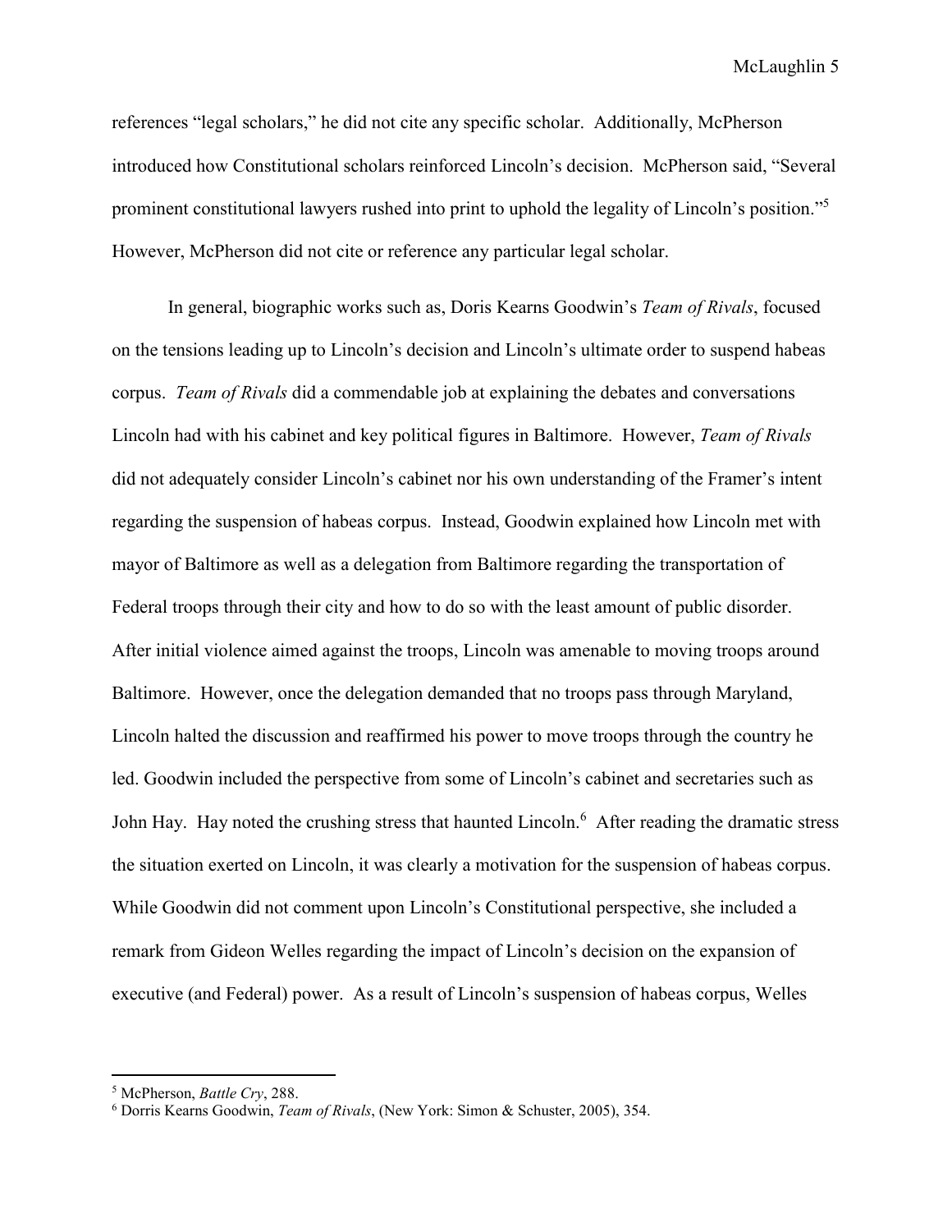references "legal scholars," he did not cite any specific scholar. Additionally, McPherson introduced how Constitutional scholars reinforced Lincoln's decision. McPherson said, "Several prominent constitutional lawyers rushed into print to uphold the legality of Lincoln's position."[5] However, McPherson did not cite or reference any particular legal scholar.

In general, biographic works such as, Doris Kearns Goodwin's *Team of Rivals*, focused on the tensions leading up to Lincoln's decision and Lincoln's ultimate order to suspend habeas corpus. *Team of Rivals* did a commendable job at explaining the debates and conversations Lincoln had with his cabinet and key political figures in Baltimore. However, *Team of Rivals* did not adequately consider Lincoln's cabinet nor his own understanding of the Framer's intent regarding the suspension of habeas corpus. Instead, Goodwin explained how Lincoln met with mayor of Baltimore as well as a delegation from Baltimore regarding the transportation of Federal troops through their city and how to do so with the least amount of public disorder. After initial violence aimed against the troops, Lincoln was amenable to moving troops around Baltimore. However, once the delegation demanded that no troops pass through Maryland, Lincoln halted the discussion and reaffirmed his power to move troops through the country he led. Goodwin included the perspective from some of Lincoln's cabinet and secretaries such as John Hay. Hay noted the crushing stress that haunted Lincoln.[6] After reading the dramatic stress the situation exerted on Lincoln, it was clearly a motivation for the suspension of habeas corpus. While Goodwin did not comment upon Lincoln's Constitutional perspective, she included a remark from Gideon Welles regarding the impact of Lincoln's decision on the expansion of executive (and Federal) power. As a result of Lincoln's suspension of habeas corpus, Welles

[5] McPherson, *Battle Cry*, 288.

[6] Dorris Kearns Goodwin, *Team of Rivals*, (New York: Simon & Schuster, 2005), 354.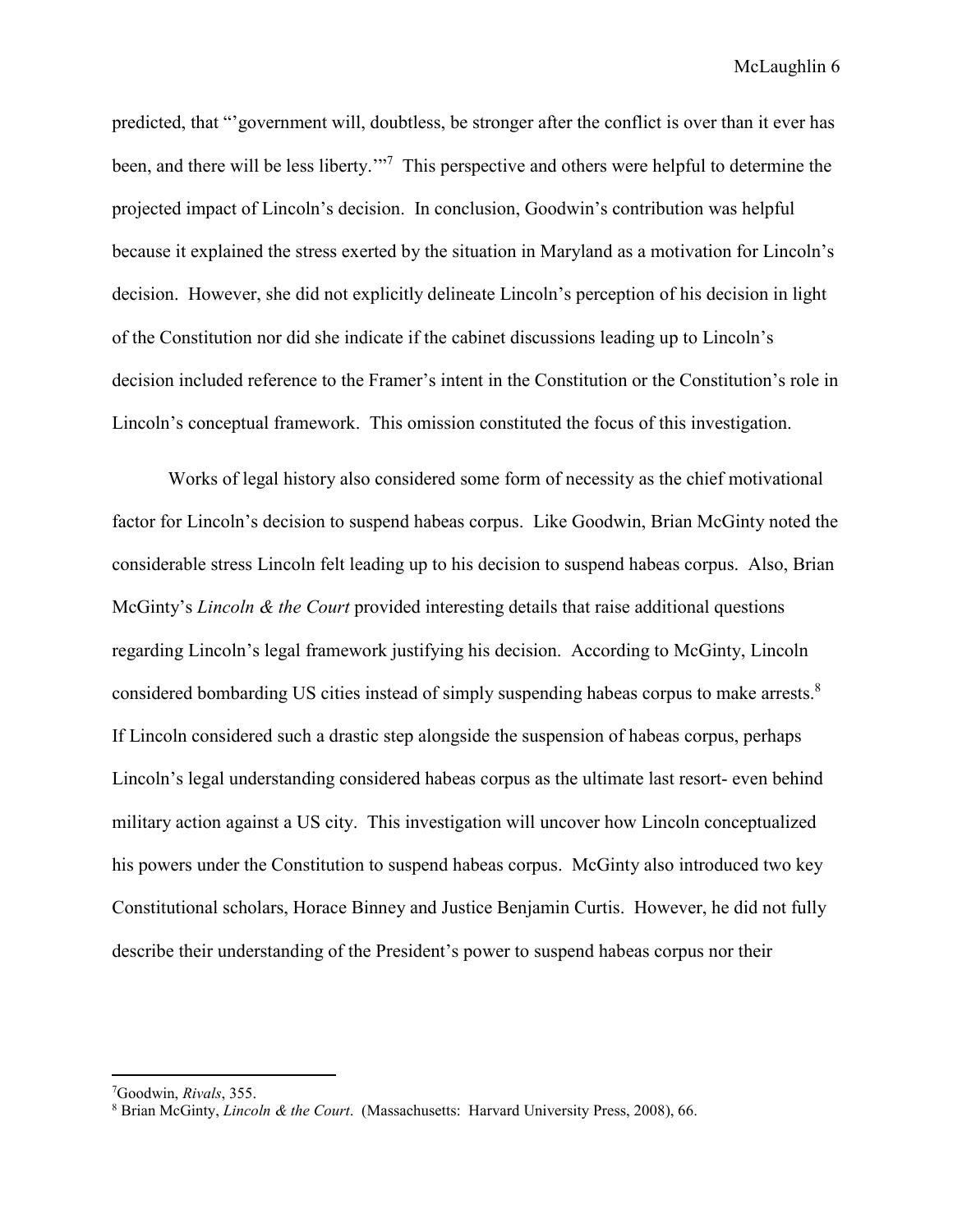predicted, that "'government will, doubtless, be stronger after the conflict is over than it ever has been, and there will be less liberty.'"[7] This perspective and others were helpful to determine the projected impact of Lincoln's decision. In conclusion, Goodwin's contribution was helpful because it explained the stress exerted by the situation in Maryland as a motivation for Lincoln's decision. However, she did not explicitly delineate Lincoln's perception of his decision in light of the Constitution nor did she indicate if the cabinet discussions leading up to Lincoln's decision included reference to the Framer's intent in the Constitution or the Constitution's role in Lincoln's conceptual framework. This omission constituted the focus of this investigation.

Works of legal history also considered some form of necessity as the chief motivational factor for Lincoln's decision to suspend habeas corpus. Like Goodwin, Brian McGinty noted the considerable stress Lincoln felt leading up to his decision to suspend habeas corpus. Also, Brian McGinty's *Lincoln & the Court* provided interesting details that raise additional questions regarding Lincoln's legal framework justifying his decision. According to McGinty, Lincoln considered bombarding US cities instead of simply suspending habeas corpus to make arrests.[8] If Lincoln considered such a drastic step alongside the suspension of habeas corpus, perhaps Lincoln's legal understanding considered habeas corpus as the ultimate last resort- even behind military action against a US city. This investigation will uncover how Lincoln conceptualized his powers under the Constitution to suspend habeas corpus. McGinty also introduced two key Constitutional scholars, Horace Binney and Justice Benjamin Curtis. However, he did not fully describe their understanding of the President's power to suspend habeas corpus nor their

---

[7] Goodwin, *Rivals*, 355.

[8] Brian McGinty, *Lincoln & the Court*. (Massachusetts: Harvard University Press, 2008), 66.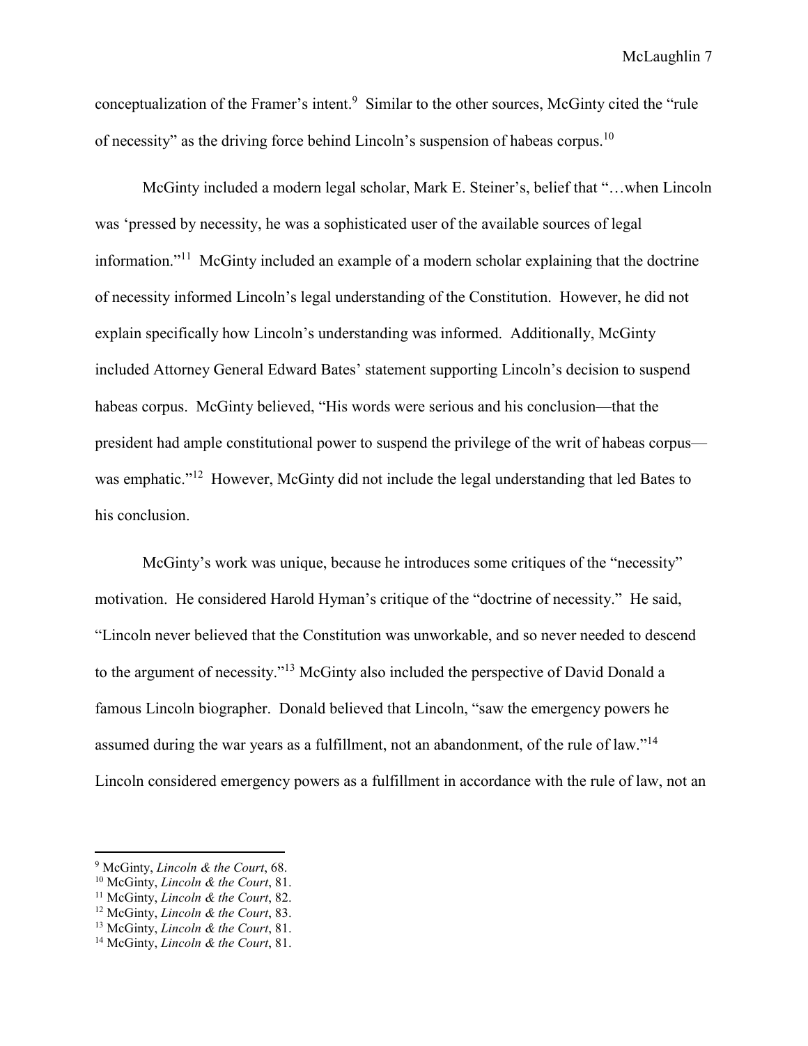conceptualization of the Framer's intent.[9] Similar to the other sources, McGinty cited the "rule of necessity" as the driving force behind Lincoln's suspension of habeas corpus.[10]

McGinty included a modern legal scholar, Mark E. Steiner's, belief that "…when Lincoln was 'pressed by necessity, he was a sophisticated user of the available sources of legal information."[11] McGinty included an example of a modern scholar explaining that the doctrine of necessity informed Lincoln's legal understanding of the Constitution. However, he did not explain specifically how Lincoln's understanding was informed. Additionally, McGinty included Attorney General Edward Bates' statement supporting Lincoln's decision to suspend habeas corpus. McGinty believed, "His words were serious and his conclusion—that the president had ample constitutional power to suspend the privilege of the writ of habeas corpus—was emphatic."[12] However, McGinty did not include the legal understanding that led Bates to his conclusion.

McGinty's work was unique, because he introduces some critiques of the "necessity" motivation. He considered Harold Hyman's critique of the "doctrine of necessity." He said, "Lincoln never believed that the Constitution was unworkable, and so never needed to descend to the argument of necessity."[13] McGinty also included the perspective of David Donald a famous Lincoln biographer. Donald believed that Lincoln, "saw the emergency powers he assumed during the war years as a fulfillment, not an abandonment, of the rule of law."[14] Lincoln considered emergency powers as a fulfillment in accordance with the rule of law, not an

---

[9] McGinty, *Lincoln & the Court*, 68.

[10] McGinty, *Lincoln & the Court*, 81.

[11] McGinty, *Lincoln & the Court*, 82.

[12] McGinty, *Lincoln & the Court*, 83.

[13] McGinty, *Lincoln & the Court*, 81.

[14] McGinty, *Lincoln & the Court*, 81.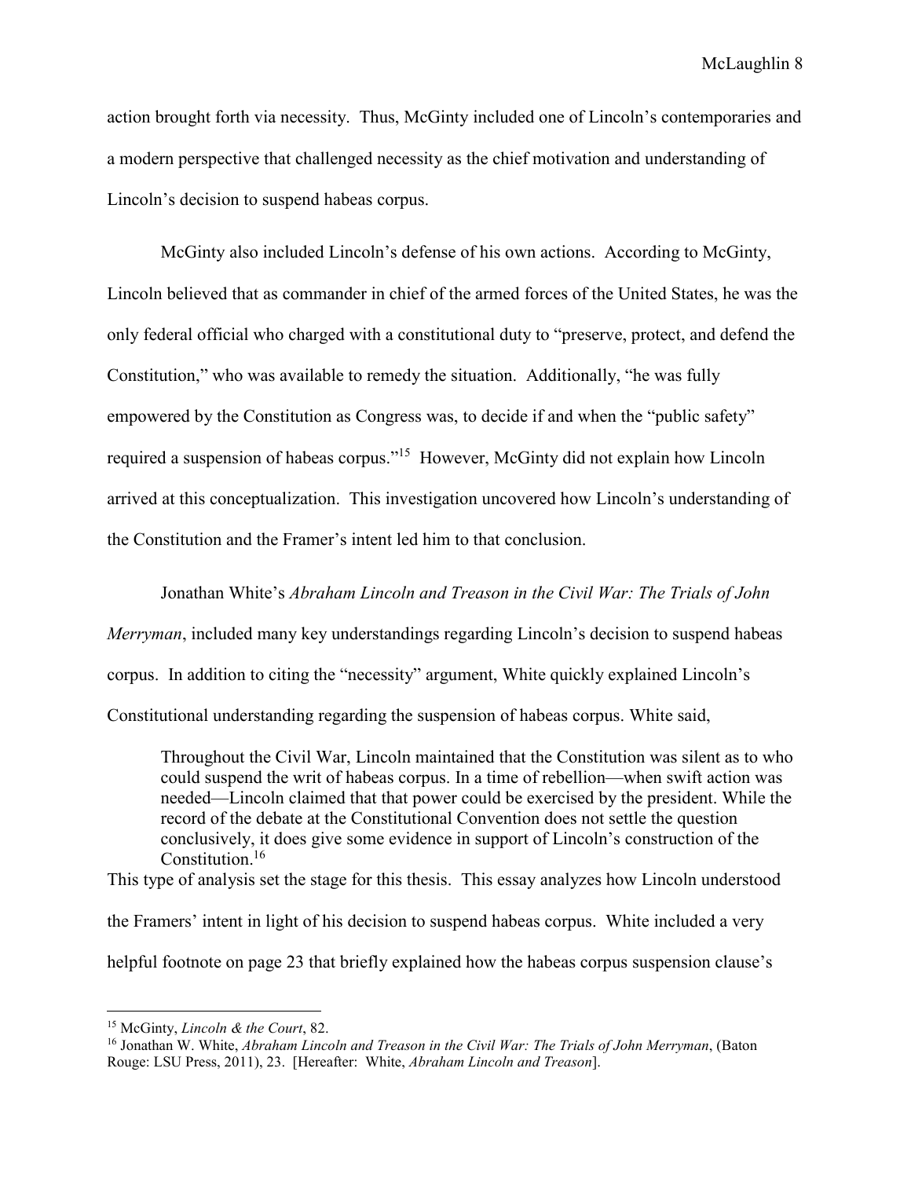action brought forth via necessity. Thus, McGinty included one of Lincoln's contemporaries and a modern perspective that challenged necessity as the chief motivation and understanding of Lincoln's decision to suspend habeas corpus.

McGinty also included Lincoln's defense of his own actions. According to McGinty, Lincoln believed that as commander in chief of the armed forces of the United States, he was the only federal official who charged with a constitutional duty to "preserve, protect, and defend the Constitution," who was available to remedy the situation. Additionally, "he was fully empowered by the Constitution as Congress was, to decide if and when the "public safety" required a suspension of habeas corpus."[15] However, McGinty did not explain how Lincoln arrived at this conceptualization. This investigation uncovered how Lincoln's understanding of the Constitution and the Framer's intent led him to that conclusion.

Jonathan White's *Abraham Lincoln and Treason in the Civil War: The Trials of John Merryman*, included many key understandings regarding Lincoln's decision to suspend habeas corpus. In addition to citing the "necessity" argument, White quickly explained Lincoln's Constitutional understanding regarding the suspension of habeas corpus. White said,

> Throughout the Civil War, Lincoln maintained that the Constitution was silent as to who could suspend the writ of habeas corpus. In a time of rebellion—when swift action was needed—Lincoln claimed that that power could be exercised by the president. While the record of the debate at the Constitutional Convention does not settle the question conclusively, it does give some evidence in support of Lincoln's construction of the Constitution.[16]

This type of analysis set the stage for this thesis. This essay analyzes how Lincoln understood the Framers' intent in light of his decision to suspend habeas corpus. White included a very helpful footnote on page 23 that briefly explained how the habeas corpus suspension clause's

---

[15] McGinty, *Lincoln & the Court*, 82.

[16] Jonathan W. White, *Abraham Lincoln and Treason in the Civil War: The Trials of John Merryman*, (Baton Rouge: LSU Press, 2011), 23. [Hereafter: White, *Abraham Lincoln and Treason*].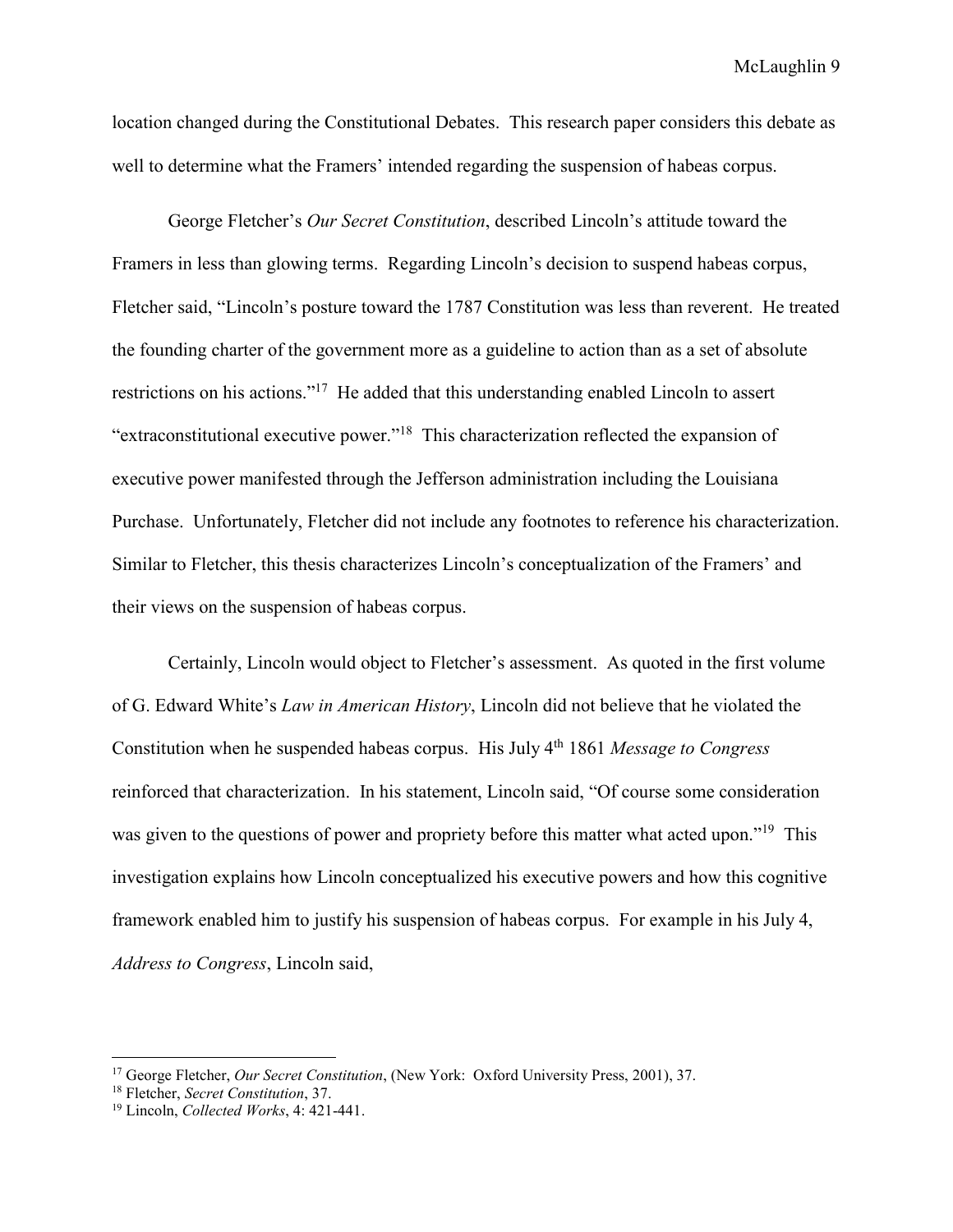location changed during the Constitutional Debates. This research paper considers this debate as well to determine what the Framers' intended regarding the suspension of habeas corpus.

George Fletcher's *Our Secret Constitution*, described Lincoln's attitude toward the Framers in less than glowing terms. Regarding Lincoln's decision to suspend habeas corpus, Fletcher said, "Lincoln's posture toward the 1787 Constitution was less than reverent. He treated the founding charter of the government more as a guideline to action than as a set of absolute restrictions on his actions."[17] He added that this understanding enabled Lincoln to assert "extraconstitutional executive power."[18] This characterization reflected the expansion of executive power manifested through the Jefferson administration including the Louisiana Purchase. Unfortunately, Fletcher did not include any footnotes to reference his characterization. Similar to Fletcher, this thesis characterizes Lincoln's conceptualization of the Framers' and their views on the suspension of habeas corpus.

Certainly, Lincoln would object to Fletcher's assessment. As quoted in the first volume of G. Edward White's *Law in American History*, Lincoln did not believe that he violated the Constitution when he suspended habeas corpus. His July 4th 1861 *Message to Congress* reinforced that characterization. In his statement, Lincoln said, "Of course some consideration was given to the questions of power and propriety before this matter what acted upon."[19] This investigation explains how Lincoln conceptualized his executive powers and how this cognitive framework enabled him to justify his suspension of habeas corpus. For example in his July 4, *Address to Congress*, Lincoln said,

---

[17] George Fletcher, *Our Secret Constitution*, (New York: Oxford University Press, 2001), 37.

[18] Fletcher, *Secret Constitution*, 37.

[19] Lincoln, *Collected Works*, 4: 421-441.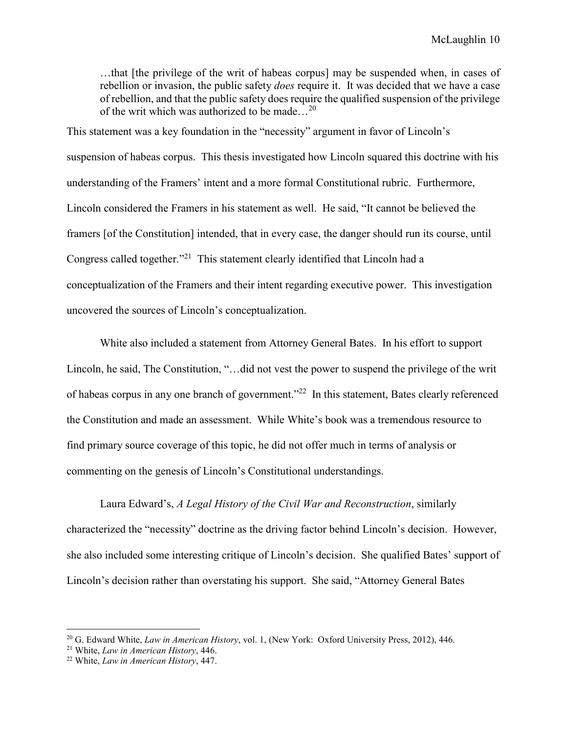> …that [the privilege of the writ of habeas corpus] may be suspended when, in cases of rebellion or invasion, the public safety *does* require it. It was decided that we have a case of rebellion, and that the public safety does require the qualified suspension of the privilege of the writ which was authorized to be made…[20]

This statement was a key foundation in the "necessity" argument in favor of Lincoln's suspension of habeas corpus. This thesis investigated how Lincoln squared this doctrine with his understanding of the Framers' intent and a more formal Constitutional rubric. Furthermore, Lincoln considered the Framers in his statement as well. He said, "It cannot be believed the framers [of the Constitution] intended, that in every case, the danger should run its course, until Congress called together."[21] This statement clearly identified that Lincoln had a conceptualization of the Framers and their intent regarding executive power. This investigation uncovered the sources of Lincoln's conceptualization.

White also included a statement from Attorney General Bates. In his effort to support Lincoln, he said, The Constitution, "…did not vest the power to suspend the privilege of the writ of habeas corpus in any one branch of government."[22] In this statement, Bates clearly referenced the Constitution and made an assessment. While White's book was a tremendous resource to find primary source coverage of this topic, he did not offer much in terms of analysis or commenting on the genesis of Lincoln's Constitutional understandings.

Laura Edward's, *A Legal History of the Civil War and Reconstruction*, similarly characterized the "necessity" doctrine as the driving factor behind Lincoln's decision. However, she also included some interesting critique of Lincoln's decision. She qualified Bates' support of Lincoln's decision rather than overstating his support. She said, "Attorney General Bates

---

[20] G. Edward White, *Law in American History*, vol. 1, (New York: Oxford University Press, 2012), 446.
[21] White, *Law in American History*, 446.
[22] White, *Law in American History*, 447.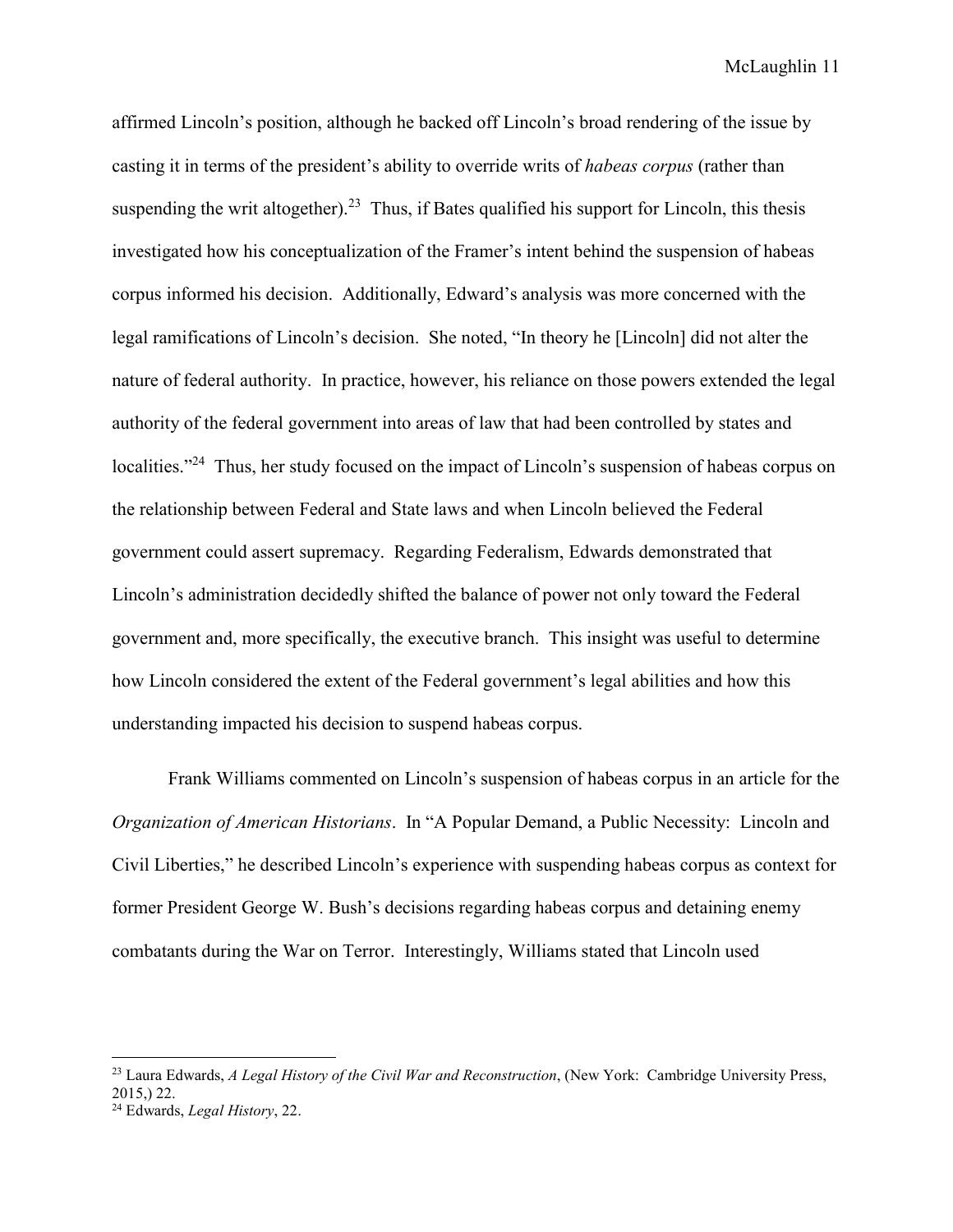affirmed Lincoln's position, although he backed off Lincoln's broad rendering of the issue by casting it in terms of the president's ability to override writs of *habeas corpus* (rather than suspending the writ altogether).[23] Thus, if Bates qualified his support for Lincoln, this thesis investigated how his conceptualization of the Framer's intent behind the suspension of habeas corpus informed his decision. Additionally, Edward's analysis was more concerned with the legal ramifications of Lincoln's decision. She noted, "In theory he [Lincoln] did not alter the nature of federal authority. In practice, however, his reliance on those powers extended the legal authority of the federal government into areas of law that had been controlled by states and localities."[24] Thus, her study focused on the impact of Lincoln's suspension of habeas corpus on the relationship between Federal and State laws and when Lincoln believed the Federal government could assert supremacy. Regarding Federalism, Edwards demonstrated that Lincoln's administration decidedly shifted the balance of power not only toward the Federal government and, more specifically, the executive branch. This insight was useful to determine how Lincoln considered the extent of the Federal government's legal abilities and how this understanding impacted his decision to suspend habeas corpus.

Frank Williams commented on Lincoln's suspension of habeas corpus in an article for the *Organization of American Historians*. In "A Popular Demand, a Public Necessity: Lincoln and Civil Liberties," he described Lincoln's experience with suspending habeas corpus as context for former President George W. Bush's decisions regarding habeas corpus and detaining enemy combatants during the War on Terror. Interestingly, Williams stated that Lincoln used

---

[23] Laura Edwards, *A Legal History of the Civil War and Reconstruction*, (New York: Cambridge University Press, 2015,) 22.

[24] Edwards, *Legal History*, 22.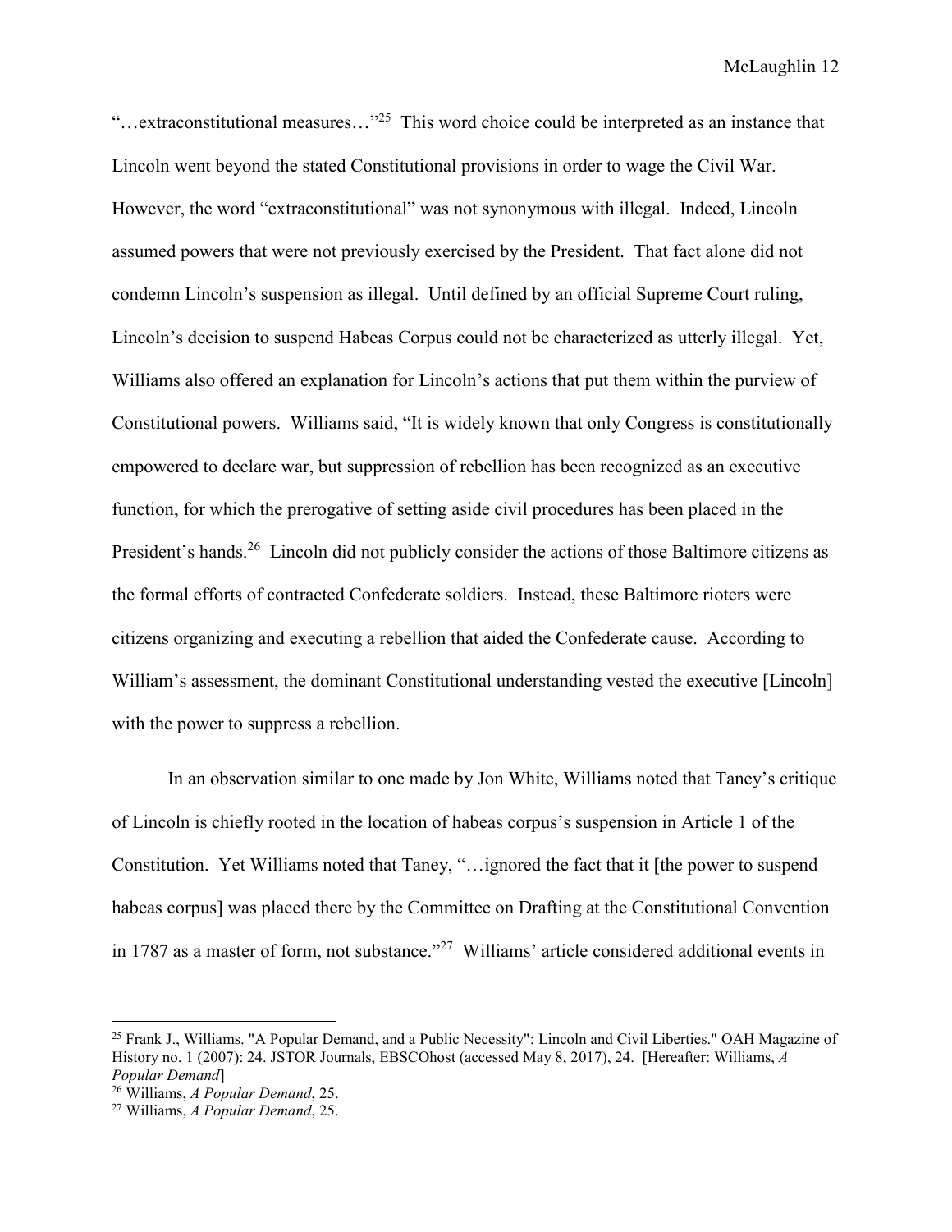"…extraconstitutional measures…"[25] This word choice could be interpreted as an instance that Lincoln went beyond the stated Constitutional provisions in order to wage the Civil War. However, the word "extraconstitutional" was not synonymous with illegal. Indeed, Lincoln assumed powers that were not previously exercised by the President. That fact alone did not condemn Lincoln's suspension as illegal. Until defined by an official Supreme Court ruling, Lincoln's decision to suspend Habeas Corpus could not be characterized as utterly illegal. Yet, Williams also offered an explanation for Lincoln's actions that put them within the purview of Constitutional powers. Williams said, "It is widely known that only Congress is constitutionally empowered to declare war, but suppression of rebellion has been recognized as an executive function, for which the prerogative of setting aside civil procedures has been placed in the President's hands.[26] Lincoln did not publicly consider the actions of those Baltimore citizens as the formal efforts of contracted Confederate soldiers. Instead, these Baltimore rioters were citizens organizing and executing a rebellion that aided the Confederate cause. According to William's assessment, the dominant Constitutional understanding vested the executive [Lincoln] with the power to suppress a rebellion.

In an observation similar to one made by Jon White, Williams noted that Taney's critique of Lincoln is chiefly rooted in the location of habeas corpus's suspension in Article 1 of the Constitution. Yet Williams noted that Taney, "…ignored the fact that it [the power to suspend habeas corpus] was placed there by the Committee on Drafting at the Constitutional Convention in 1787 as a master of form, not substance."[27] Williams' article considered additional events in

---

[25] Frank J., Williams. "A Popular Demand, and a Public Necessity": Lincoln and Civil Liberties." OAH Magazine of History no. 1 (2007): 24. JSTOR Journals, EBSCOhost (accessed May 8, 2017), 24. [Hereafter: Williams, *A Popular Demand*]

[26] Williams, *A Popular Demand*, 25.

[27] Williams, *A Popular Demand*, 25.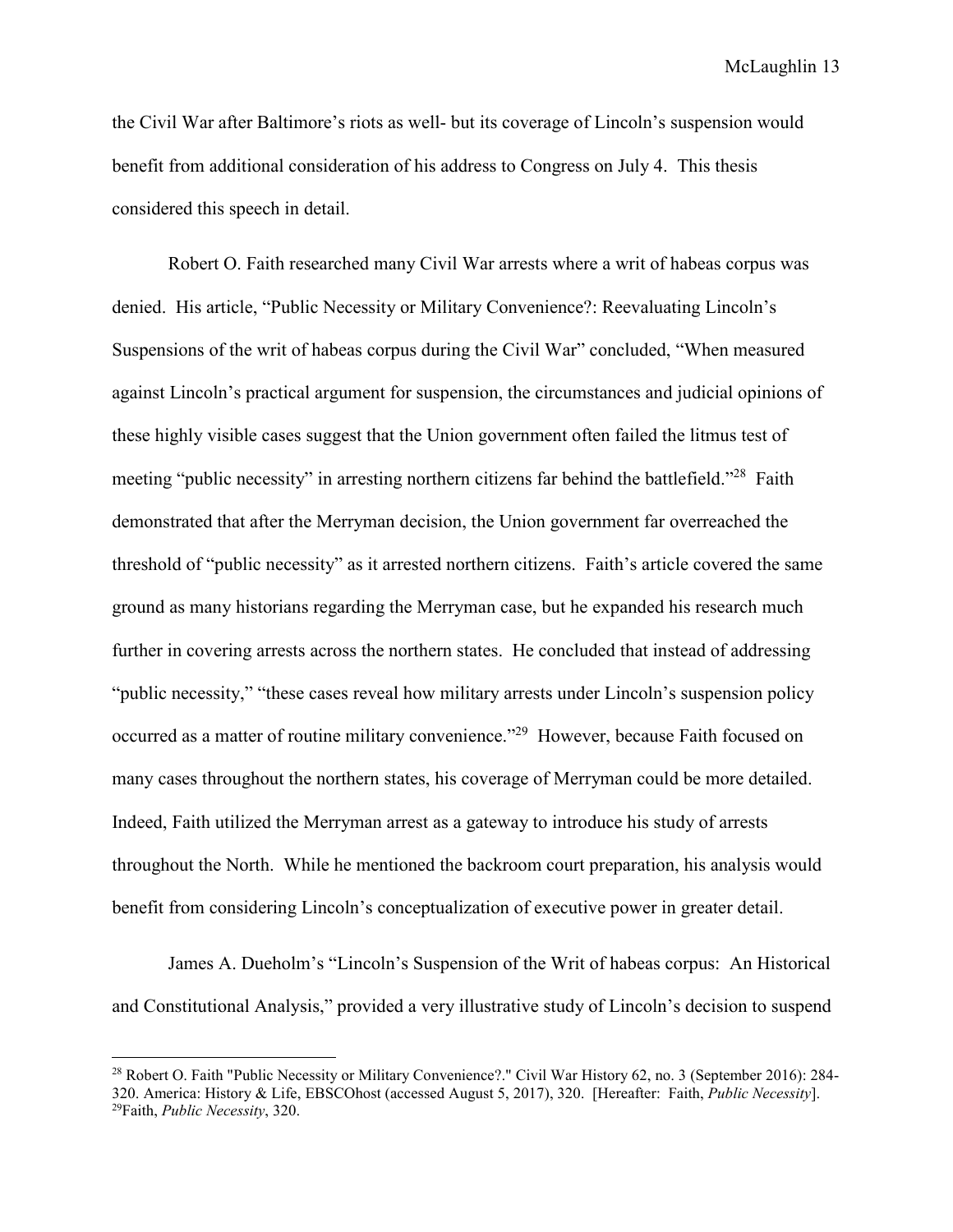the Civil War after Baltimore's riots as well- but its coverage of Lincoln's suspension would benefit from additional consideration of his address to Congress on July 4. This thesis considered this speech in detail.

Robert O. Faith researched many Civil War arrests where a writ of habeas corpus was denied. His article, "Public Necessity or Military Convenience?: Reevaluating Lincoln's Suspensions of the writ of habeas corpus during the Civil War" concluded, "When measured against Lincoln's practical argument for suspension, the circumstances and judicial opinions of these highly visible cases suggest that the Union government often failed the litmus test of meeting "public necessity" in arresting northern citizens far behind the battlefield."[28] Faith demonstrated that after the Merryman decision, the Union government far overreached the threshold of "public necessity" as it arrested northern citizens. Faith's article covered the same ground as many historians regarding the Merryman case, but he expanded his research much further in covering arrests across the northern states. He concluded that instead of addressing "public necessity," "these cases reveal how military arrests under Lincoln's suspension policy occurred as a matter of routine military convenience."[29] However, because Faith focused on many cases throughout the northern states, his coverage of Merryman could be more detailed. Indeed, Faith utilized the Merryman arrest as a gateway to introduce his study of arrests throughout the North. While he mentioned the backroom court preparation, his analysis would benefit from considering Lincoln's conceptualization of executive power in greater detail.

James A. Dueholm's "Lincoln's Suspension of the Writ of habeas corpus: An Historical and Constitutional Analysis," provided a very illustrative study of Lincoln's decision to suspend

---

[28] Robert O. Faith "Public Necessity or Military Convenience?." Civil War History 62, no. 3 (September 2016): 284-320. America: History & Life, EBSCOhost (accessed August 5, 2017), 320. [Hereafter: Faith, *Public Necessity*].

[29] Faith, *Public Necessity*, 320.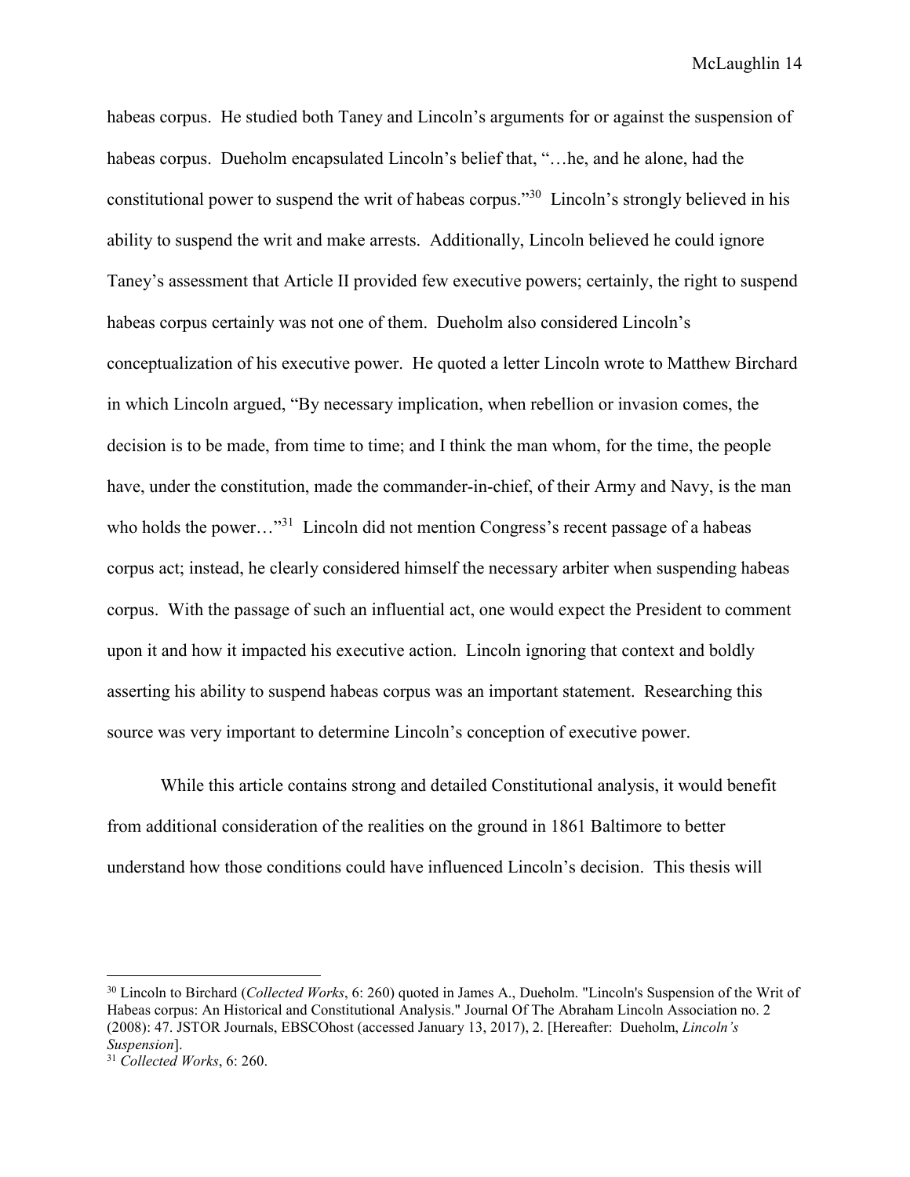habeas corpus. He studied both Taney and Lincoln's arguments for or against the suspension of habeas corpus. Dueholm encapsulated Lincoln's belief that, "…he, and he alone, had the constitutional power to suspend the writ of habeas corpus."[30] Lincoln's strongly believed in his ability to suspend the writ and make arrests. Additionally, Lincoln believed he could ignore Taney's assessment that Article II provided few executive powers; certainly, the right to suspend habeas corpus certainly was not one of them. Dueholm also considered Lincoln's conceptualization of his executive power. He quoted a letter Lincoln wrote to Matthew Birchard in which Lincoln argued, "By necessary implication, when rebellion or invasion comes, the decision is to be made, from time to time; and I think the man whom, for the time, the people have, under the constitution, made the commander-in-chief, of their Army and Navy, is the man who holds the power…"[31] Lincoln did not mention Congress's recent passage of a habeas corpus act; instead, he clearly considered himself the necessary arbiter when suspending habeas corpus. With the passage of such an influential act, one would expect the President to comment upon it and how it impacted his executive action. Lincoln ignoring that context and boldly asserting his ability to suspend habeas corpus was an important statement. Researching this source was very important to determine Lincoln's conception of executive power.

While this article contains strong and detailed Constitutional analysis, it would benefit from additional consideration of the realities on the ground in 1861 Baltimore to better understand how those conditions could have influenced Lincoln's decision. This thesis will

---

[30] Lincoln to Birchard (*Collected Works*, 6: 260) quoted in James A., Dueholm. "Lincoln's Suspension of the Writ of Habeas corpus: An Historical and Constitutional Analysis." Journal Of The Abraham Lincoln Association no. 2 (2008): 47. JSTOR Journals, EBSCOhost (accessed January 13, 2017), 2. [Hereafter: Dueholm, *Lincoln's Suspension*].

[31] *Collected Works*, 6: 260.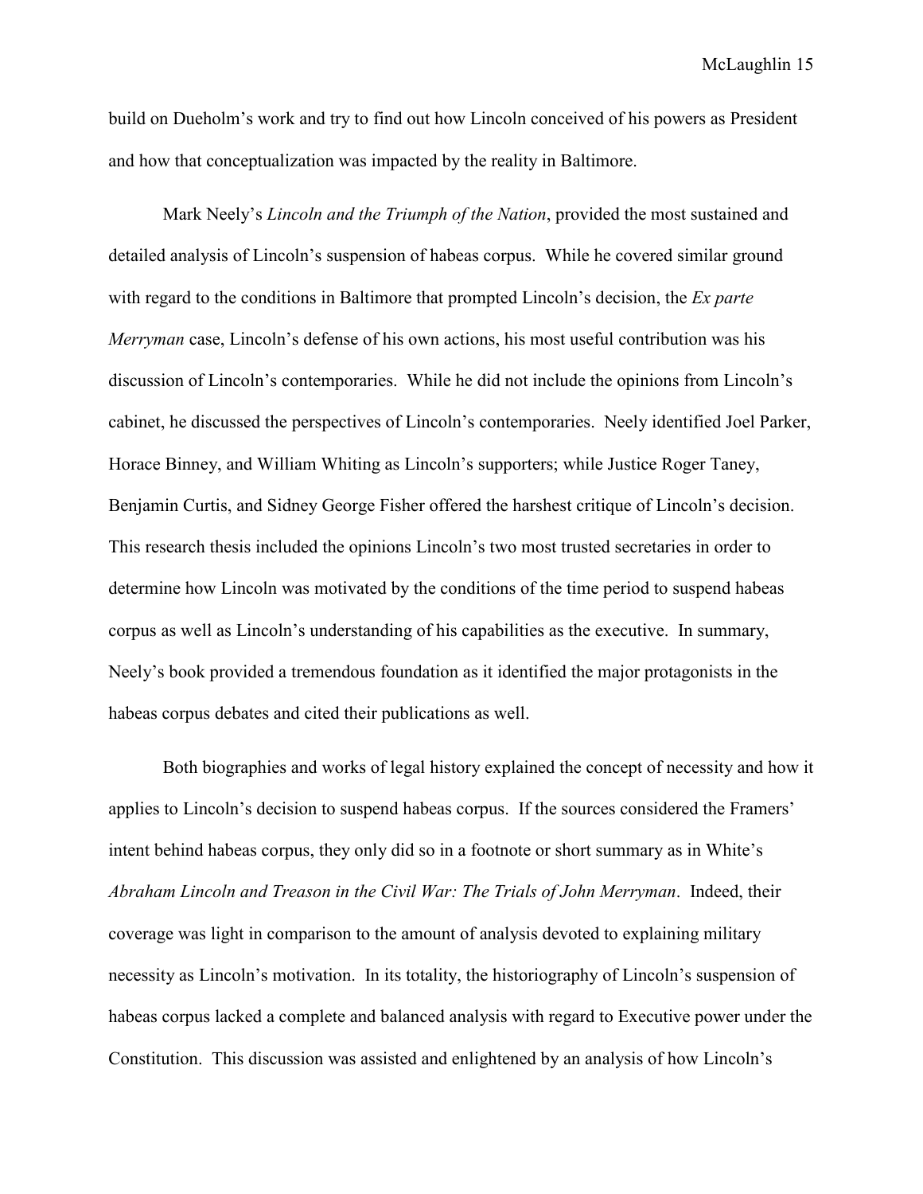build on Dueholm's work and try to find out how Lincoln conceived of his powers as President and how that conceptualization was impacted by the reality in Baltimore.

Mark Neely's *Lincoln and the Triumph of the Nation*, provided the most sustained and detailed analysis of Lincoln's suspension of habeas corpus. While he covered similar ground with regard to the conditions in Baltimore that prompted Lincoln's decision, the *Ex parte Merryman* case, Lincoln's defense of his own actions, his most useful contribution was his discussion of Lincoln's contemporaries. While he did not include the opinions from Lincoln's cabinet, he discussed the perspectives of Lincoln's contemporaries. Neely identified Joel Parker, Horace Binney, and William Whiting as Lincoln's supporters; while Justice Roger Taney, Benjamin Curtis, and Sidney George Fisher offered the harshest critique of Lincoln's decision. This research thesis included the opinions Lincoln's two most trusted secretaries in order to determine how Lincoln was motivated by the conditions of the time period to suspend habeas corpus as well as Lincoln's understanding of his capabilities as the executive. In summary, Neely's book provided a tremendous foundation as it identified the major protagonists in the habeas corpus debates and cited their publications as well.

Both biographies and works of legal history explained the concept of necessity and how it applies to Lincoln's decision to suspend habeas corpus. If the sources considered the Framers' intent behind habeas corpus, they only did so in a footnote or short summary as in White's *Abraham Lincoln and Treason in the Civil War: The Trials of John Merryman*. Indeed, their coverage was light in comparison to the amount of analysis devoted to explaining military necessity as Lincoln's motivation. In its totality, the historiography of Lincoln's suspension of habeas corpus lacked a complete and balanced analysis with regard to Executive power under the Constitution. This discussion was assisted and enlightened by an analysis of how Lincoln's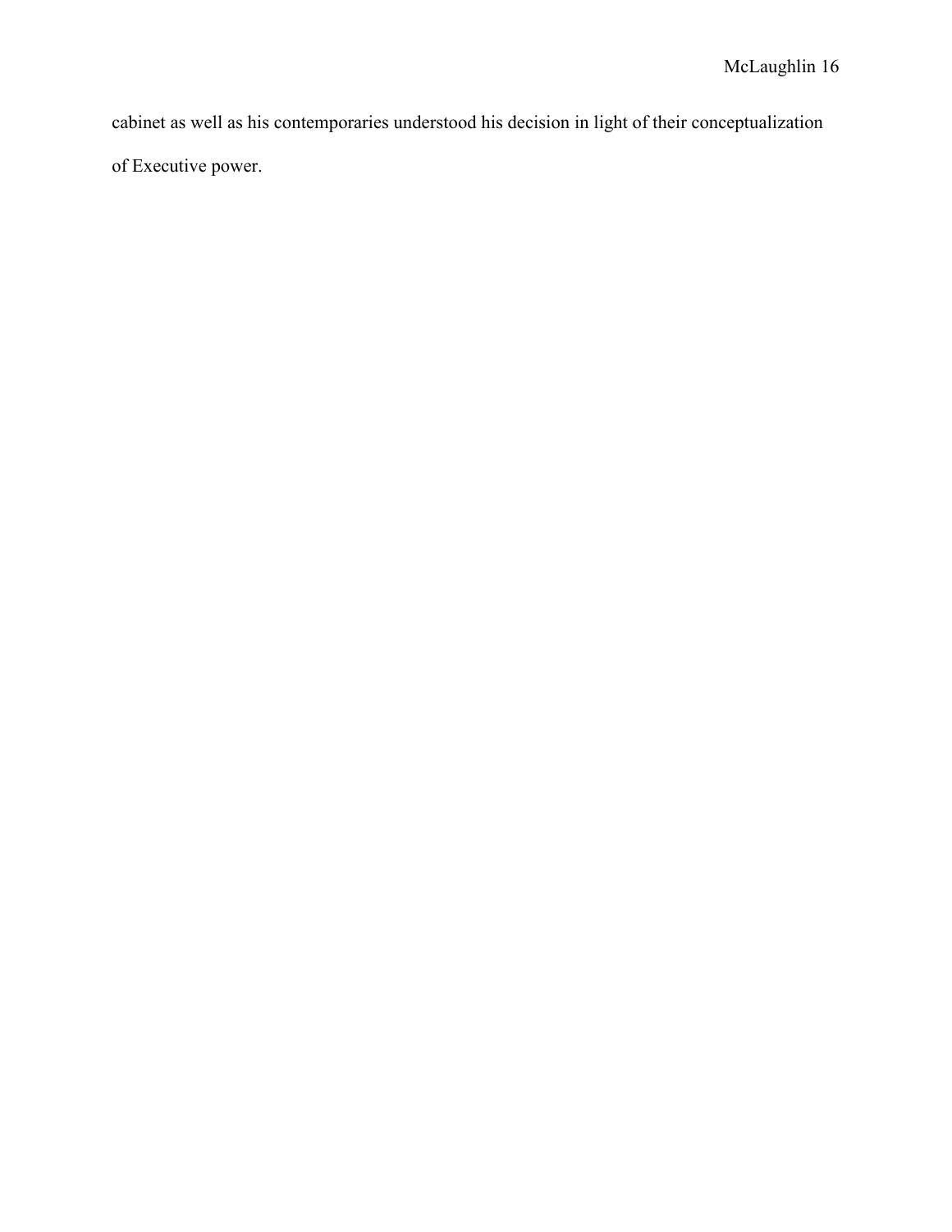cabinet as well as his contemporaries understood his decision in light of their conceptualization of Executive power.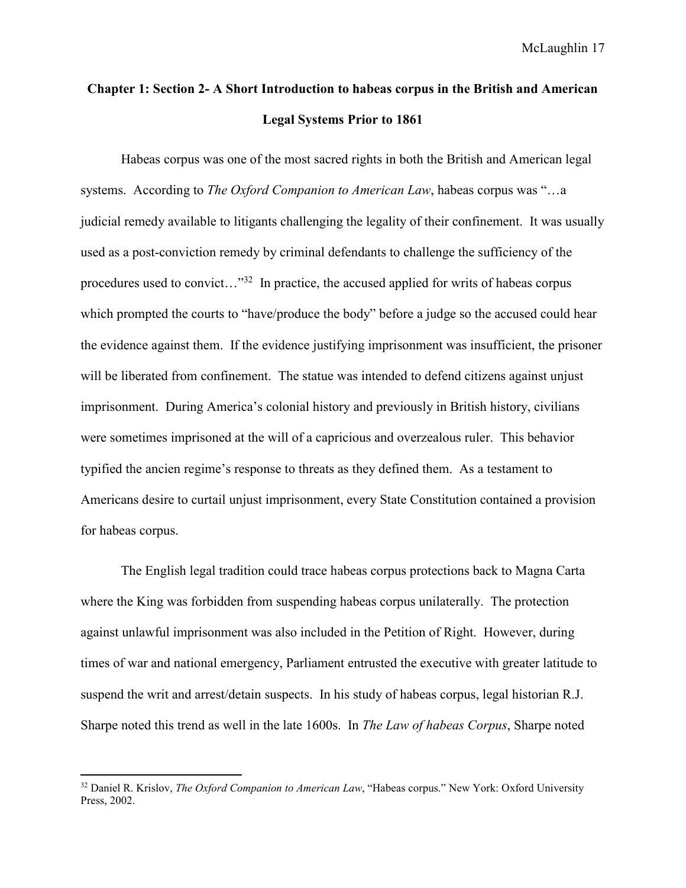## Chapter 1: Section 2- A Short Introduction to habeas corpus in the British and American Legal Systems Prior to 1861

Habeas corpus was one of the most sacred rights in both the British and American legal systems. According to *The Oxford Companion to American Law*, habeas corpus was "…a judicial remedy available to litigants challenging the legality of their confinement. It was usually used as a post-conviction remedy by criminal defendants to challenge the sufficiency of the procedures used to convict…"[32] In practice, the accused applied for writs of habeas corpus which prompted the courts to "have/produce the body" before a judge so the accused could hear the evidence against them. If the evidence justifying imprisonment was insufficient, the prisoner will be liberated from confinement. The statue was intended to defend citizens against unjust imprisonment. During America's colonial history and previously in British history, civilians were sometimes imprisoned at the will of a capricious and overzealous ruler. This behavior typified the ancien regime's response to threats as they defined them. As a testament to Americans desire to curtail unjust imprisonment, every State Constitution contained a provision for habeas corpus.

The English legal tradition could trace habeas corpus protections back to Magna Carta where the King was forbidden from suspending habeas corpus unilaterally. The protection against unlawful imprisonment was also included in the Petition of Right. However, during times of war and national emergency, Parliament entrusted the executive with greater latitude to suspend the writ and arrest/detain suspects. In his study of habeas corpus, legal historian R.J. Sharpe noted this trend as well in the late 1600s. In *The Law of habeas Corpus*, Sharpe noted

---

[32] Daniel R. Krislov, *The Oxford Companion to American Law*, "Habeas corpus." New York: Oxford University Press, 2002.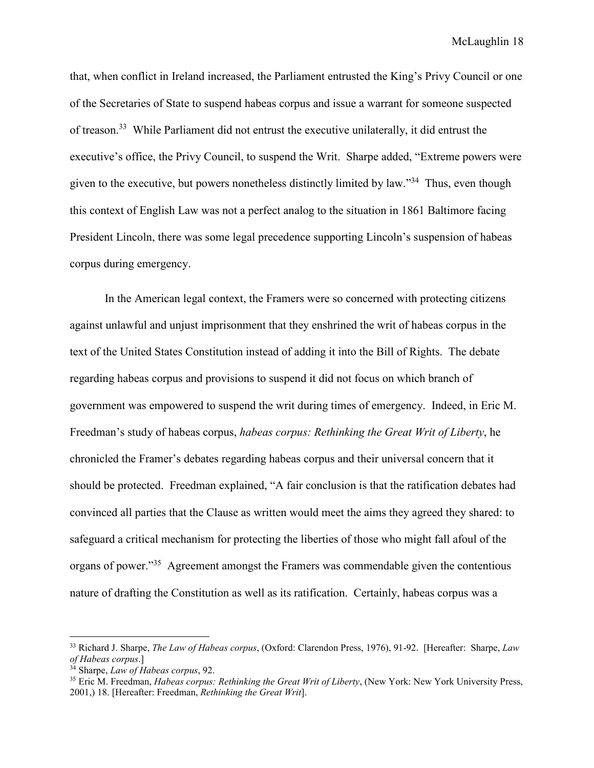that, when conflict in Ireland increased, the Parliament entrusted the King's Privy Council or one of the Secretaries of State to suspend habeas corpus and issue a warrant for someone suspected of treason.[33] While Parliament did not entrust the executive unilaterally, it did entrust the executive's office, the Privy Council, to suspend the Writ. Sharpe added, "Extreme powers were given to the executive, but powers nonetheless distinctly limited by law."[34] Thus, even though this context of English Law was not a perfect analog to the situation in 1861 Baltimore facing President Lincoln, there was some legal precedence supporting Lincoln's suspension of habeas corpus during emergency.

In the American legal context, the Framers were so concerned with protecting citizens against unlawful and unjust imprisonment that they enshrined the writ of habeas corpus in the text of the United States Constitution instead of adding it into the Bill of Rights. The debate regarding habeas corpus and provisions to suspend it did not focus on which branch of government was empowered to suspend the writ during times of emergency. Indeed, in Eric M. Freedman's study of habeas corpus, *habeas corpus: Rethinking the Great Writ of Liberty*, he chronicled the Framer's debates regarding habeas corpus and their universal concern that it should be protected. Freedman explained, "A fair conclusion is that the ratification debates had convinced all parties that the Clause as written would meet the aims they agreed they shared: to safeguard a critical mechanism for protecting the liberties of those who might fall afoul of the organs of power."[35] Agreement amongst the Framers was commendable given the contentious nature of drafting the Constitution as well as its ratification. Certainly, habeas corpus was a

---

[33] Richard J. Sharpe, *The Law of Habeas corpus*, (Oxford: Clarendon Press, 1976), 91-92. [Hereafter: Sharpe, *Law of Habeas corpus*.]

[34] Sharpe, *Law of Habeas corpus*, 92.

[35] Eric M. Freedman, *Habeas corpus: Rethinking the Great Writ of Liberty*, (New York: New York University Press, 2001,) 18. [Hereafter: Freedman, *Rethinking the Great Writ*].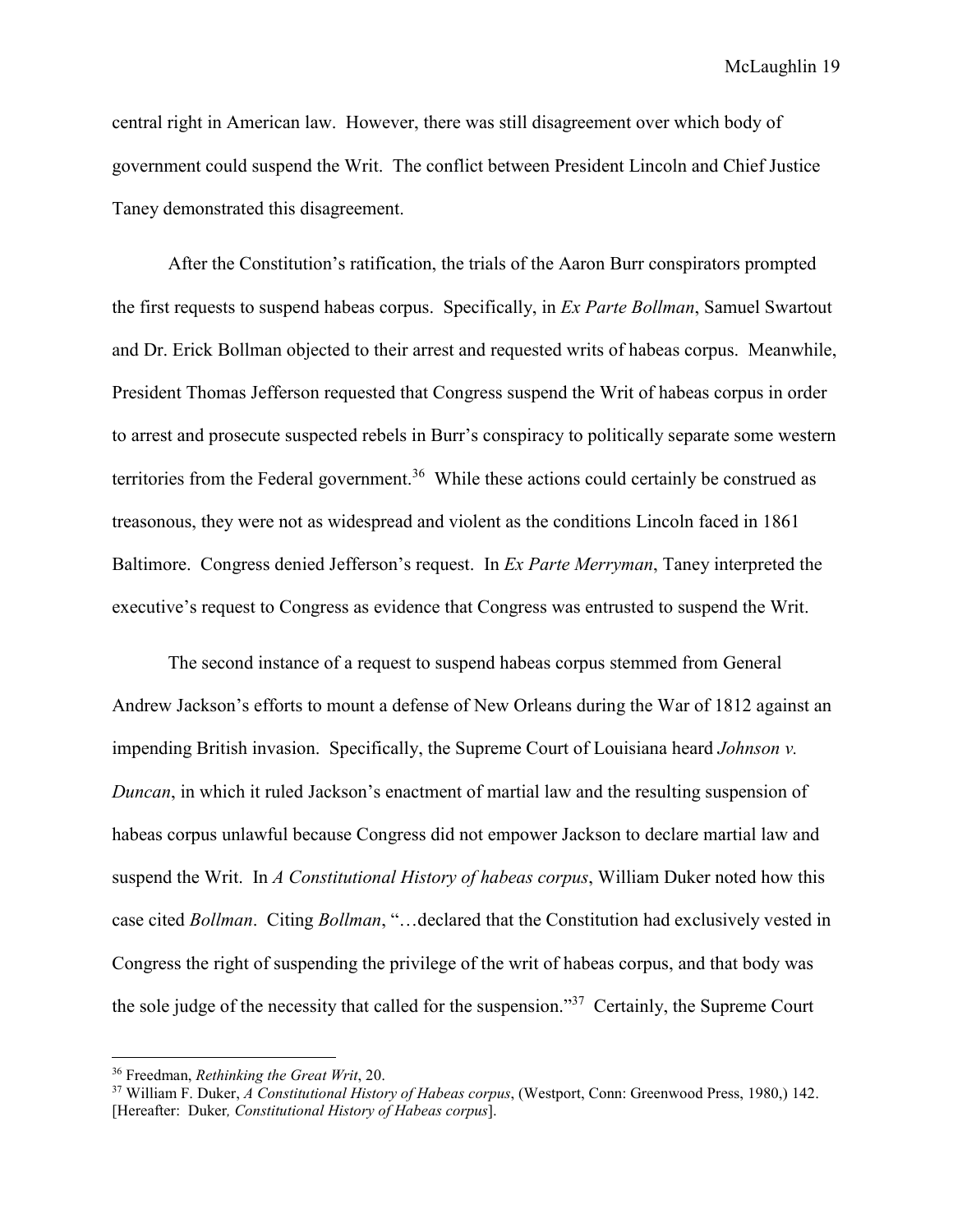central right in American law. However, there was still disagreement over which body of government could suspend the Writ. The conflict between President Lincoln and Chief Justice Taney demonstrated this disagreement.

After the Constitution's ratification, the trials of the Aaron Burr conspirators prompted the first requests to suspend habeas corpus. Specifically, in *Ex Parte Bollman*, Samuel Swartout and Dr. Erick Bollman objected to their arrest and requested writs of habeas corpus. Meanwhile, President Thomas Jefferson requested that Congress suspend the Writ of habeas corpus in order to arrest and prosecute suspected rebels in Burr's conspiracy to politically separate some western territories from the Federal government.[36] While these actions could certainly be construed as treasonous, they were not as widespread and violent as the conditions Lincoln faced in 1861 Baltimore. Congress denied Jefferson's request. In *Ex Parte Merryman*, Taney interpreted the executive's request to Congress as evidence that Congress was entrusted to suspend the Writ.

The second instance of a request to suspend habeas corpus stemmed from General Andrew Jackson's efforts to mount a defense of New Orleans during the War of 1812 against an impending British invasion. Specifically, the Supreme Court of Louisiana heard *Johnson v. Duncan*, in which it ruled Jackson's enactment of martial law and the resulting suspension of habeas corpus unlawful because Congress did not empower Jackson to declare martial law and suspend the Writ. In *A Constitutional History of habeas corpus*, William Duker noted how this case cited *Bollman*. Citing *Bollman*, "…declared that the Constitution had exclusively vested in Congress the right of suspending the privilege of the writ of habeas corpus, and that body was the sole judge of the necessity that called for the suspension."[37] Certainly, the Supreme Court

---

[36] Freedman, *Rethinking the Great Writ*, 20.

[37] William F. Duker, *A Constitutional History of Habeas corpus*, (Westport, Conn: Greenwood Press, 1980,) 142. [Hereafter: Duker*, Constitutional History of Habeas corpus*].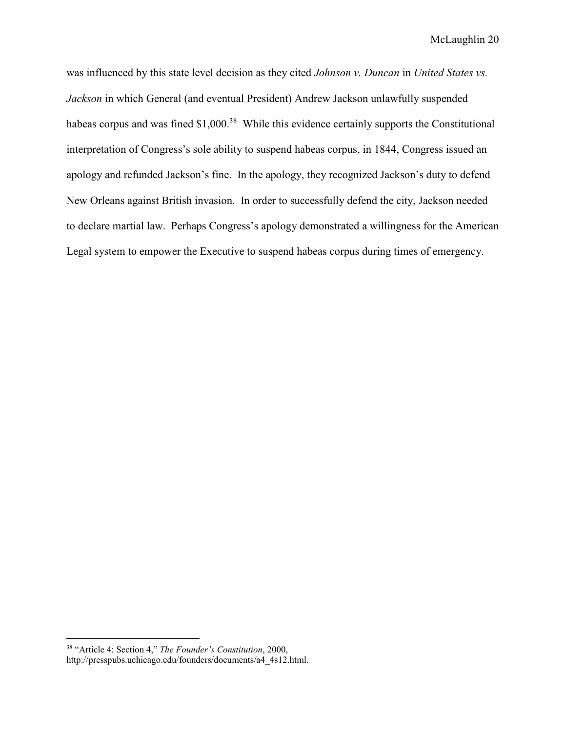was influenced by this state level decision as they cited *Johnson v. Duncan* in *United States vs. Jackson* in which General (and eventual President) Andrew Jackson unlawfully suspended habeas corpus and was fined $1,000.[38] While this evidence certainly supports the Constitutional interpretation of Congress's sole ability to suspend habeas corpus, in 1844, Congress issued an apology and refunded Jackson's fine. In the apology, they recognized Jackson's duty to defend New Orleans against British invasion. In order to successfully defend the city, Jackson needed to declare martial law. Perhaps Congress's apology demonstrated a willingness for the American Legal system to empower the Executive to suspend habeas corpus during times of emergency.

---

[38] "Article 4: Section 4," *The Founder's Constitution*, 2000, http://presspubs.uchicago.edu/founders/documents/a4_4s12.html.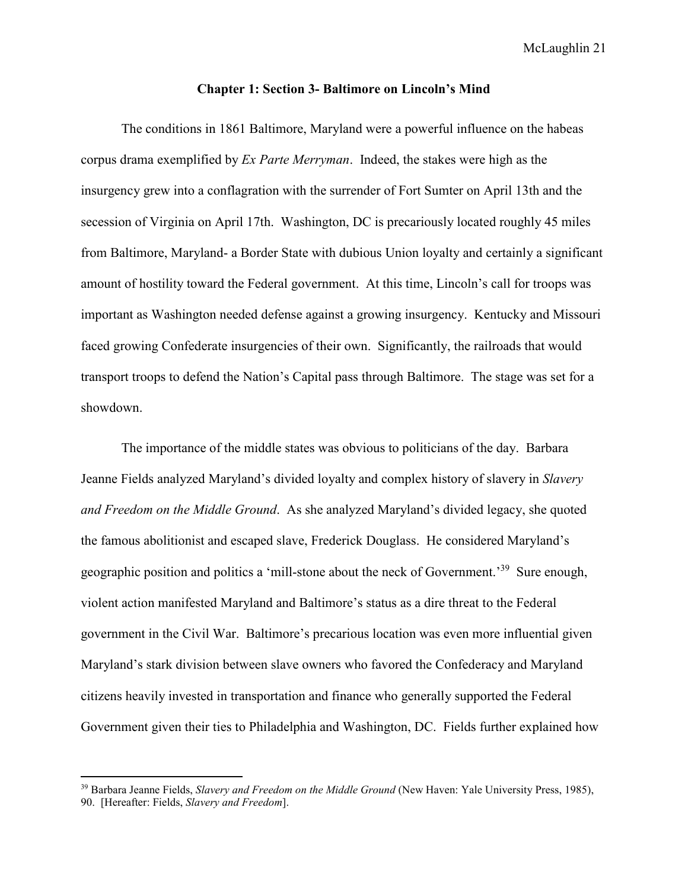### Chapter 1: Section 3- Baltimore on Lincoln's Mind

The conditions in 1861 Baltimore, Maryland were a powerful influence on the habeas corpus drama exemplified by *Ex Parte Merryman*. Indeed, the stakes were high as the insurgency grew into a conflagration with the surrender of Fort Sumter on April 13th and the secession of Virginia on April 17th. Washington, DC is precariously located roughly 45 miles from Baltimore, Maryland- a Border State with dubious Union loyalty and certainly a significant amount of hostility toward the Federal government. At this time, Lincoln's call for troops was important as Washington needed defense against a growing insurgency. Kentucky and Missouri faced growing Confederate insurgencies of their own. Significantly, the railroads that would transport troops to defend the Nation's Capital pass through Baltimore. The stage was set for a showdown.

The importance of the middle states was obvious to politicians of the day. Barbara Jeanne Fields analyzed Maryland's divided loyalty and complex history of slavery in *Slavery and Freedom on the Middle Ground*. As she analyzed Maryland's divided legacy, she quoted the famous abolitionist and escaped slave, Frederick Douglass. He considered Maryland's geographic position and politics a 'mill-stone about the neck of Government.'[39] Sure enough, violent action manifested Maryland and Baltimore's status as a dire threat to the Federal government in the Civil War. Baltimore's precarious location was even more influential given Maryland's stark division between slave owners who favored the Confederacy and Maryland citizens heavily invested in transportation and finance who generally supported the Federal Government given their ties to Philadelphia and Washington, DC. Fields further explained how

[39] Barbara Jeanne Fields, *Slavery and Freedom on the Middle Ground* (New Haven: Yale University Press, 1985), 90. [Hereafter: Fields, *Slavery and Freedom*].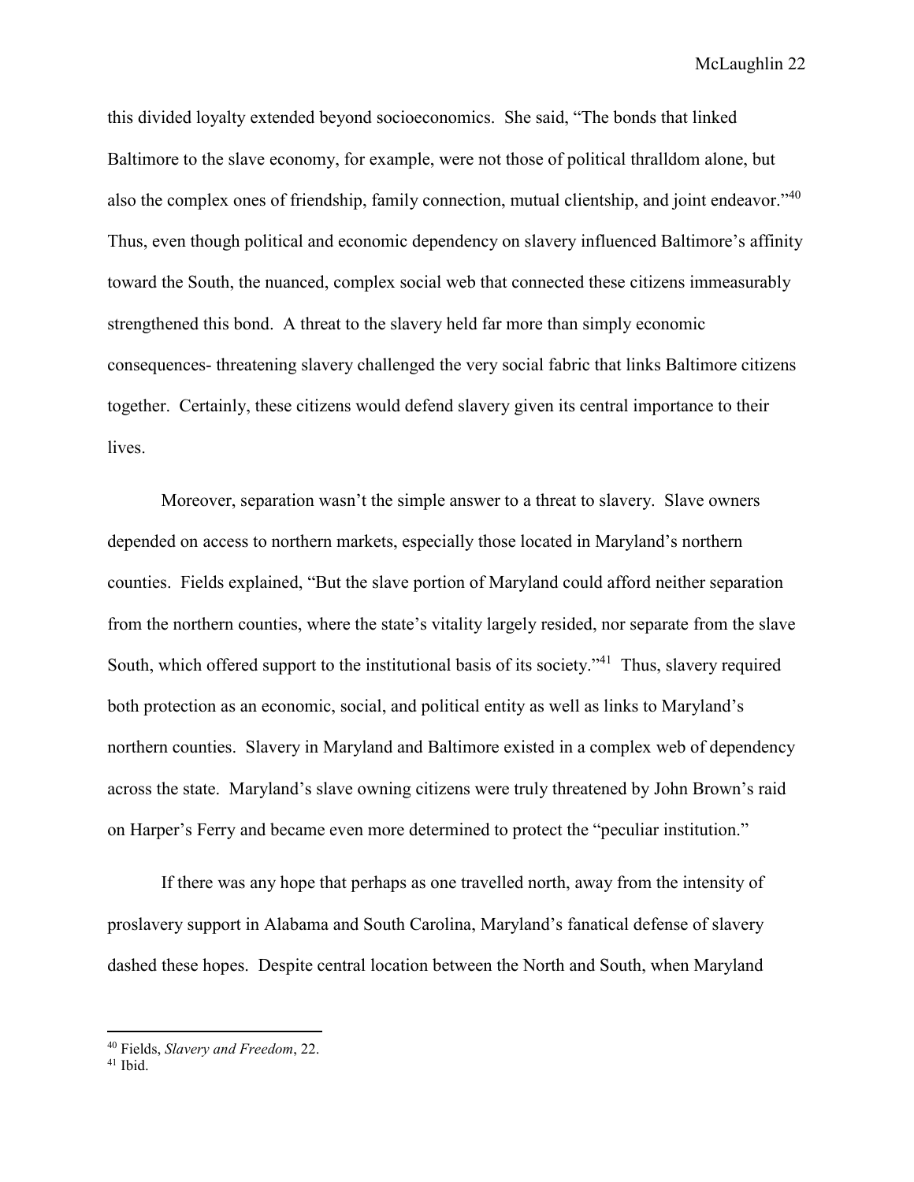this divided loyalty extended beyond socioeconomics. She said, "The bonds that linked Baltimore to the slave economy, for example, were not those of political thralldom alone, but also the complex ones of friendship, family connection, mutual clientship, and joint endeavor."[40] Thus, even though political and economic dependency on slavery influenced Baltimore's affinity toward the South, the nuanced, complex social web that connected these citizens immeasurably strengthened this bond. A threat to the slavery held far more than simply economic consequences- threatening slavery challenged the very social fabric that links Baltimore citizens together. Certainly, these citizens would defend slavery given its central importance to their lives.

Moreover, separation wasn't the simple answer to a threat to slavery. Slave owners depended on access to northern markets, especially those located in Maryland's northern counties. Fields explained, "But the slave portion of Maryland could afford neither separation from the northern counties, where the state's vitality largely resided, nor separate from the slave South, which offered support to the institutional basis of its society."[41] Thus, slavery required both protection as an economic, social, and political entity as well as links to Maryland's northern counties. Slavery in Maryland and Baltimore existed in a complex web of dependency across the state. Maryland's slave owning citizens were truly threatened by John Brown's raid on Harper's Ferry and became even more determined to protect the "peculiar institution."

If there was any hope that perhaps as one travelled north, away from the intensity of proslavery support in Alabama and South Carolina, Maryland's fanatical defense of slavery dashed these hopes. Despite central location between the North and South, when Maryland

[40] Fields, *Slavery and Freedom*, 22.

[41] Ibid.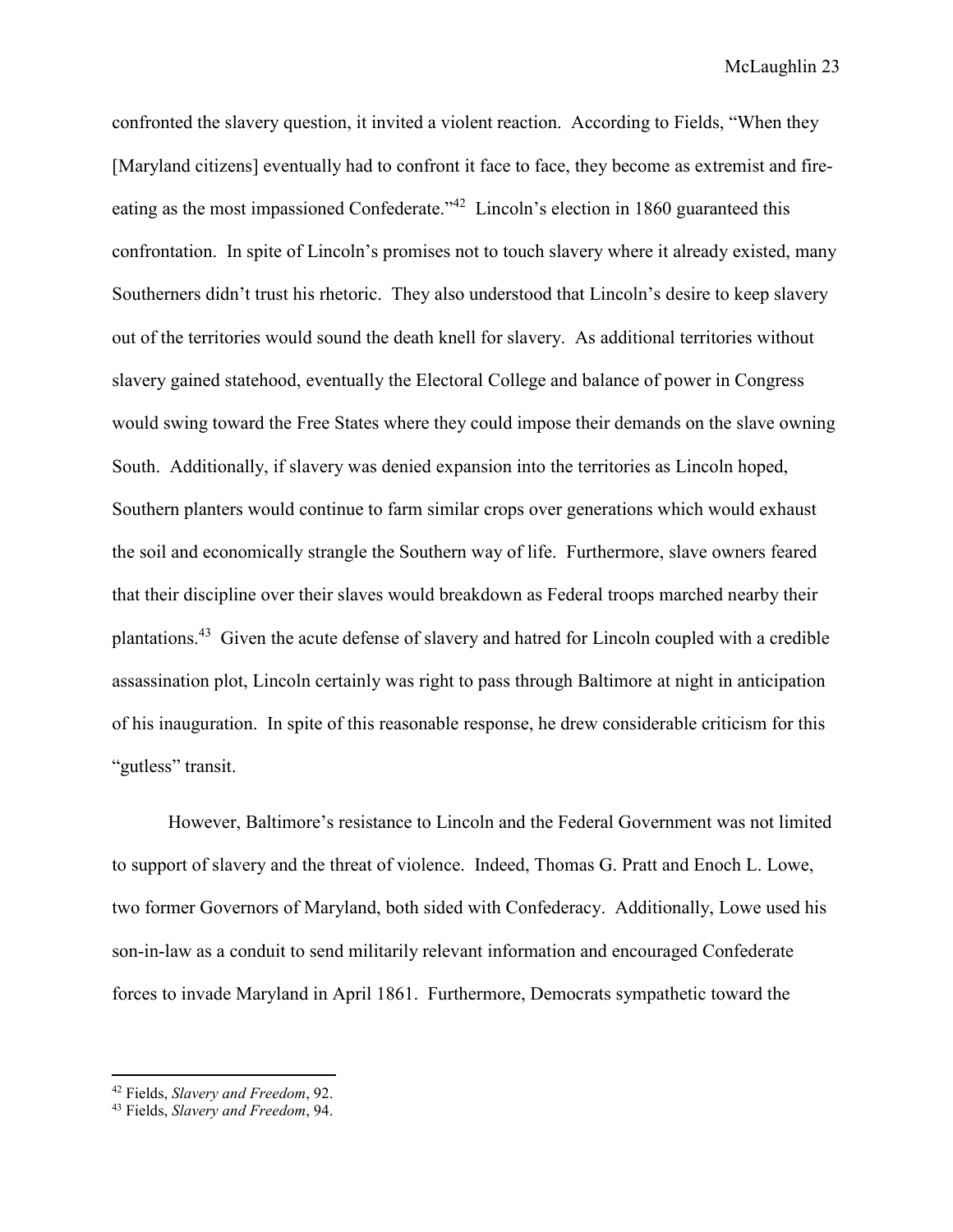confronted the slavery question, it invited a violent reaction. According to Fields, "When they [Maryland citizens] eventually had to confront it face to face, they become as extremist and fire-eating as the most impassioned Confederate."[42] Lincoln's election in 1860 guaranteed this confrontation. In spite of Lincoln's promises not to touch slavery where it already existed, many Southerners didn't trust his rhetoric. They also understood that Lincoln's desire to keep slavery out of the territories would sound the death knell for slavery. As additional territories without slavery gained statehood, eventually the Electoral College and balance of power in Congress would swing toward the Free States where they could impose their demands on the slave owning South. Additionally, if slavery was denied expansion into the territories as Lincoln hoped, Southern planters would continue to farm similar crops over generations which would exhaust the soil and economically strangle the Southern way of life. Furthermore, slave owners feared that their discipline over their slaves would breakdown as Federal troops marched nearby their plantations.[43] Given the acute defense of slavery and hatred for Lincoln coupled with a credible assassination plot, Lincoln certainly was right to pass through Baltimore at night in anticipation of his inauguration. In spite of this reasonable response, he drew considerable criticism for this "gutless" transit.

However, Baltimore's resistance to Lincoln and the Federal Government was not limited to support of slavery and the threat of violence. Indeed, Thomas G. Pratt and Enoch L. Lowe, two former Governors of Maryland, both sided with Confederacy. Additionally, Lowe used his son-in-law as a conduit to send militarily relevant information and encouraged Confederate forces to invade Maryland in April 1861. Furthermore, Democrats sympathetic toward the

---

[42] Fields, *Slavery and Freedom*, 92.

[43] Fields, *Slavery and Freedom*, 94.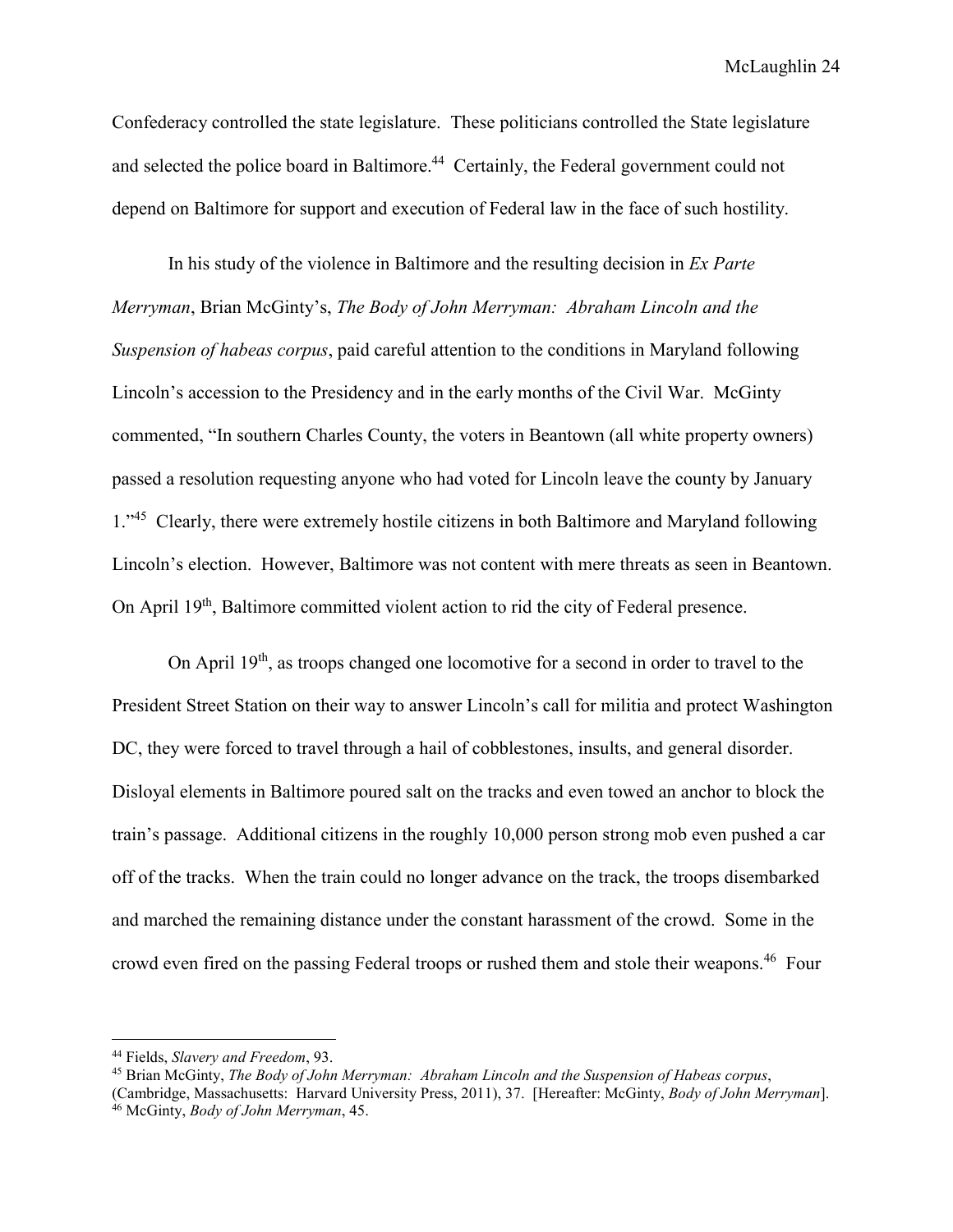Confederacy controlled the state legislature. These politicians controlled the State legislature and selected the police board in Baltimore.[44] Certainly, the Federal government could not depend on Baltimore for support and execution of Federal law in the face of such hostility.

In his study of the violence in Baltimore and the resulting decision in *Ex Parte Merryman*, Brian McGinty's, *The Body of John Merryman: Abraham Lincoln and the Suspension of habeas corpus*, paid careful attention to the conditions in Maryland following Lincoln's accession to the Presidency and in the early months of the Civil War. McGinty commented, "In southern Charles County, the voters in Beantown (all white property owners) passed a resolution requesting anyone who had voted for Lincoln leave the county by January 1."[45] Clearly, there were extremely hostile citizens in both Baltimore and Maryland following Lincoln's election. However, Baltimore was not content with mere threats as seen in Beantown. On April 19th, Baltimore committed violent action to rid the city of Federal presence.

On April 19th, as troops changed one locomotive for a second in order to travel to the President Street Station on their way to answer Lincoln's call for militia and protect Washington DC, they were forced to travel through a hail of cobblestones, insults, and general disorder. Disloyal elements in Baltimore poured salt on the tracks and even towed an anchor to block the train's passage. Additional citizens in the roughly 10,000 person strong mob even pushed a car off of the tracks. When the train could no longer advance on the track, the troops disembarked and marched the remaining distance under the constant harassment of the crowd. Some in the crowd even fired on the passing Federal troops or rushed them and stole their weapons.[46] Four

---

[44] Fields, *Slavery and Freedom*, 93.

[45] Brian McGinty, *The Body of John Merryman: Abraham Lincoln and the Suspension of Habeas corpus*, (Cambridge, Massachusetts: Harvard University Press, 2011), 37. [Hereafter: McGinty, *Body of John Merryman*].

[46] McGinty, *Body of John Merryman*, 45.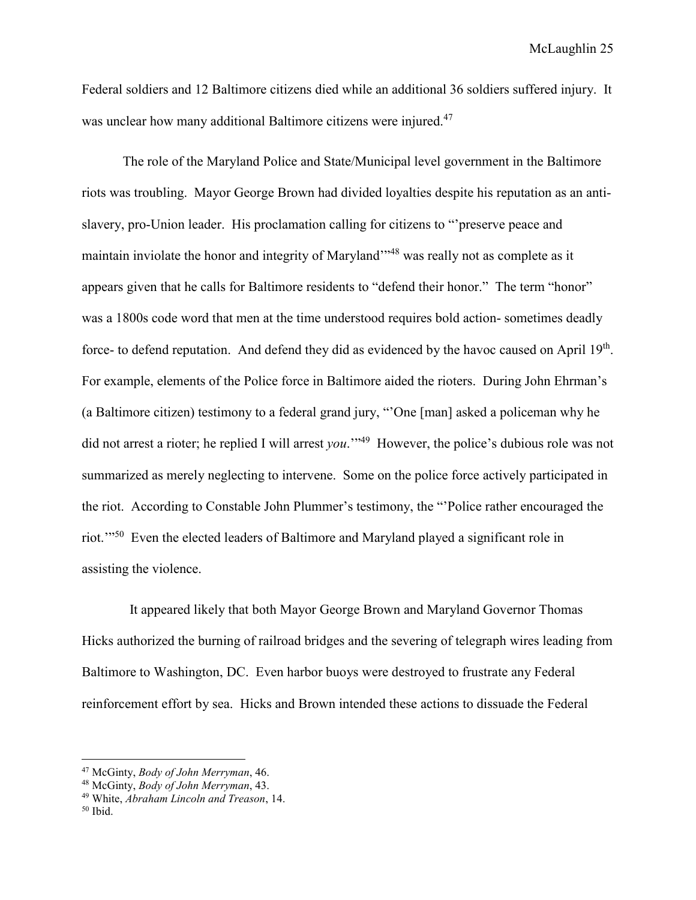Federal soldiers and 12 Baltimore citizens died while an additional 36 soldiers suffered injury. It was unclear how many additional Baltimore citizens were injured.[47]

The role of the Maryland Police and State/Municipal level government in the Baltimore riots was troubling. Mayor George Brown had divided loyalties despite his reputation as an anti-slavery, pro-Union leader. His proclamation calling for citizens to "'preserve peace and maintain inviolate the honor and integrity of Maryland'"[48] was really not as complete as it appears given that he calls for Baltimore residents to "defend their honor." The term "honor" was a 1800s code word that men at the time understood requires bold action- sometimes deadly force- to defend reputation. And defend they did as evidenced by the havoc caused on April 19th. For example, elements of the Police force in Baltimore aided the rioters. During John Ehrman's (a Baltimore citizen) testimony to a federal grand jury, "'One [man] asked a policeman why he did not arrest a rioter; he replied I will arrest *you*.'"[49] However, the police's dubious role was not summarized as merely neglecting to intervene. Some on the police force actively participated in the riot. According to Constable John Plummer's testimony, the "'Police rather encouraged the riot.'"[50] Even the elected leaders of Baltimore and Maryland played a significant role in assisting the violence.

It appeared likely that both Mayor George Brown and Maryland Governor Thomas Hicks authorized the burning of railroad bridges and the severing of telegraph wires leading from Baltimore to Washington, DC. Even harbor buoys were destroyed to frustrate any Federal reinforcement effort by sea. Hicks and Brown intended these actions to dissuade the Federal

---

[47] McGinty, *Body of John Merryman*, 46.

[48] McGinty, *Body of John Merryman*, 43.

[49] White, *Abraham Lincoln and Treason*, 14.

[50] Ibid.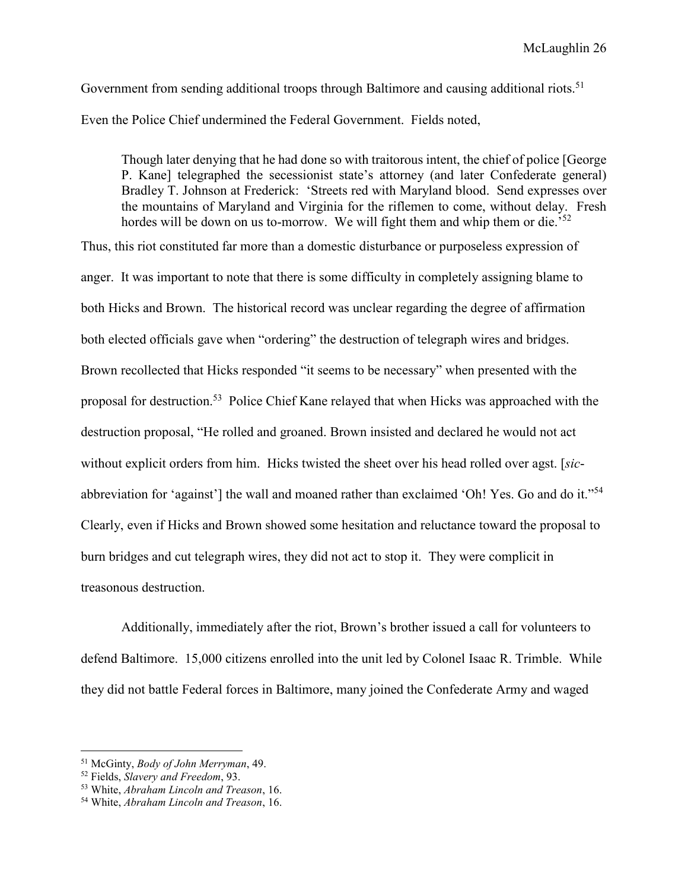Government from sending additional troops through Baltimore and causing additional riots.[51] Even the Police Chief undermined the Federal Government. Fields noted,

> Though later denying that he had done so with traitorous intent, the chief of police [George P. Kane] telegraphed the secessionist state's attorney (and later Confederate general) Bradley T. Johnson at Frederick: 'Streets red with Maryland blood. Send expresses over the mountains of Maryland and Virginia for the riflemen to come, without delay. Fresh hordes will be down on us to-morrow. We will fight them and whip them or die.'[52]

Thus, this riot constituted far more than a domestic disturbance or purposeless expression of anger. It was important to note that there is some difficulty in completely assigning blame to both Hicks and Brown. The historical record was unclear regarding the degree of affirmation both elected officials gave when "ordering" the destruction of telegraph wires and bridges. Brown recollected that Hicks responded "it seems to be necessary" when presented with the proposal for destruction.[53] Police Chief Kane relayed that when Hicks was approached with the destruction proposal, "He rolled and groaned. Brown insisted and declared he would not act without explicit orders from him. Hicks twisted the sheet over his head rolled over agst. [*sic*-abbreviation for 'against'] the wall and moaned rather than exclaimed 'Oh! Yes. Go and do it."[54] Clearly, even if Hicks and Brown showed some hesitation and reluctance toward the proposal to burn bridges and cut telegraph wires, they did not act to stop it. They were complicit in treasonous destruction.

Additionally, immediately after the riot, Brown's brother issued a call for volunteers to defend Baltimore. 15,000 citizens enrolled into the unit led by Colonel Isaac R. Trimble. While they did not battle Federal forces in Baltimore, many joined the Confederate Army and waged

---

[51] McGinty, *Body of John Merryman*, 49.

[52] Fields, *Slavery and Freedom*, 93.

[53] White, *Abraham Lincoln and Treason*, 16.

[54] White, *Abraham Lincoln and Treason*, 16.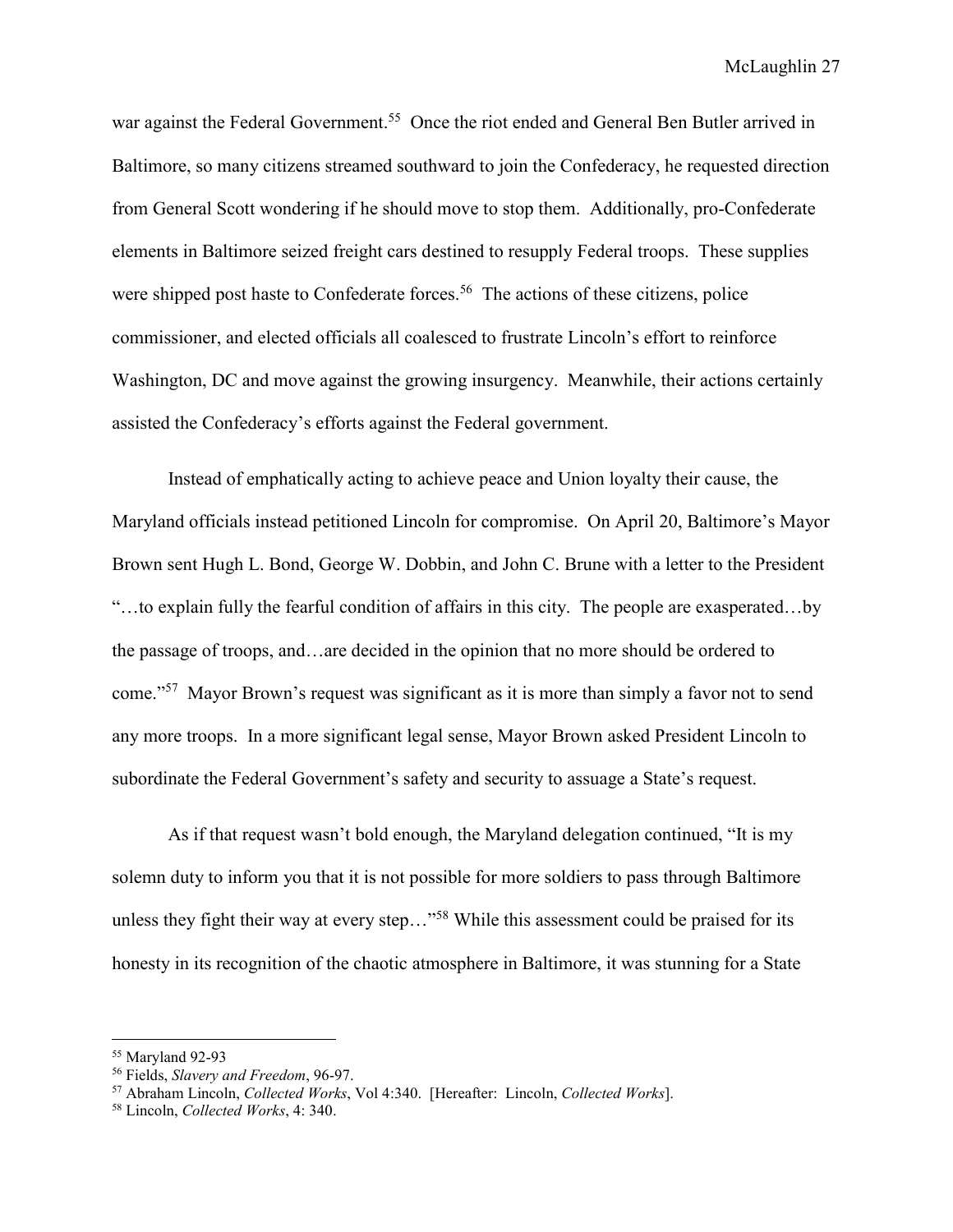war against the Federal Government.[55] Once the riot ended and General Ben Butler arrived in Baltimore, so many citizens streamed southward to join the Confederacy, he requested direction from General Scott wondering if he should move to stop them. Additionally, pro-Confederate elements in Baltimore seized freight cars destined to resupply Federal troops. These supplies were shipped post haste to Confederate forces.[56] The actions of these citizens, police commissioner, and elected officials all coalesced to frustrate Lincoln's effort to reinforce Washington, DC and move against the growing insurgency. Meanwhile, their actions certainly assisted the Confederacy's efforts against the Federal government.

Instead of emphatically acting to achieve peace and Union loyalty their cause, the Maryland officials instead petitioned Lincoln for compromise. On April 20, Baltimore's Mayor Brown sent Hugh L. Bond, George W. Dobbin, and John C. Brune with a letter to the President "…to explain fully the fearful condition of affairs in this city. The people are exasperated…by the passage of troops, and…are decided in the opinion that no more should be ordered to come."[57] Mayor Brown's request was significant as it is more than simply a favor not to send any more troops. In a more significant legal sense, Mayor Brown asked President Lincoln to subordinate the Federal Government's safety and security to assuage a State's request.

As if that request wasn't bold enough, the Maryland delegation continued, "It is my solemn duty to inform you that it is not possible for more soldiers to pass through Baltimore unless they fight their way at every step…"[58] While this assessment could be praised for its honesty in its recognition of the chaotic atmosphere in Baltimore, it was stunning for a State

---

[55] Maryland 92-93

[56] Fields, *Slavery and Freedom*, 96-97.

[57] Abraham Lincoln, *Collected Works*, Vol 4:340. [Hereafter: Lincoln, *Collected Works*].

[58] Lincoln, *Collected Works*, 4: 340.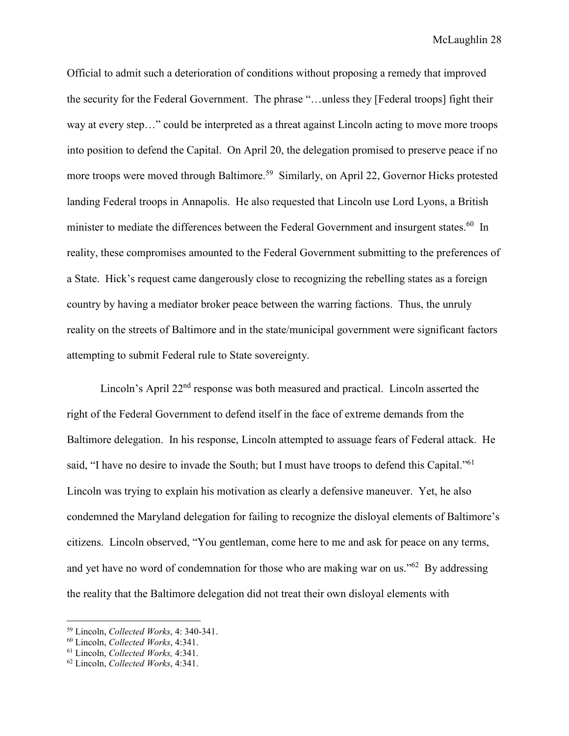Official to admit such a deterioration of conditions without proposing a remedy that improved the security for the Federal Government. The phrase "…unless they [Federal troops] fight their way at every step…" could be interpreted as a threat against Lincoln acting to move more troops into position to defend the Capital. On April 20, the delegation promised to preserve peace if no more troops were moved through Baltimore.[59] Similarly, on April 22, Governor Hicks protested landing Federal troops in Annapolis. He also requested that Lincoln use Lord Lyons, a British minister to mediate the differences between the Federal Government and insurgent states.[60] In reality, these compromises amounted to the Federal Government submitting to the preferences of a State. Hick's request came dangerously close to recognizing the rebelling states as a foreign country by having a mediator broker peace between the warring factions. Thus, the unruly reality on the streets of Baltimore and in the state/municipal government were significant factors attempting to submit Federal rule to State sovereignty.

Lincoln's April 22nd response was both measured and practical. Lincoln asserted the right of the Federal Government to defend itself in the face of extreme demands from the Baltimore delegation. In his response, Lincoln attempted to assuage fears of Federal attack. He said, "I have no desire to invade the South; but I must have troops to defend this Capital."[61] Lincoln was trying to explain his motivation as clearly a defensive maneuver. Yet, he also condemned the Maryland delegation for failing to recognize the disloyal elements of Baltimore's citizens. Lincoln observed, "You gentleman, come here to me and ask for peace on any terms, and yet have no word of condemnation for those who are making war on us."[62] By addressing the reality that the Baltimore delegation did not treat their own disloyal elements with

---

[59] Lincoln, *Collected Works*, 4: 340-341.

[60] Lincoln, *Collected Works*, 4:341.

[61] Lincoln, *Collected Works,* 4:341.

[62] Lincoln, *Collected Works*, 4:341.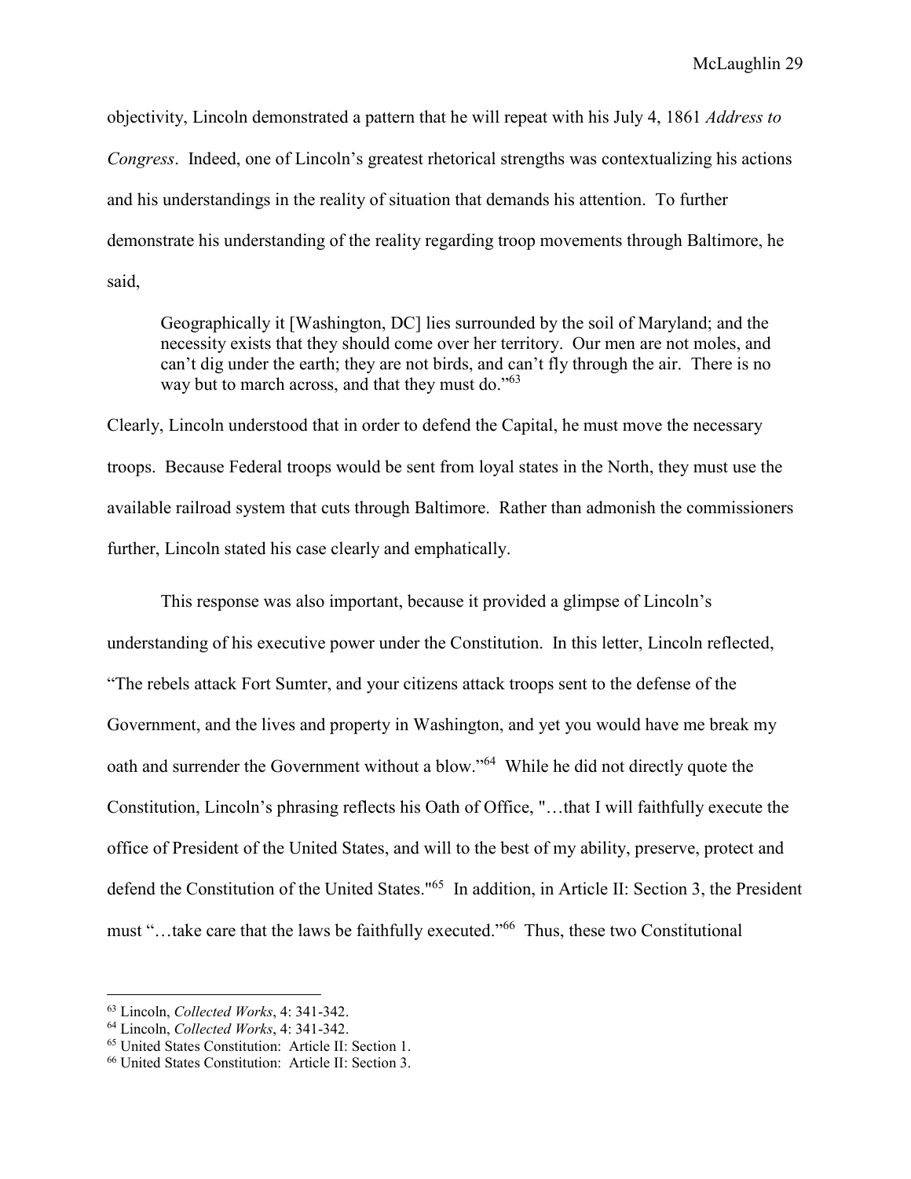objectivity, Lincoln demonstrated a pattern that he will repeat with his July 4, 1861 *Address to Congress*. Indeed, one of Lincoln's greatest rhetorical strengths was contextualizing his actions and his understandings in the reality of situation that demands his attention. To further demonstrate his understanding of the reality regarding troop movements through Baltimore, he said,

> Geographically it [Washington, DC] lies surrounded by the soil of Maryland; and the necessity exists that they should come over her territory. Our men are not moles, and can't dig under the earth; they are not birds, and can't fly through the air. There is no way but to march across, and that they must do."[63]

Clearly, Lincoln understood that in order to defend the Capital, he must move the necessary troops. Because Federal troops would be sent from loyal states in the North, they must use the available railroad system that cuts through Baltimore. Rather than admonish the commissioners further, Lincoln stated his case clearly and emphatically.

This response was also important, because it provided a glimpse of Lincoln's understanding of his executive power under the Constitution. In this letter, Lincoln reflected, "The rebels attack Fort Sumter, and your citizens attack troops sent to the defense of the Government, and the lives and property in Washington, and yet you would have me break my oath and surrender the Government without a blow."[64] While he did not directly quote the Constitution, Lincoln's phrasing reflects his Oath of Office, "…that I will faithfully execute the office of President of the United States, and will to the best of my ability, preserve, protect and defend the Constitution of the United States."[65] In addition, in Article II: Section 3, the President must "…take care that the laws be faithfully executed."[66] Thus, these two Constitutional

---

[63] Lincoln, *Collected Works*, 4: 341-342.
[64] Lincoln, *Collected Works*, 4: 341-342.
[65] United States Constitution: Article II: Section 1.
[66] United States Constitution: Article II: Section 3.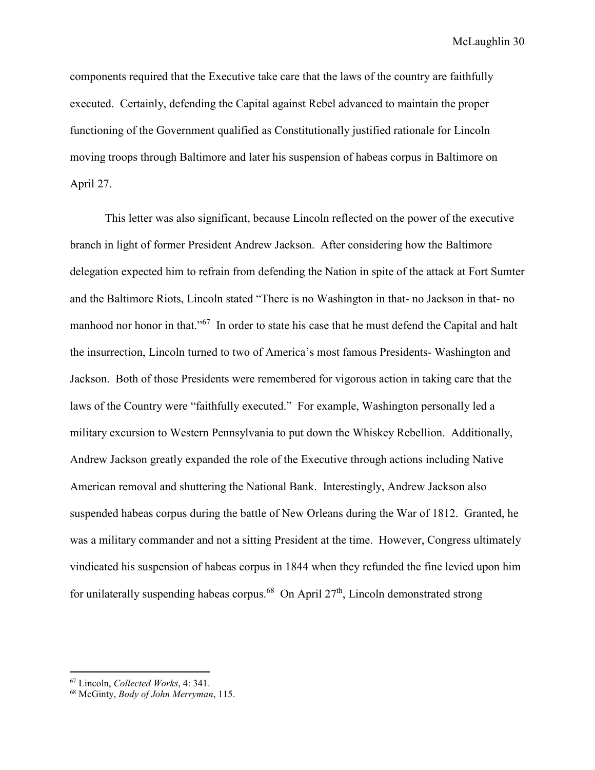components required that the Executive take care that the laws of the country are faithfully executed. Certainly, defending the Capital against Rebel advanced to maintain the proper functioning of the Government qualified as Constitutionally justified rationale for Lincoln moving troops through Baltimore and later his suspension of habeas corpus in Baltimore on April 27.

This letter was also significant, because Lincoln reflected on the power of the executive branch in light of former President Andrew Jackson. After considering how the Baltimore delegation expected him to refrain from defending the Nation in spite of the attack at Fort Sumter and the Baltimore Riots, Lincoln stated "There is no Washington in that- no Jackson in that- no manhood nor honor in that."[67] In order to state his case that he must defend the Capital and halt the insurrection, Lincoln turned to two of America's most famous Presidents- Washington and Jackson. Both of those Presidents were remembered for vigorous action in taking care that the laws of the Country were "faithfully executed." For example, Washington personally led a military excursion to Western Pennsylvania to put down the Whiskey Rebellion. Additionally, Andrew Jackson greatly expanded the role of the Executive through actions including Native American removal and shuttering the National Bank. Interestingly, Andrew Jackson also suspended habeas corpus during the battle of New Orleans during the War of 1812. Granted, he was a military commander and not a sitting President at the time. However, Congress ultimately vindicated his suspension of habeas corpus in 1844 when they refunded the fine levied upon him for unilaterally suspending habeas corpus.[68] On April 27th, Lincoln demonstrated strong

---

[67] Lincoln, *Collected Works*, 4: 341.

[68] McGinty, *Body of John Merryman*, 115.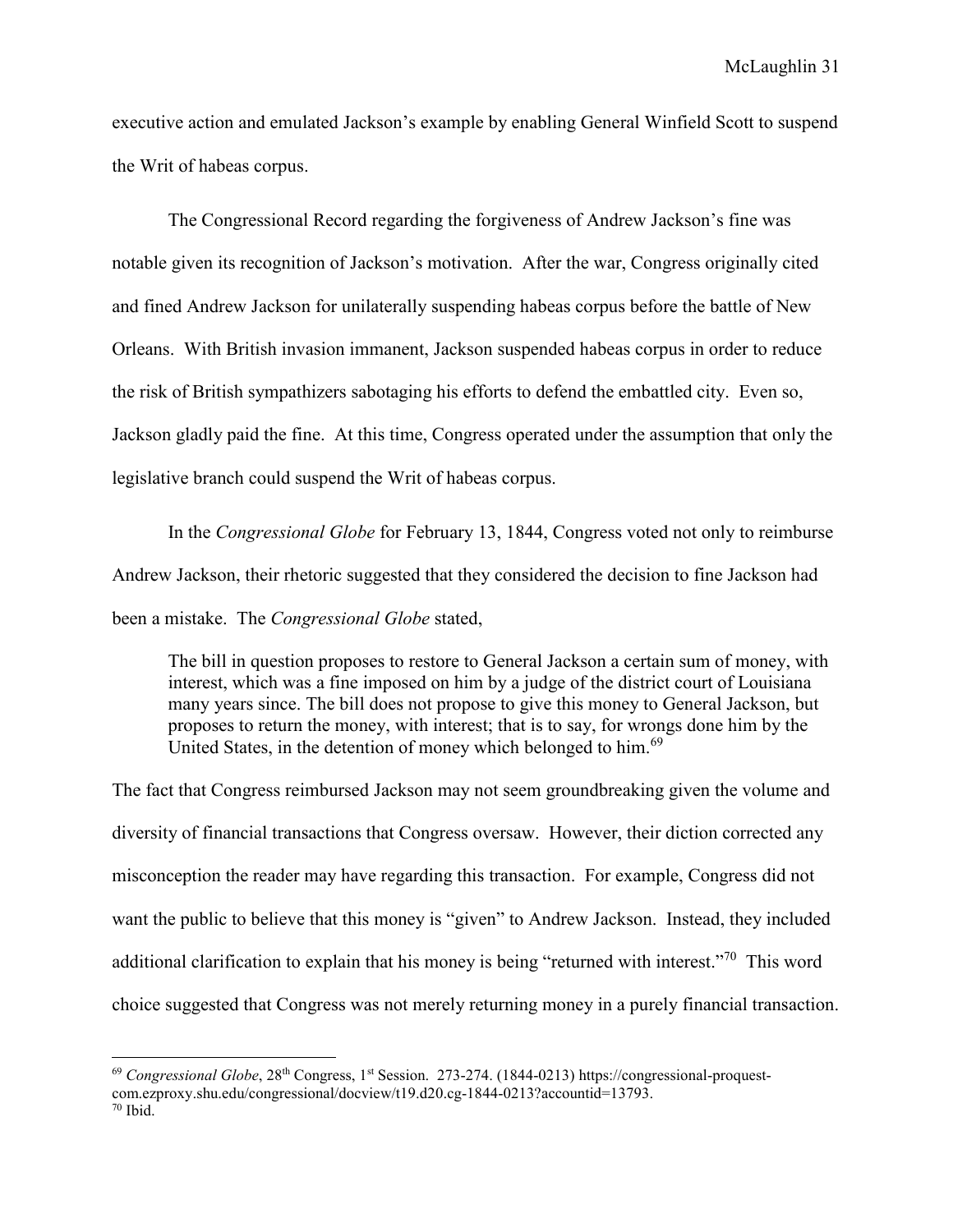executive action and emulated Jackson's example by enabling General Winfield Scott to suspend the Writ of habeas corpus.

The Congressional Record regarding the forgiveness of Andrew Jackson's fine was notable given its recognition of Jackson's motivation. After the war, Congress originally cited and fined Andrew Jackson for unilaterally suspending habeas corpus before the battle of New Orleans. With British invasion immanent, Jackson suspended habeas corpus in order to reduce the risk of British sympathizers sabotaging his efforts to defend the embattled city. Even so, Jackson gladly paid the fine. At this time, Congress operated under the assumption that only the legislative branch could suspend the Writ of habeas corpus.

In the *Congressional Globe* for February 13, 1844, Congress voted not only to reimburse Andrew Jackson, their rhetoric suggested that they considered the decision to fine Jackson had been a mistake. The *Congressional Globe* stated,

> The bill in question proposes to restore to General Jackson a certain sum of money, with interest, which was a fine imposed on him by a judge of the district court of Louisiana many years since. The bill does not propose to give this money to General Jackson, but proposes to return the money, with interest; that is to say, for wrongs done him by the United States, in the detention of money which belonged to him.[69]

The fact that Congress reimbursed Jackson may not seem groundbreaking given the volume and diversity of financial transactions that Congress oversaw. However, their diction corrected any misconception the reader may have regarding this transaction. For example, Congress did not want the public to believe that this money is "given" to Andrew Jackson. Instead, they included additional clarification to explain that his money is being "returned with interest."[70] This word choice suggested that Congress was not merely returning money in a purely financial transaction.

---

[69] *Congressional Globe*, 28th Congress, 1st Session. 273-274. (1844-0213) https://congressional-proquest-com.ezproxy.shu.edu/congressional/docview/t19.d20.cg-1844-0213?accountid=13793.

[70] Ibid.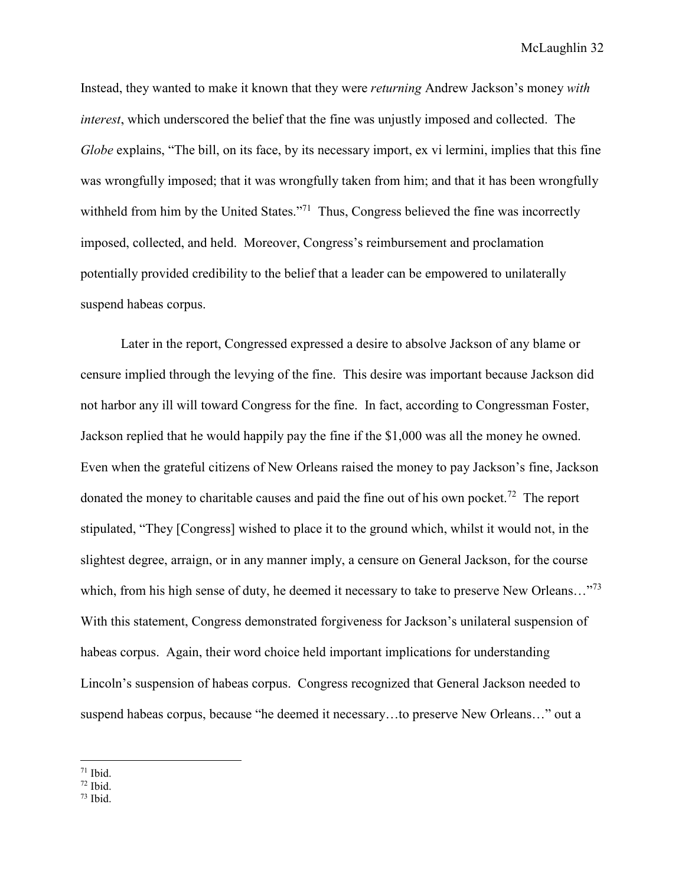Instead, they wanted to make it known that they were *returning* Andrew Jackson's money *with interest*, which underscored the belief that the fine was unjustly imposed and collected. The *Globe* explains, "The bill, on its face, by its necessary import, ex vi lermini, implies that this fine was wrongfully imposed; that it was wrongfully taken from him; and that it has been wrongfully withheld from him by the United States."[71] Thus, Congress believed the fine was incorrectly imposed, collected, and held. Moreover, Congress's reimbursement and proclamation potentially provided credibility to the belief that a leader can be empowered to unilaterally suspend habeas corpus.

Later in the report, Congressed expressed a desire to absolve Jackson of any blame or censure implied through the levying of the fine. This desire was important because Jackson did not harbor any ill will toward Congress for the fine. In fact, according to Congressman Foster, Jackson replied that he would happily pay the fine if the $1,000 was all the money he owned. Even when the grateful citizens of New Orleans raised the money to pay Jackson's fine, Jackson donated the money to charitable causes and paid the fine out of his own pocket.[72] The report stipulated, "They [Congress] wished to place it to the ground which, whilst it would not, in the slightest degree, arraign, or in any manner imply, a censure on General Jackson, for the course which, from his high sense of duty, he deemed it necessary to take to preserve New Orleans…"[73] With this statement, Congress demonstrated forgiveness for Jackson's unilateral suspension of habeas corpus. Again, their word choice held important implications for understanding Lincoln's suspension of habeas corpus. Congress recognized that General Jackson needed to suspend habeas corpus, because "he deemed it necessary…to preserve New Orleans…" out a

[71] Ibid.

[72] Ibid.

[73] Ibid.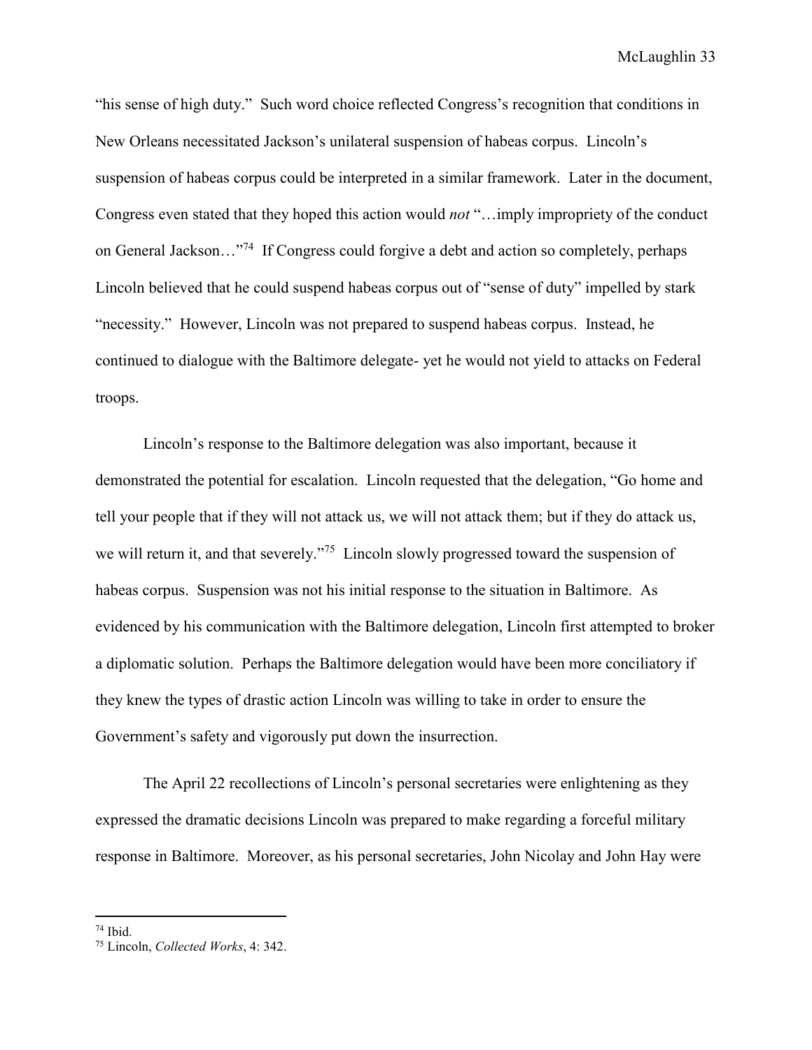"his sense of high duty." Such word choice reflected Congress's recognition that conditions in New Orleans necessitated Jackson's unilateral suspension of habeas corpus. Lincoln's suspension of habeas corpus could be interpreted in a similar framework. Later in the document, Congress even stated that they hoped this action would *not* "…imply impropriety of the conduct on General Jackson…"[74] If Congress could forgive a debt and action so completely, perhaps Lincoln believed that he could suspend habeas corpus out of "sense of duty" impelled by stark "necessity." However, Lincoln was not prepared to suspend habeas corpus. Instead, he continued to dialogue with the Baltimore delegate- yet he would not yield to attacks on Federal troops.

Lincoln's response to the Baltimore delegation was also important, because it demonstrated the potential for escalation. Lincoln requested that the delegation, "Go home and tell your people that if they will not attack us, we will not attack them; but if they do attack us, we will return it, and that severely."[75] Lincoln slowly progressed toward the suspension of habeas corpus. Suspension was not his initial response to the situation in Baltimore. As evidenced by his communication with the Baltimore delegation, Lincoln first attempted to broker a diplomatic solution. Perhaps the Baltimore delegation would have been more conciliatory if they knew the types of drastic action Lincoln was willing to take in order to ensure the Government's safety and vigorously put down the insurrection.

The April 22 recollections of Lincoln's personal secretaries were enlightening as they expressed the dramatic decisions Lincoln was prepared to make regarding a forceful military response in Baltimore. Moreover, as his personal secretaries, John Nicolay and John Hay were

---

[74] Ibid.

[75] Lincoln, *Collected Works*, 4: 342.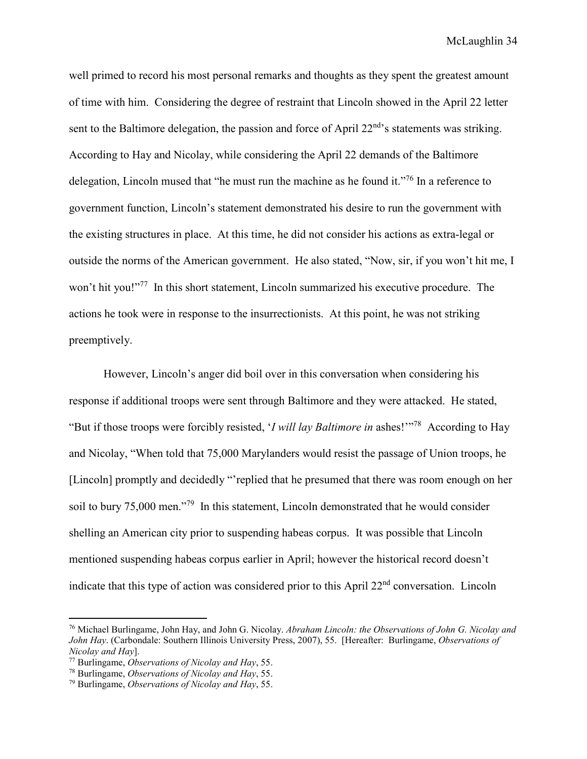well primed to record his most personal remarks and thoughts as they spent the greatest amount of time with him. Considering the degree of restraint that Lincoln showed in the April 22 letter sent to the Baltimore delegation, the passion and force of April 22nd's statements was striking. According to Hay and Nicolay, while considering the April 22 demands of the Baltimore delegation, Lincoln mused that "he must run the machine as he found it."[76] In a reference to government function, Lincoln's statement demonstrated his desire to run the government with the existing structures in place. At this time, he did not consider his actions as extra-legal or outside the norms of the American government. He also stated, "Now, sir, if you won't hit me, I won't hit you!"[77] In this short statement, Lincoln summarized his executive procedure. The actions he took were in response to the insurrectionists. At this point, he was not striking preemptively.

However, Lincoln's anger did boil over in this conversation when considering his response if additional troops were sent through Baltimore and they were attacked. He stated, "But if those troops were forcibly resisted, '*I will lay Baltimore in* ashes!'"[78] According to Hay and Nicolay, "When told that 75,000 Marylanders would resist the passage of Union troops, he [Lincoln] promptly and decidedly "'replied that he presumed that there was room enough on her soil to bury 75,000 men."[79] In this statement, Lincoln demonstrated that he would consider shelling an American city prior to suspending habeas corpus. It was possible that Lincoln mentioned suspending habeas corpus earlier in April; however the historical record doesn't indicate that this type of action was considered prior to this April 22nd conversation. Lincoln

---

[76] Michael Burlingame, John Hay, and John G. Nicolay. *Abraham Lincoln: the Observations of John G. Nicolay and John Hay*. (Carbondale: Southern Illinois University Press, 2007), 55. [Hereafter: Burlingame, *Observations of Nicolay and Hay*].

[77] Burlingame, *Observations of Nicolay and Hay*, 55.

[78] Burlingame, *Observations of Nicolay and Hay*, 55.

[79] Burlingame, *Observations of Nicolay and Hay*, 55.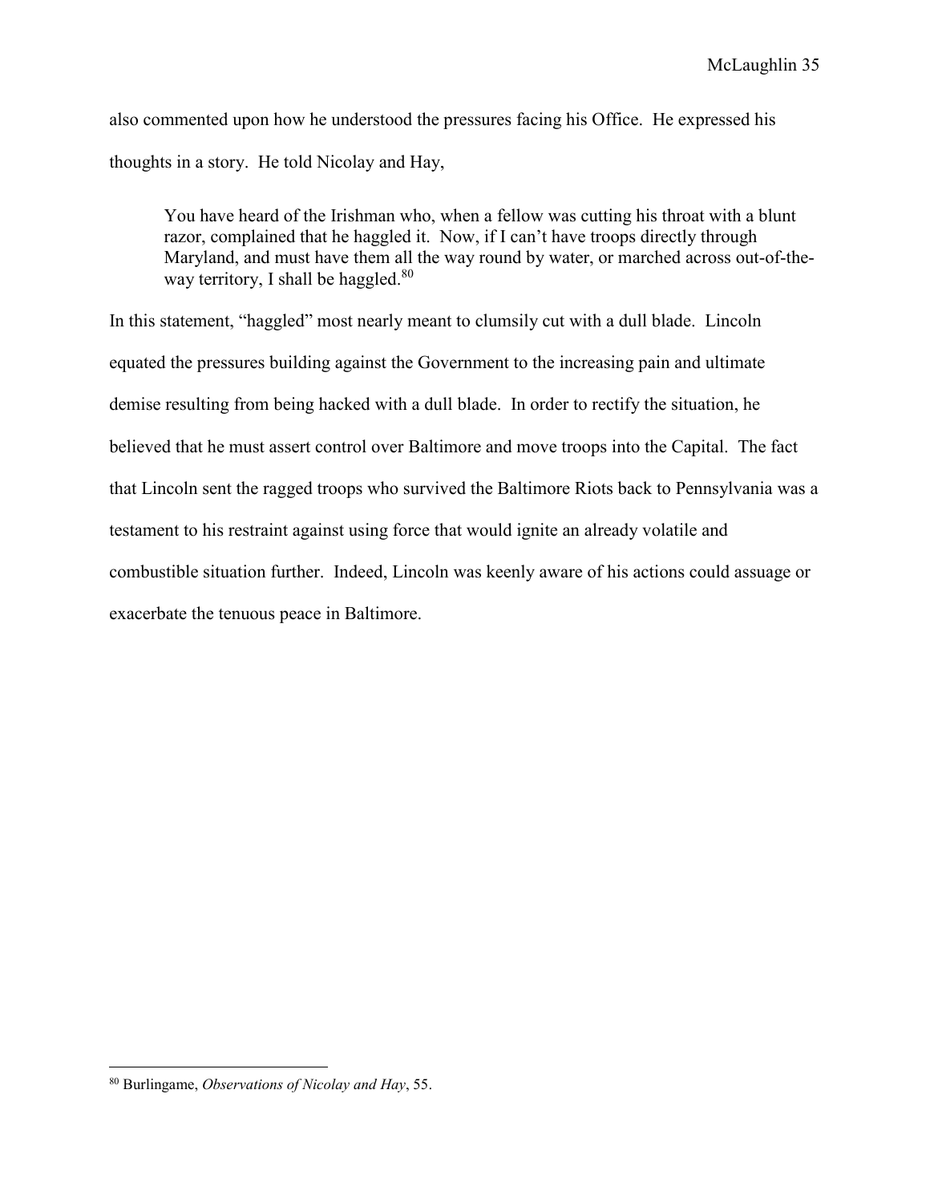also commented upon how he understood the pressures facing his Office. He expressed his thoughts in a story. He told Nicolay and Hay,

> You have heard of the Irishman who, when a fellow was cutting his throat with a blunt razor, complained that he haggled it. Now, if I can't have troops directly through Maryland, and must have them all the way round by water, or marched across out-of-the-way territory, I shall be haggled.[80]

In this statement, "haggled" most nearly meant to clumsily cut with a dull blade. Lincoln equated the pressures building against the Government to the increasing pain and ultimate demise resulting from being hacked with a dull blade. In order to rectify the situation, he believed that he must assert control over Baltimore and move troops into the Capital. The fact that Lincoln sent the ragged troops who survived the Baltimore Riots back to Pennsylvania was a testament to his restraint against using force that would ignite an already volatile and combustible situation further. Indeed, Lincoln was keenly aware of his actions could assuage or exacerbate the tenuous peace in Baltimore.

---

[80] Burlingame, *Observations of Nicolay and Hay*, 55.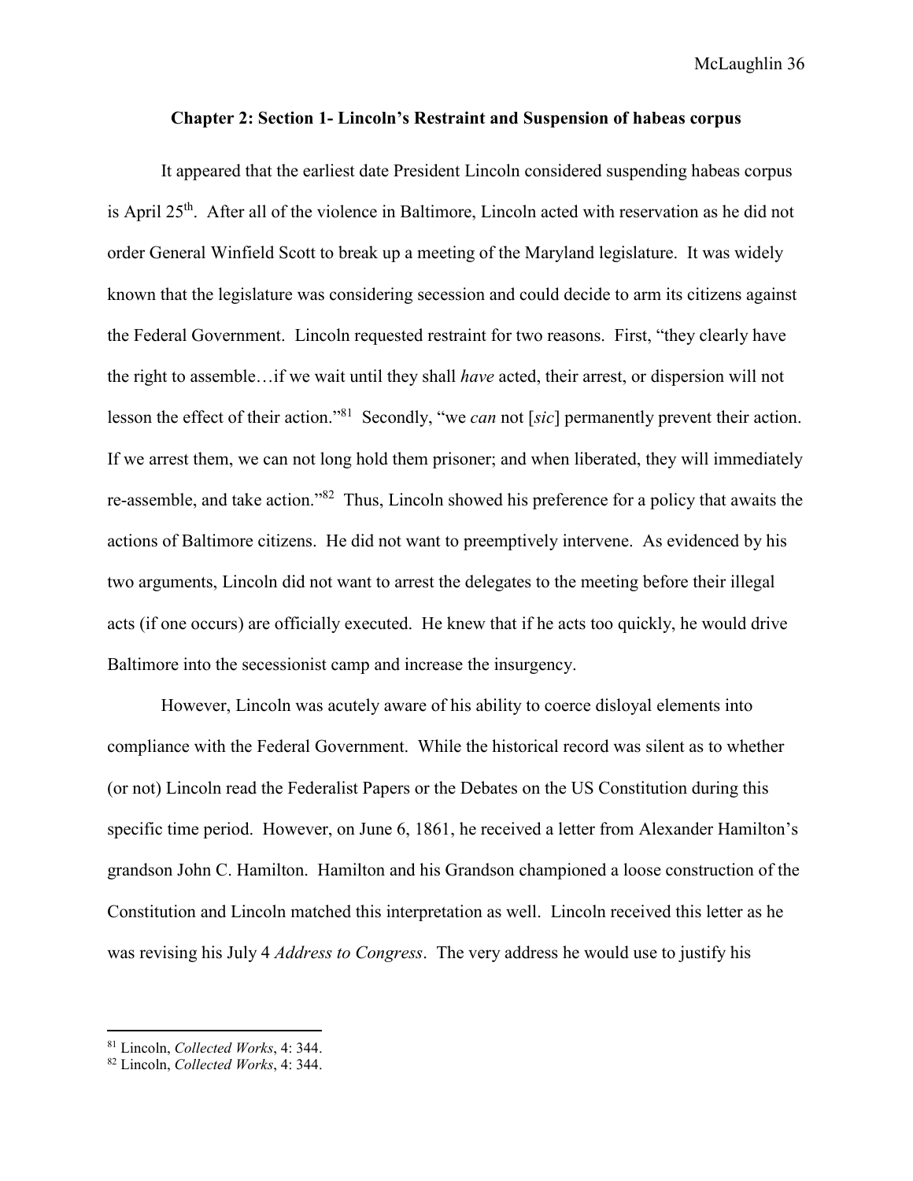### Chapter 2: Section 1- Lincoln's Restraint and Suspension of habeas corpus

It appeared that the earliest date President Lincoln considered suspending habeas corpus is April 25th. After all of the violence in Baltimore, Lincoln acted with reservation as he did not order General Winfield Scott to break up a meeting of the Maryland legislature. It was widely known that the legislature was considering secession and could decide to arm its citizens against the Federal Government. Lincoln requested restraint for two reasons. First, "they clearly have the right to assemble…if we wait until they shall *have* acted, their arrest, or dispersion will not lesson the effect of their action."[81] Secondly, "we *can* not [*sic*] permanently prevent their action. If we arrest them, we can not long hold them prisoner; and when liberated, they will immediately re-assemble, and take action."[82] Thus, Lincoln showed his preference for a policy that awaits the actions of Baltimore citizens. He did not want to preemptively intervene. As evidenced by his two arguments, Lincoln did not want to arrest the delegates to the meeting before their illegal acts (if one occurs) are officially executed. He knew that if he acts too quickly, he would drive Baltimore into the secessionist camp and increase the insurgency.

However, Lincoln was acutely aware of his ability to coerce disloyal elements into compliance with the Federal Government. While the historical record was silent as to whether (or not) Lincoln read the Federalist Papers or the Debates on the US Constitution during this specific time period. However, on June 6, 1861, he received a letter from Alexander Hamilton's grandson John C. Hamilton. Hamilton and his Grandson championed a loose construction of the Constitution and Lincoln matched this interpretation as well. Lincoln received this letter as he was revising his July 4 *Address to Congress*. The very address he would use to justify his

[81] Lincoln, *Collected Works*, 4: 344.
[82] Lincoln, *Collected Works*, 4: 344.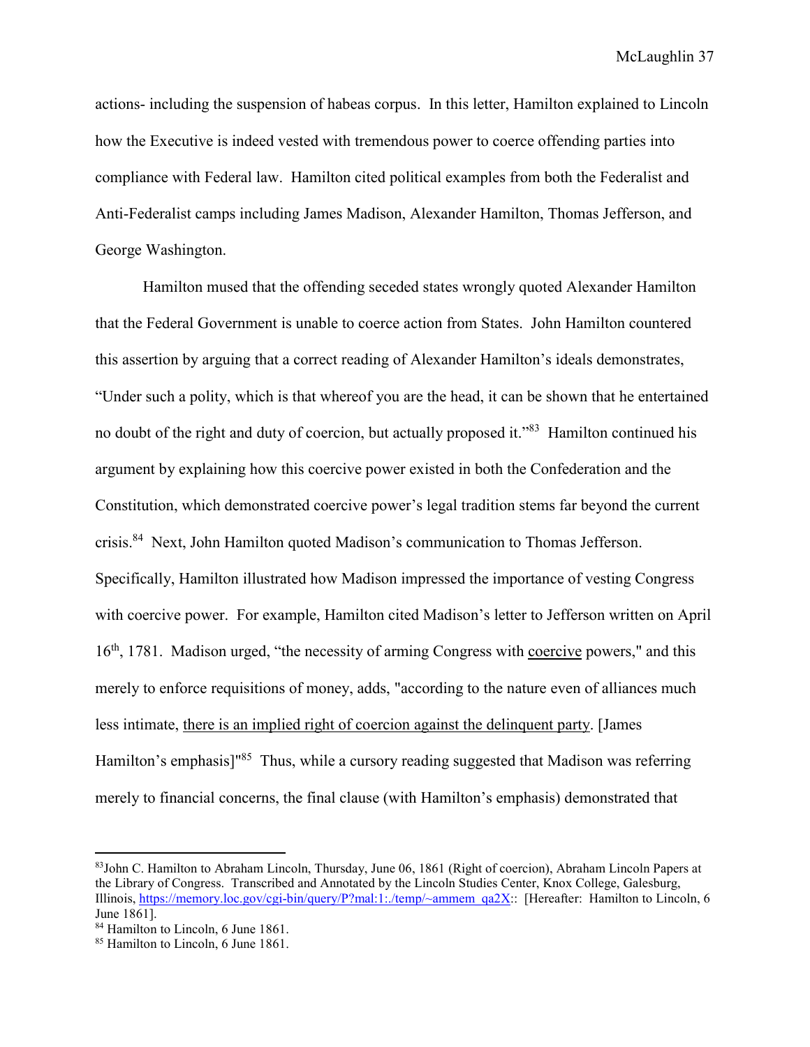actions- including the suspension of habeas corpus. In this letter, Hamilton explained to Lincoln how the Executive is indeed vested with tremendous power to coerce offending parties into compliance with Federal law. Hamilton cited political examples from both the Federalist and Anti-Federalist camps including James Madison, Alexander Hamilton, Thomas Jefferson, and George Washington.

Hamilton mused that the offending seceded states wrongly quoted Alexander Hamilton that the Federal Government is unable to coerce action from States. John Hamilton countered this assertion by arguing that a correct reading of Alexander Hamilton's ideals demonstrates, "Under such a polity, which is that whereof you are the head, it can be shown that he entertained no doubt of the right and duty of coercion, but actually proposed it."[83] Hamilton continued his argument by explaining how this coercive power existed in both the Confederation and the Constitution, which demonstrated coercive power's legal tradition stems far beyond the current crisis.[84] Next, John Hamilton quoted Madison's communication to Thomas Jefferson. Specifically, Hamilton illustrated how Madison impressed the importance of vesting Congress with coercive power. For example, Hamilton cited Madison's letter to Jefferson written on April 16th, 1781. Madison urged, "the necessity of arming Congress with <u>coercive</u> powers," and this merely to enforce requisitions of money, adds, "according to the nature even of alliances much less intimate, <u>there is an implied right of coercion against the delinquent party</u>. [James Hamilton's emphasis]"[85] Thus, while a cursory reading suggested that Madison was referring merely to financial concerns, the final clause (with Hamilton's emphasis) demonstrated that

---

[83] John C. Hamilton to Abraham Lincoln, Thursday, June 06, 1861 (Right of coercion), Abraham Lincoln Papers at the Library of Congress. Transcribed and Annotated by the Lincoln Studies Center, Knox College, Galesburg, Illinois, https://memory.loc.gov/cgi-bin/query/P?mal:1:./temp/~ammem_qa2X:: [Hereafter: Hamilton to Lincoln, 6 June 1861].

[84] Hamilton to Lincoln, 6 June 1861.

[85] Hamilton to Lincoln, 6 June 1861.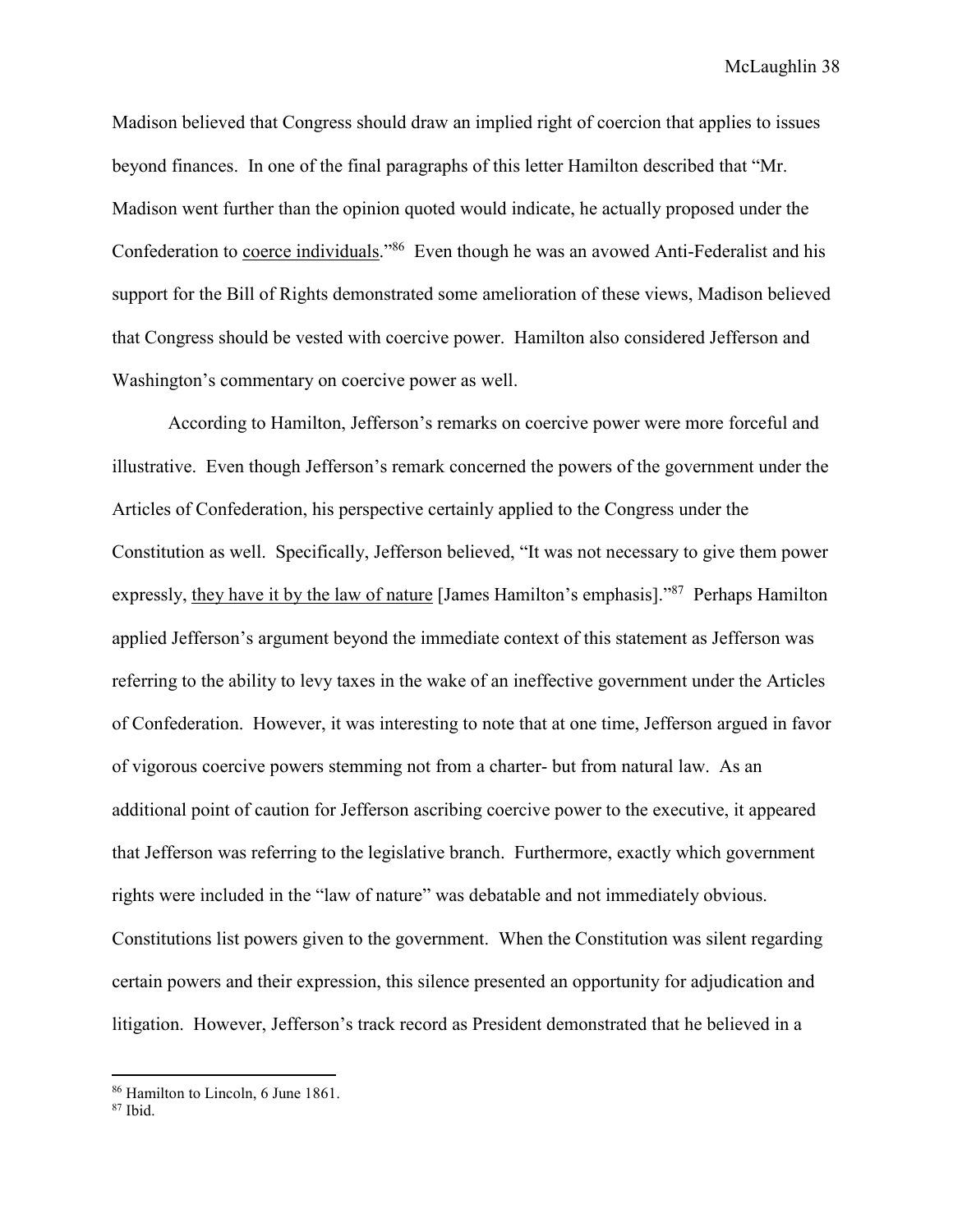Madison believed that Congress should draw an implied right of coercion that applies to issues beyond finances. In one of the final paragraphs of this letter Hamilton described that "Mr. Madison went further than the opinion quoted would indicate, he actually proposed under the Confederation to <u>coerce individuals</u>."[86] Even though he was an avowed Anti-Federalist and his support for the Bill of Rights demonstrated some amelioration of these views, Madison believed that Congress should be vested with coercive power. Hamilton also considered Jefferson and Washington's commentary on coercive power as well.

According to Hamilton, Jefferson's remarks on coercive power were more forceful and illustrative. Even though Jefferson's remark concerned the powers of the government under the Articles of Confederation, his perspective certainly applied to the Congress under the Constitution as well. Specifically, Jefferson believed, "It was not necessary to give them power expressly, <u>they have it by the law of nature</u> [James Hamilton's emphasis]."[87] Perhaps Hamilton applied Jefferson's argument beyond the immediate context of this statement as Jefferson was referring to the ability to levy taxes in the wake of an ineffective government under the Articles of Confederation. However, it was interesting to note that at one time, Jefferson argued in favor of vigorous coercive powers stemming not from a charter- but from natural law. As an additional point of caution for Jefferson ascribing coercive power to the executive, it appeared that Jefferson was referring to the legislative branch. Furthermore, exactly which government rights were included in the "law of nature" was debatable and not immediately obvious. Constitutions list powers given to the government. When the Constitution was silent regarding certain powers and their expression, this silence presented an opportunity for adjudication and litigation. However, Jefferson's track record as President demonstrated that he believed in a

[86] Hamilton to Lincoln, 6 June 1861.

[87] Ibid.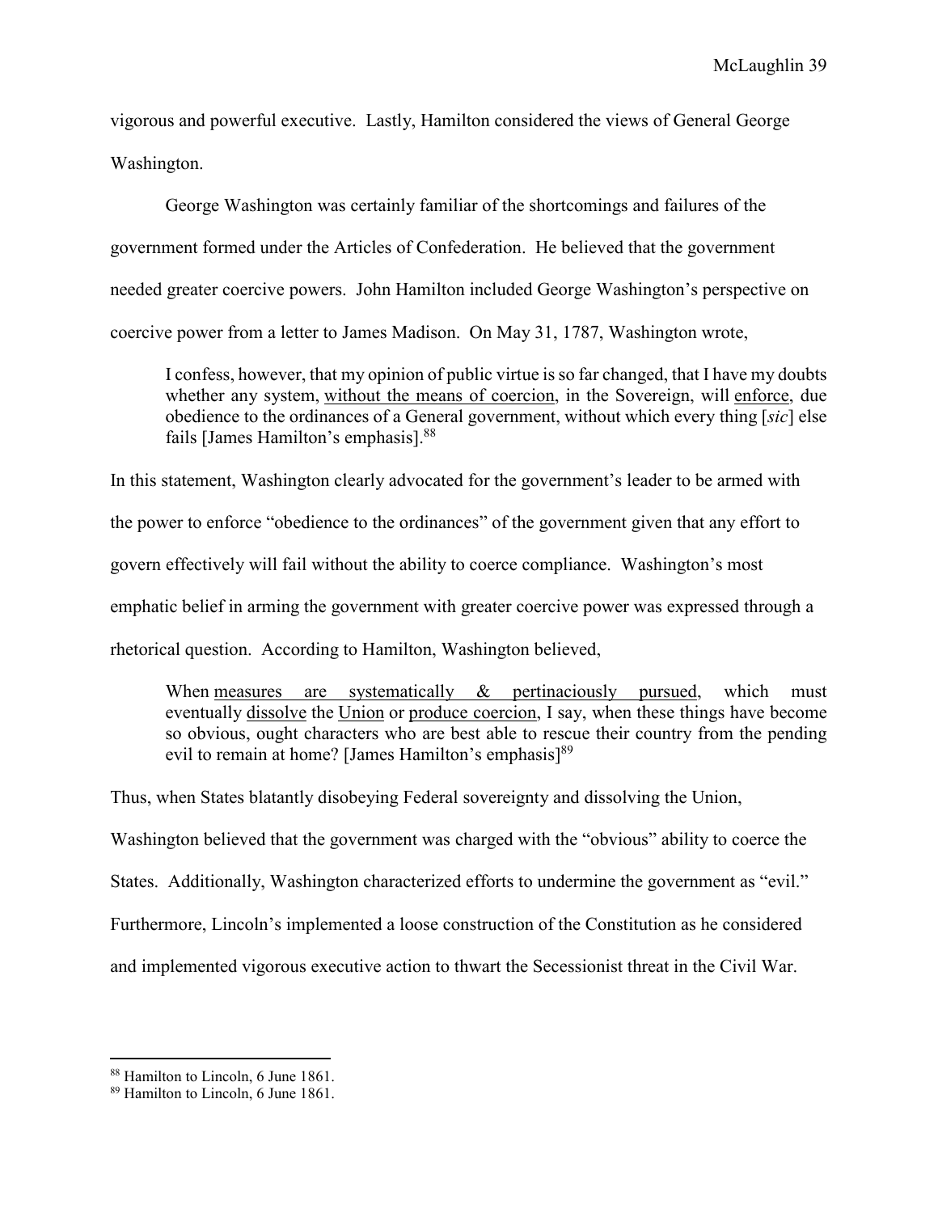vigorous and powerful executive. Lastly, Hamilton considered the views of General George Washington.

George Washington was certainly familiar of the shortcomings and failures of the government formed under the Articles of Confederation. He believed that the government needed greater coercive powers. John Hamilton included George Washington's perspective on coercive power from a letter to James Madison. On May 31, 1787, Washington wrote,

> I confess, however, that my opinion of public virtue is so far changed, that I have my doubts whether any system, <u>without the means of coercion</u>, in the Sovereign, will <u>enforce</u>, due obedience to the ordinances of a General government, without which every thing [*sic*] else fails [James Hamilton's emphasis].[88]

In this statement, Washington clearly advocated for the government's leader to be armed with the power to enforce "obedience to the ordinances" of the government given that any effort to govern effectively will fail without the ability to coerce compliance. Washington's most emphatic belief in arming the government with greater coercive power was expressed through a rhetorical question. According to Hamilton, Washington believed,

> When <u>measures are systematically & pertinaciously pursued</u>, which must eventually <u>dissolve</u> the <u>Union</u> or <u>produce coercion</u>, I say, when these things have become so obvious, ought characters who are best able to rescue their country from the pending evil to remain at home? [James Hamilton's emphasis][89]

Thus, when States blatantly disobeying Federal sovereignty and dissolving the Union, Washington believed that the government was charged with the "obvious" ability to coerce the States. Additionally, Washington characterized efforts to undermine the government as "evil." Furthermore, Lincoln's implemented a loose construction of the Constitution as he considered and implemented vigorous executive action to thwart the Secessionist threat in the Civil War.

---

[88] Hamilton to Lincoln, 6 June 1861.

[89] Hamilton to Lincoln, 6 June 1861.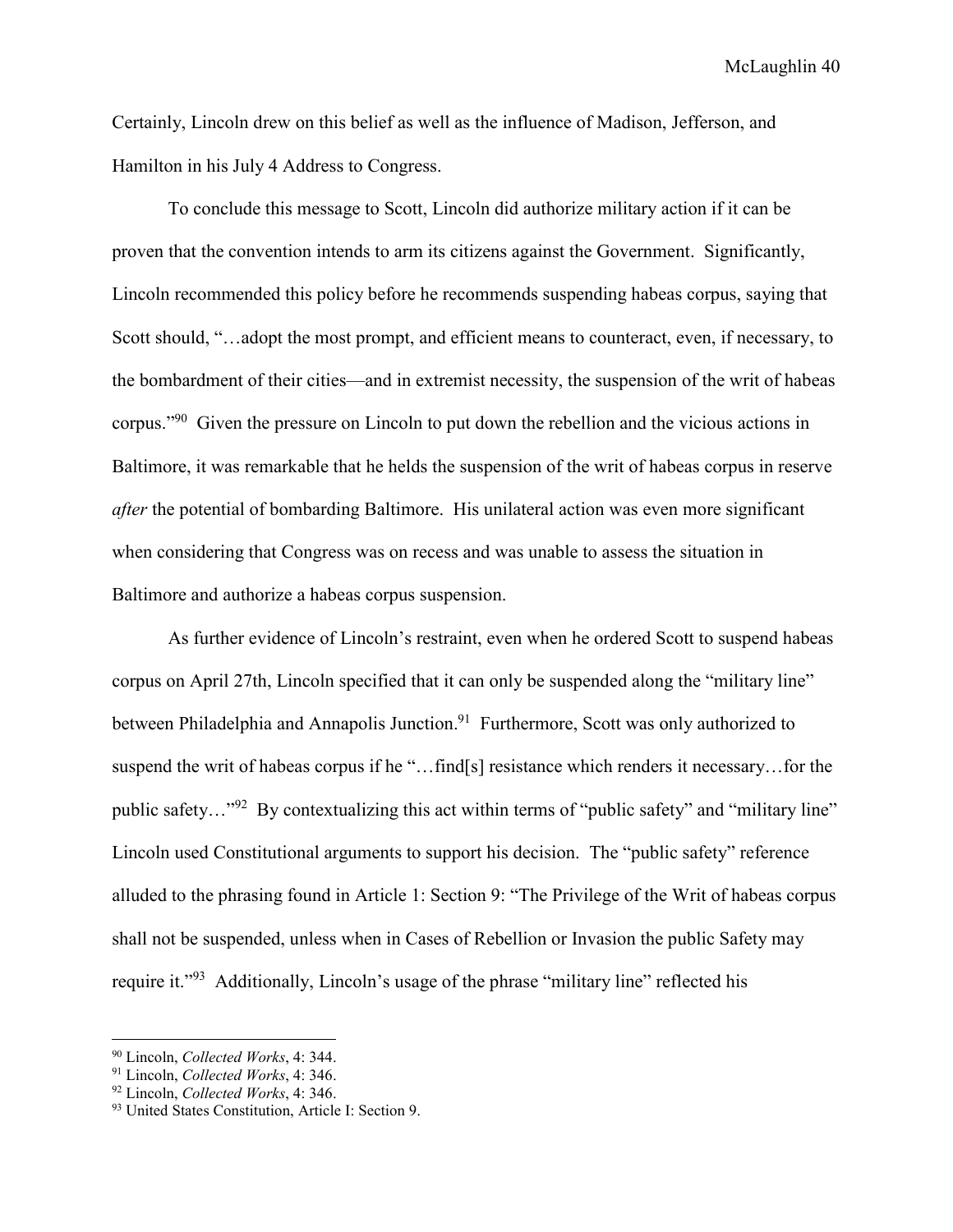Certainly, Lincoln drew on this belief as well as the influence of Madison, Jefferson, and Hamilton in his July 4 Address to Congress.

To conclude this message to Scott, Lincoln did authorize military action if it can be proven that the convention intends to arm its citizens against the Government. Significantly, Lincoln recommended this policy before he recommends suspending habeas corpus, saying that Scott should, "…adopt the most prompt, and efficient means to counteract, even, if necessary, to the bombardment of their cities—and in extremist necessity, the suspension of the writ of habeas corpus."[90] Given the pressure on Lincoln to put down the rebellion and the vicious actions in Baltimore, it was remarkable that he helds the suspension of the writ of habeas corpus in reserve *after* the potential of bombarding Baltimore. His unilateral action was even more significant when considering that Congress was on recess and was unable to assess the situation in Baltimore and authorize a habeas corpus suspension.

As further evidence of Lincoln's restraint, even when he ordered Scott to suspend habeas corpus on April 27th, Lincoln specified that it can only be suspended along the "military line" between Philadelphia and Annapolis Junction.[91] Furthermore, Scott was only authorized to suspend the writ of habeas corpus if he "…find[s] resistance which renders it necessary…for the public safety…"[92] By contextualizing this act within terms of "public safety" and "military line" Lincoln used Constitutional arguments to support his decision. The "public safety" reference alluded to the phrasing found in Article 1: Section 9: "The Privilege of the Writ of habeas corpus shall not be suspended, unless when in Cases of Rebellion or Invasion the public Safety may require it."[93] Additionally, Lincoln's usage of the phrase "military line" reflected his

---

[90] Lincoln, *Collected Works*, 4: 344.
[91] Lincoln, *Collected Works*, 4: 346.
[92] Lincoln, *Collected Works*, 4: 346.
[93] United States Constitution, Article I: Section 9.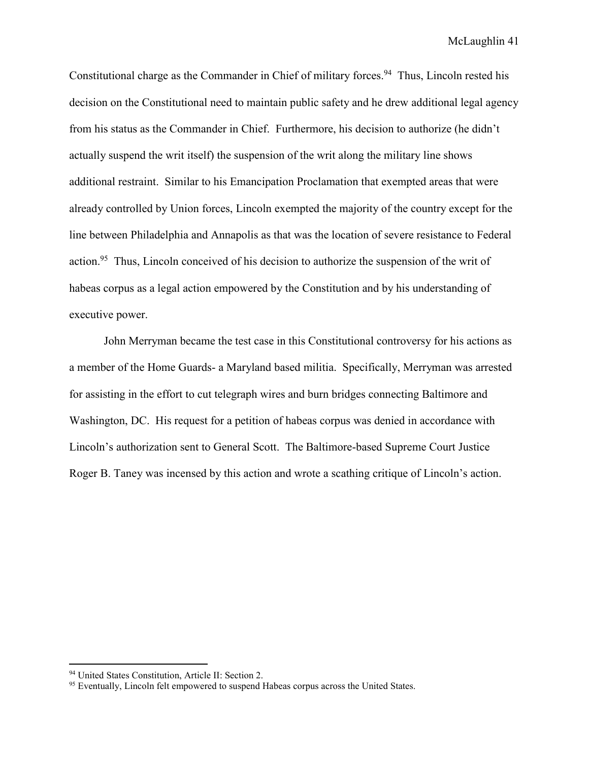Constitutional charge as the Commander in Chief of military forces.[94] Thus, Lincoln rested his decision on the Constitutional need to maintain public safety and he drew additional legal agency from his status as the Commander in Chief. Furthermore, his decision to authorize (he didn't actually suspend the writ itself) the suspension of the writ along the military line shows additional restraint. Similar to his Emancipation Proclamation that exempted areas that were already controlled by Union forces, Lincoln exempted the majority of the country except for the line between Philadelphia and Annapolis as that was the location of severe resistance to Federal action.[95] Thus, Lincoln conceived of his decision to authorize the suspension of the writ of habeas corpus as a legal action empowered by the Constitution and by his understanding of executive power.

John Merryman became the test case in this Constitutional controversy for his actions as a member of the Home Guards- a Maryland based militia. Specifically, Merryman was arrested for assisting in the effort to cut telegraph wires and burn bridges connecting Baltimore and Washington, DC. His request for a petition of habeas corpus was denied in accordance with Lincoln's authorization sent to General Scott. The Baltimore-based Supreme Court Justice Roger B. Taney was incensed by this action and wrote a scathing critique of Lincoln's action.

---

[94] United States Constitution, Article II: Section 2.

[95] Eventually, Lincoln felt empowered to suspend Habeas corpus across the United States.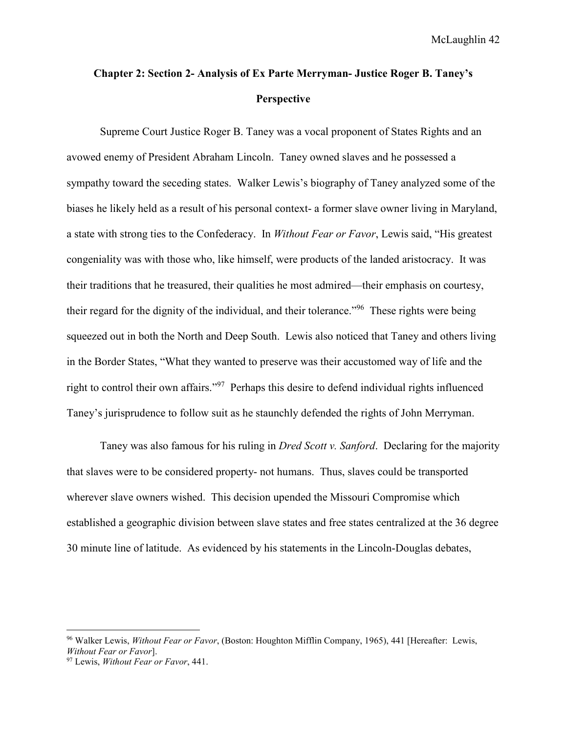## Chapter 2: Section 2- Analysis of Ex Parte Merryman- Justice Roger B. Taney's Perspective

Supreme Court Justice Roger B. Taney was a vocal proponent of States Rights and an avowed enemy of President Abraham Lincoln. Taney owned slaves and he possessed a sympathy toward the seceding states. Walker Lewis's biography of Taney analyzed some of the biases he likely held as a result of his personal context- a former slave owner living in Maryland, a state with strong ties to the Confederacy. In *Without Fear or Favor*, Lewis said, "His greatest congeniality was with those who, like himself, were products of the landed aristocracy. It was their traditions that he treasured, their qualities he most admired—their emphasis on courtesy, their regard for the dignity of the individual, and their tolerance."[96] These rights were being squeezed out in both the North and Deep South. Lewis also noticed that Taney and others living in the Border States, "What they wanted to preserve was their accustomed way of life and the right to control their own affairs."[97] Perhaps this desire to defend individual rights influenced Taney's jurisprudence to follow suit as he staunchly defended the rights of John Merryman.

Taney was also famous for his ruling in *Dred Scott v. Sanford*. Declaring for the majority that slaves were to be considered property- not humans. Thus, slaves could be transported wherever slave owners wished. This decision upended the Missouri Compromise which established a geographic division between slave states and free states centralized at the 36 degree 30 minute line of latitude. As evidenced by his statements in the Lincoln-Douglas debates,

---

[96] Walker Lewis, *Without Fear or Favor*, (Boston: Houghton Mifflin Company, 1965), 441 [Hereafter: Lewis, *Without Fear or Favor*].

[97] Lewis, *Without Fear or Favor*, 441.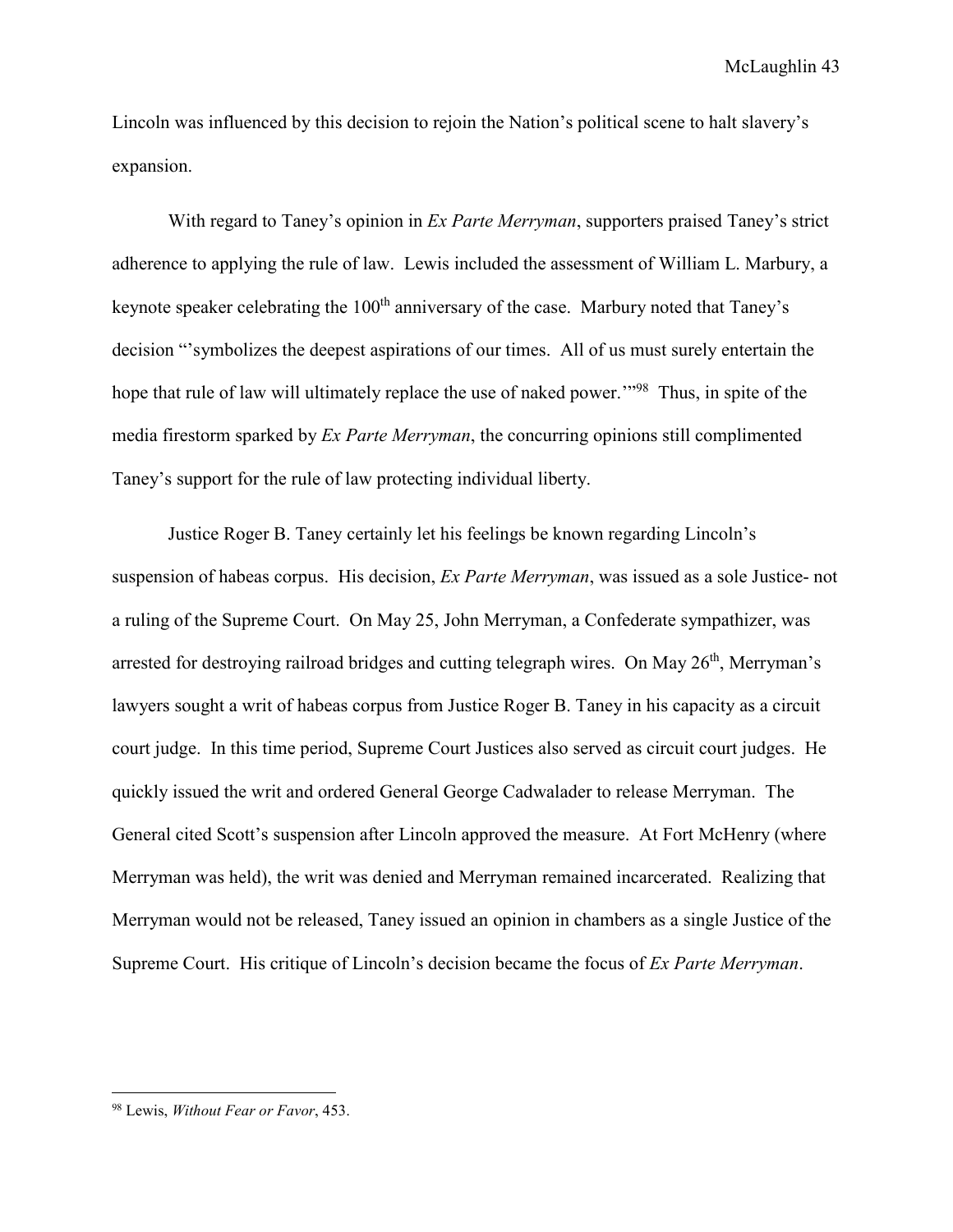Lincoln was influenced by this decision to rejoin the Nation's political scene to halt slavery's expansion.

With regard to Taney's opinion in *Ex Parte Merryman*, supporters praised Taney's strict adherence to applying the rule of law. Lewis included the assessment of William L. Marbury, a keynote speaker celebrating the 100th anniversary of the case. Marbury noted that Taney's decision "'symbolizes the deepest aspirations of our times. All of us must surely entertain the hope that rule of law will ultimately replace the use of naked power.'"[98] Thus, in spite of the media firestorm sparked by *Ex Parte Merryman*, the concurring opinions still complimented Taney's support for the rule of law protecting individual liberty.

Justice Roger B. Taney certainly let his feelings be known regarding Lincoln's suspension of habeas corpus. His decision, *Ex Parte Merryman*, was issued as a sole Justice- not a ruling of the Supreme Court. On May 25, John Merryman, a Confederate sympathizer, was arrested for destroying railroad bridges and cutting telegraph wires. On May 26th, Merryman's lawyers sought a writ of habeas corpus from Justice Roger B. Taney in his capacity as a circuit court judge. In this time period, Supreme Court Justices also served as circuit court judges. He quickly issued the writ and ordered General George Cadwalader to release Merryman. The General cited Scott's suspension after Lincoln approved the measure. At Fort McHenry (where Merryman was held), the writ was denied and Merryman remained incarcerated. Realizing that Merryman would not be released, Taney issued an opinion in chambers as a single Justice of the Supreme Court. His critique of Lincoln's decision became the focus of *Ex Parte Merryman*.

---

[98] Lewis, *Without Fear or Favor*, 453.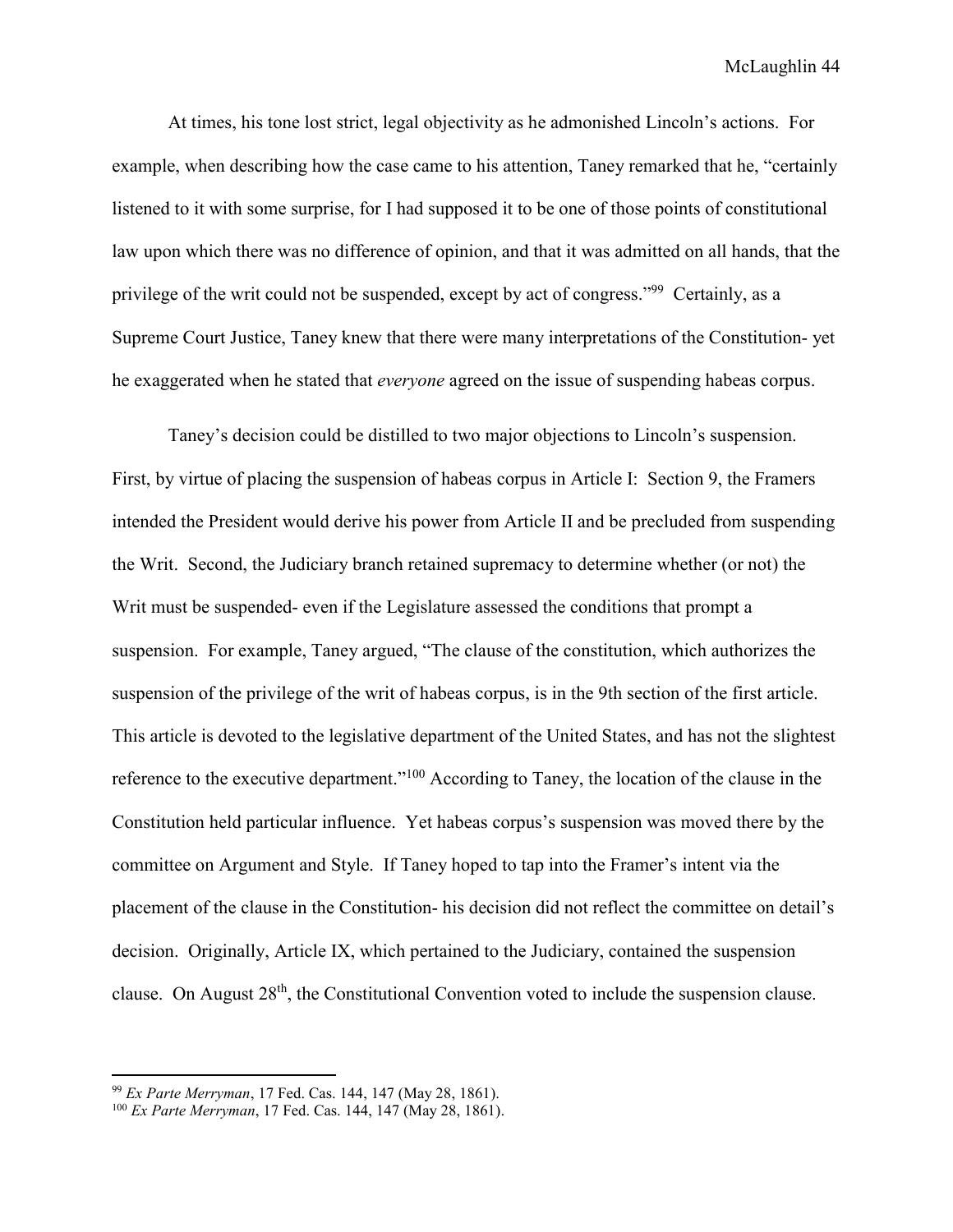At times, his tone lost strict, legal objectivity as he admonished Lincoln's actions. For example, when describing how the case came to his attention, Taney remarked that he, "certainly listened to it with some surprise, for I had supposed it to be one of those points of constitutional law upon which there was no difference of opinion, and that it was admitted on all hands, that the privilege of the writ could not be suspended, except by act of congress."[99] Certainly, as a Supreme Court Justice, Taney knew that there were many interpretations of the Constitution- yet he exaggerated when he stated that *everyone* agreed on the issue of suspending habeas corpus.

Taney's decision could be distilled to two major objections to Lincoln's suspension. First, by virtue of placing the suspension of habeas corpus in Article I: Section 9, the Framers intended the President would derive his power from Article II and be precluded from suspending the Writ. Second, the Judiciary branch retained supremacy to determine whether (or not) the Writ must be suspended- even if the Legislature assessed the conditions that prompt a suspension. For example, Taney argued, "The clause of the constitution, which authorizes the suspension of the privilege of the writ of habeas corpus, is in the 9th section of the first article. This article is devoted to the legislative department of the United States, and has not the slightest reference to the executive department."[100] According to Taney, the location of the clause in the Constitution held particular influence. Yet habeas corpus's suspension was moved there by the committee on Argument and Style. If Taney hoped to tap into the Framer's intent via the placement of the clause in the Constitution- his decision did not reflect the committee on detail's decision. Originally, Article IX, which pertained to the Judiciary, contained the suspension clause. On August 28th, the Constitutional Convention voted to include the suspension clause.

---

[99] *Ex Parte Merryman*, 17 Fed. Cas. 144, 147 (May 28, 1861).

[100] *Ex Parte Merryman*, 17 Fed. Cas. 144, 147 (May 28, 1861).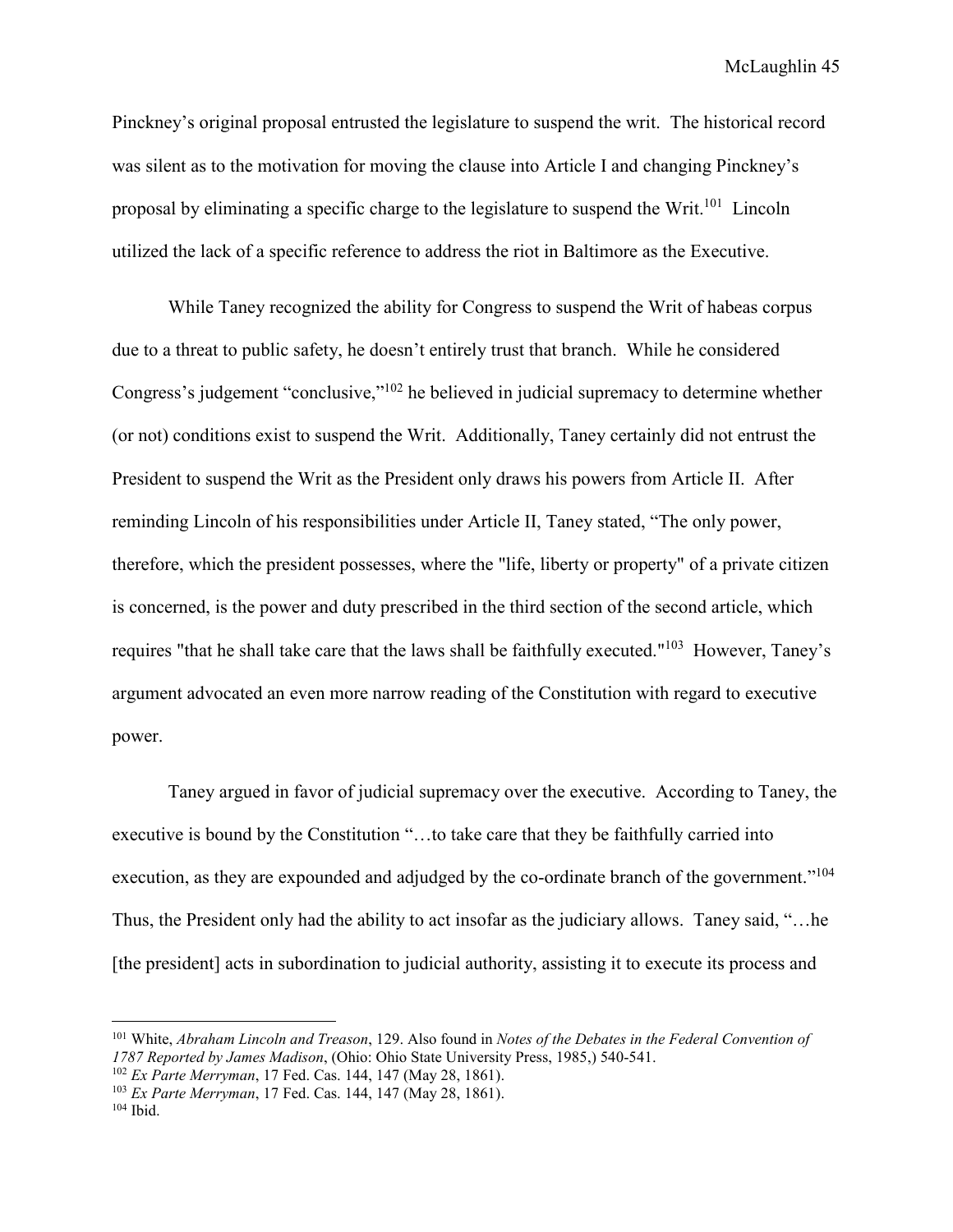Pinckney's original proposal entrusted the legislature to suspend the writ. The historical record was silent as to the motivation for moving the clause into Article I and changing Pinckney's proposal by eliminating a specific charge to the legislature to suspend the Writ.[101] Lincoln utilized the lack of a specific reference to address the riot in Baltimore as the Executive.

While Taney recognized the ability for Congress to suspend the Writ of habeas corpus due to a threat to public safety, he doesn't entirely trust that branch. While he considered Congress's judgement "conclusive,"[102] he believed in judicial supremacy to determine whether (or not) conditions exist to suspend the Writ. Additionally, Taney certainly did not entrust the President to suspend the Writ as the President only draws his powers from Article II. After reminding Lincoln of his responsibilities under Article II, Taney stated, "The only power, therefore, which the president possesses, where the "life, liberty or property" of a private citizen is concerned, is the power and duty prescribed in the third section of the second article, which requires "that he shall take care that the laws shall be faithfully executed."[103] However, Taney's argument advocated an even more narrow reading of the Constitution with regard to executive power.

Taney argued in favor of judicial supremacy over the executive. According to Taney, the executive is bound by the Constitution "…to take care that they be faithfully carried into execution, as they are expounded and adjudged by the co-ordinate branch of the government."[104] Thus, the President only had the ability to act insofar as the judiciary allows. Taney said, "…he [the president] acts in subordination to judicial authority, assisting it to execute its process and

---

[101] White, *Abraham Lincoln and Treason*, 129. Also found in *Notes of the Debates in the Federal Convention of 1787 Reported by James Madison*, (Ohio: Ohio State University Press, 1985,) 540-541.

[102] *Ex Parte Merryman*, 17 Fed. Cas. 144, 147 (May 28, 1861).

[103] *Ex Parte Merryman*, 17 Fed. Cas. 144, 147 (May 28, 1861).

[104] Ibid.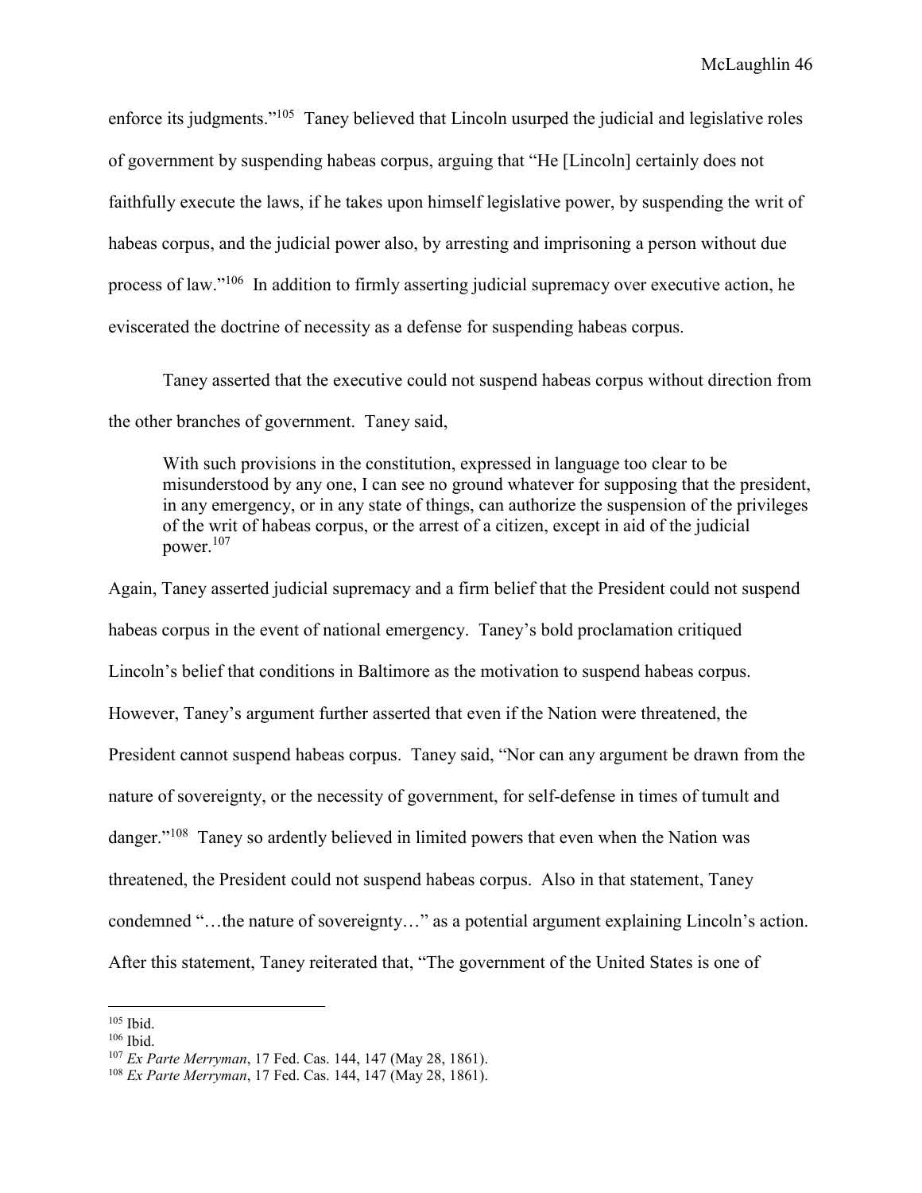enforce its judgments."[105] Taney believed that Lincoln usurped the judicial and legislative roles of government by suspending habeas corpus, arguing that "He [Lincoln] certainly does not faithfully execute the laws, if he takes upon himself legislative power, by suspending the writ of habeas corpus, and the judicial power also, by arresting and imprisoning a person without due process of law."[106] In addition to firmly asserting judicial supremacy over executive action, he eviscerated the doctrine of necessity as a defense for suspending habeas corpus.

Taney asserted that the executive could not suspend habeas corpus without direction from the other branches of government. Taney said,

> With such provisions in the constitution, expressed in language too clear to be misunderstood by any one, I can see no ground whatever for supposing that the president, in any emergency, or in any state of things, can authorize the suspension of the privileges of the writ of habeas corpus, or the arrest of a citizen, except in aid of the judicial power.[107]

Again, Taney asserted judicial supremacy and a firm belief that the President could not suspend habeas corpus in the event of national emergency. Taney's bold proclamation critiqued Lincoln's belief that conditions in Baltimore as the motivation to suspend habeas corpus. However, Taney's argument further asserted that even if the Nation were threatened, the President cannot suspend habeas corpus. Taney said, "Nor can any argument be drawn from the nature of sovereignty, or the necessity of government, for self-defense in times of tumult and danger."[108] Taney so ardently believed in limited powers that even when the Nation was threatened, the President could not suspend habeas corpus. Also in that statement, Taney condemned "…the nature of sovereignty…" as a potential argument explaining Lincoln's action. After this statement, Taney reiterated that, "The government of the United States is one of

---

[105] Ibid.

[106] Ibid.

[107] *Ex Parte Merryman*, 17 Fed. Cas. 144, 147 (May 28, 1861).

[108] *Ex Parte Merryman*, 17 Fed. Cas. 144, 147 (May 28, 1861).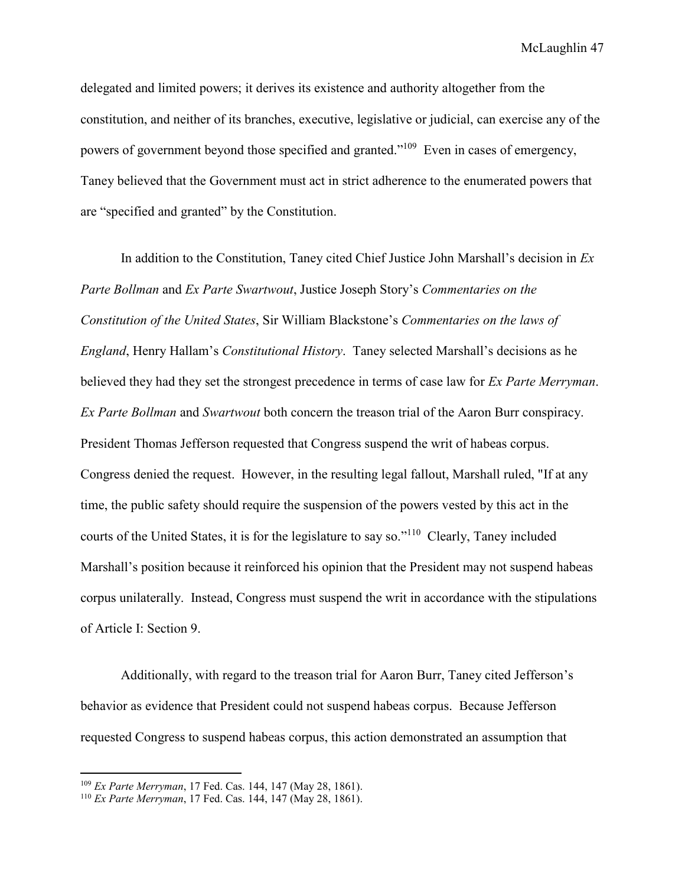delegated and limited powers; it derives its existence and authority altogether from the constitution, and neither of its branches, executive, legislative or judicial, can exercise any of the powers of government beyond those specified and granted."[109] Even in cases of emergency, Taney believed that the Government must act in strict adherence to the enumerated powers that are "specified and granted" by the Constitution.

In addition to the Constitution, Taney cited Chief Justice John Marshall's decision in *Ex Parte Bollman* and *Ex Parte Swartwout*, Justice Joseph Story's *Commentaries on the Constitution of the United States*, Sir William Blackstone's *Commentaries on the laws of England*, Henry Hallam's *Constitutional History*. Taney selected Marshall's decisions as he believed they had they set the strongest precedence in terms of case law for *Ex Parte Merryman*. *Ex Parte Bollman* and *Swartwout* both concern the treason trial of the Aaron Burr conspiracy. President Thomas Jefferson requested that Congress suspend the writ of habeas corpus. Congress denied the request. However, in the resulting legal fallout, Marshall ruled, "If at any time, the public safety should require the suspension of the powers vested by this act in the courts of the United States, it is for the legislature to say so."[110] Clearly, Taney included Marshall's position because it reinforced his opinion that the President may not suspend habeas corpus unilaterally. Instead, Congress must suspend the writ in accordance with the stipulations of Article I: Section 9.

Additionally, with regard to the treason trial for Aaron Burr, Taney cited Jefferson's behavior as evidence that President could not suspend habeas corpus. Because Jefferson requested Congress to suspend habeas corpus, this action demonstrated an assumption that

[109] *Ex Parte Merryman*, 17 Fed. Cas. 144, 147 (May 28, 1861).
[110] *Ex Parte Merryman*, 17 Fed. Cas. 144, 147 (May 28, 1861).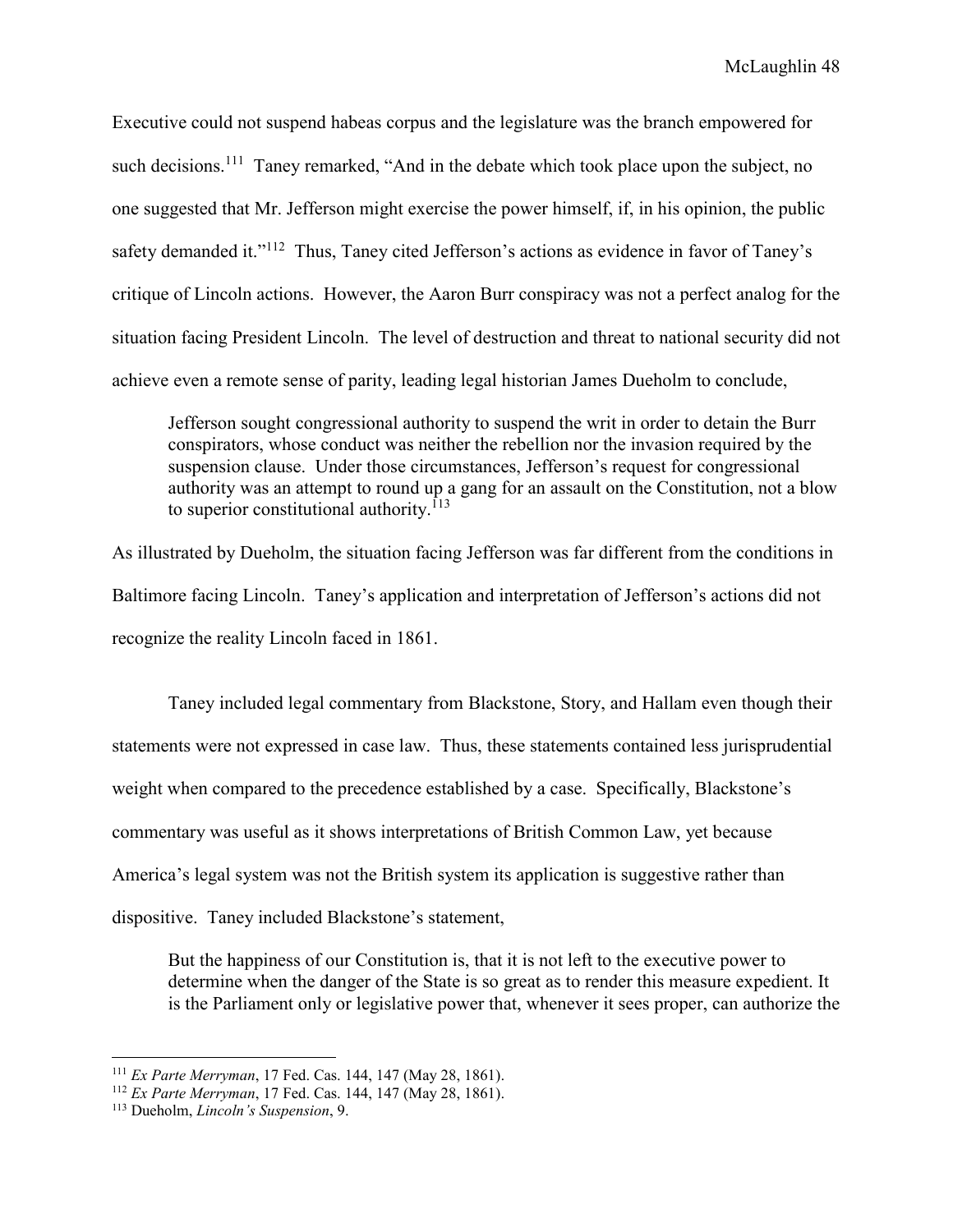Executive could not suspend habeas corpus and the legislature was the branch empowered for such decisions.[111] Taney remarked, "And in the debate which took place upon the subject, no one suggested that Mr. Jefferson might exercise the power himself, if, in his opinion, the public safety demanded it."[112] Thus, Taney cited Jefferson's actions as evidence in favor of Taney's critique of Lincoln actions. However, the Aaron Burr conspiracy was not a perfect analog for the situation facing President Lincoln. The level of destruction and threat to national security did not achieve even a remote sense of parity, leading legal historian James Dueholm to conclude,

> Jefferson sought congressional authority to suspend the writ in order to detain the Burr conspirators, whose conduct was neither the rebellion nor the invasion required by the suspension clause. Under those circumstances, Jefferson's request for congressional authority was an attempt to round up a gang for an assault on the Constitution, not a blow to superior constitutional authority.[113]

As illustrated by Dueholm, the situation facing Jefferson was far different from the conditions in Baltimore facing Lincoln. Taney's application and interpretation of Jefferson's actions did not recognize the reality Lincoln faced in 1861.

Taney included legal commentary from Blackstone, Story, and Hallam even though their statements were not expressed in case law. Thus, these statements contained less jurisprudential weight when compared to the precedence established by a case. Specifically, Blackstone's commentary was useful as it shows interpretations of British Common Law, yet because America's legal system was not the British system its application is suggestive rather than dispositive. Taney included Blackstone's statement,

> But the happiness of our Constitution is, that it is not left to the executive power to determine when the danger of the State is so great as to render this measure expedient. It is the Parliament only or legislative power that, whenever it sees proper, can authorize the

---

[111] *Ex Parte Merryman*, 17 Fed. Cas. 144, 147 (May 28, 1861).

[112] *Ex Parte Merryman*, 17 Fed. Cas. 144, 147 (May 28, 1861).

[113] Dueholm, *Lincoln's Suspension*, 9.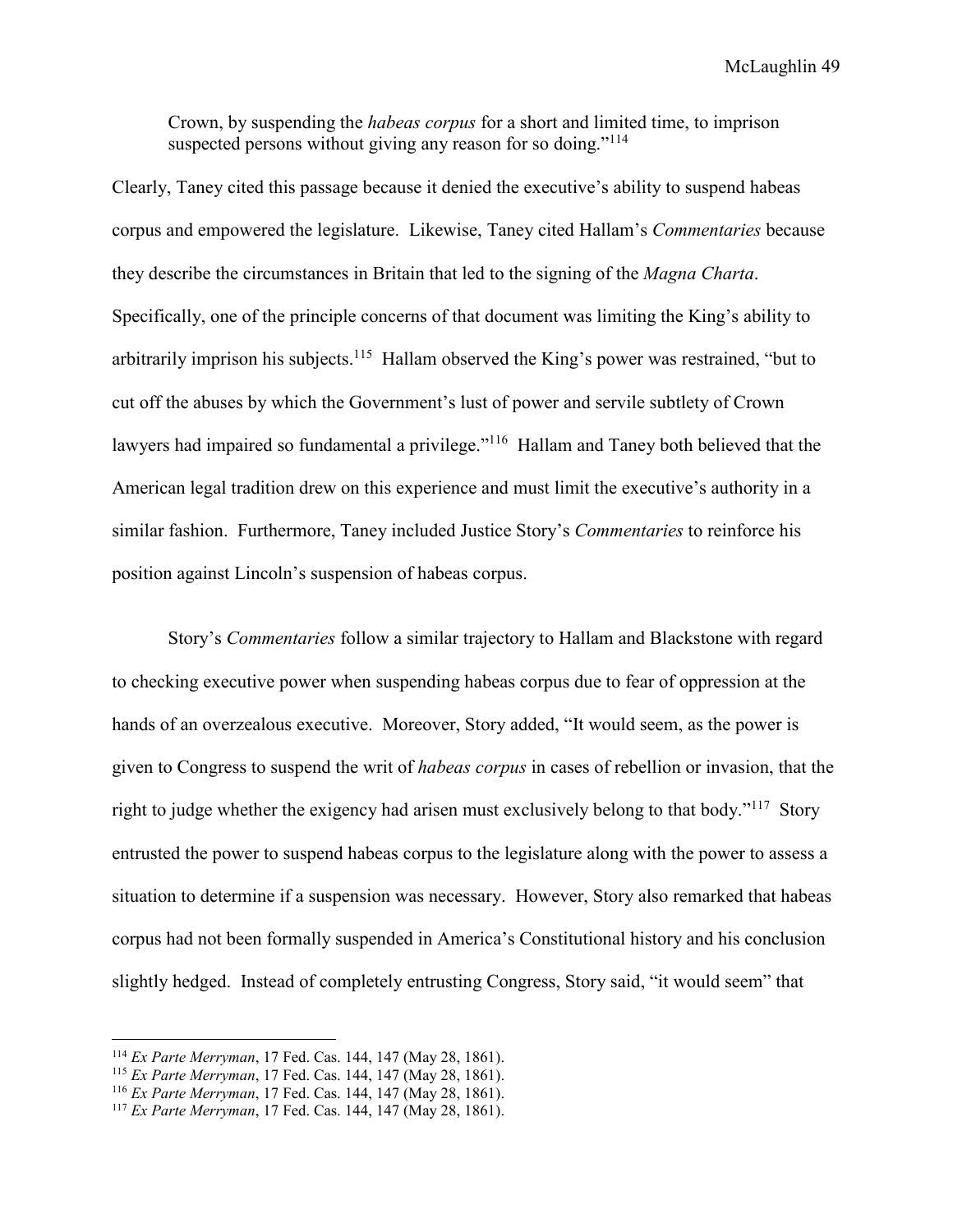> Crown, by suspending the *habeas corpus* for a short and limited time, to imprison suspected persons without giving any reason for so doing."[114]

Clearly, Taney cited this passage because it denied the executive's ability to suspend habeas corpus and empowered the legislature. Likewise, Taney cited Hallam's *Commentaries* because they describe the circumstances in Britain that led to the signing of the *Magna Charta*. Specifically, one of the principle concerns of that document was limiting the King's ability to arbitrarily imprison his subjects.[115] Hallam observed the King's power was restrained, "but to cut off the abuses by which the Government's lust of power and servile subtlety of Crown lawyers had impaired so fundamental a privilege."[116] Hallam and Taney both believed that the American legal tradition drew on this experience and must limit the executive's authority in a similar fashion. Furthermore, Taney included Justice Story's *Commentaries* to reinforce his position against Lincoln's suspension of habeas corpus.

Story's *Commentaries* follow a similar trajectory to Hallam and Blackstone with regard to checking executive power when suspending habeas corpus due to fear of oppression at the hands of an overzealous executive. Moreover, Story added, "It would seem, as the power is given to Congress to suspend the writ of *habeas corpus* in cases of rebellion or invasion, that the right to judge whether the exigency had arisen must exclusively belong to that body."[117] Story entrusted the power to suspend habeas corpus to the legislature along with the power to assess a situation to determine if a suspension was necessary. However, Story also remarked that habeas corpus had not been formally suspended in America's Constitutional history and his conclusion slightly hedged. Instead of completely entrusting Congress, Story said, "it would seem" that

---

[114] *Ex Parte Merryman*, 17 Fed. Cas. 144, 147 (May 28, 1861).

[115] *Ex Parte Merryman*, 17 Fed. Cas. 144, 147 (May 28, 1861).

[116] *Ex Parte Merryman*, 17 Fed. Cas. 144, 147 (May 28, 1861).

[117] *Ex Parte Merryman*, 17 Fed. Cas. 144, 147 (May 28, 1861).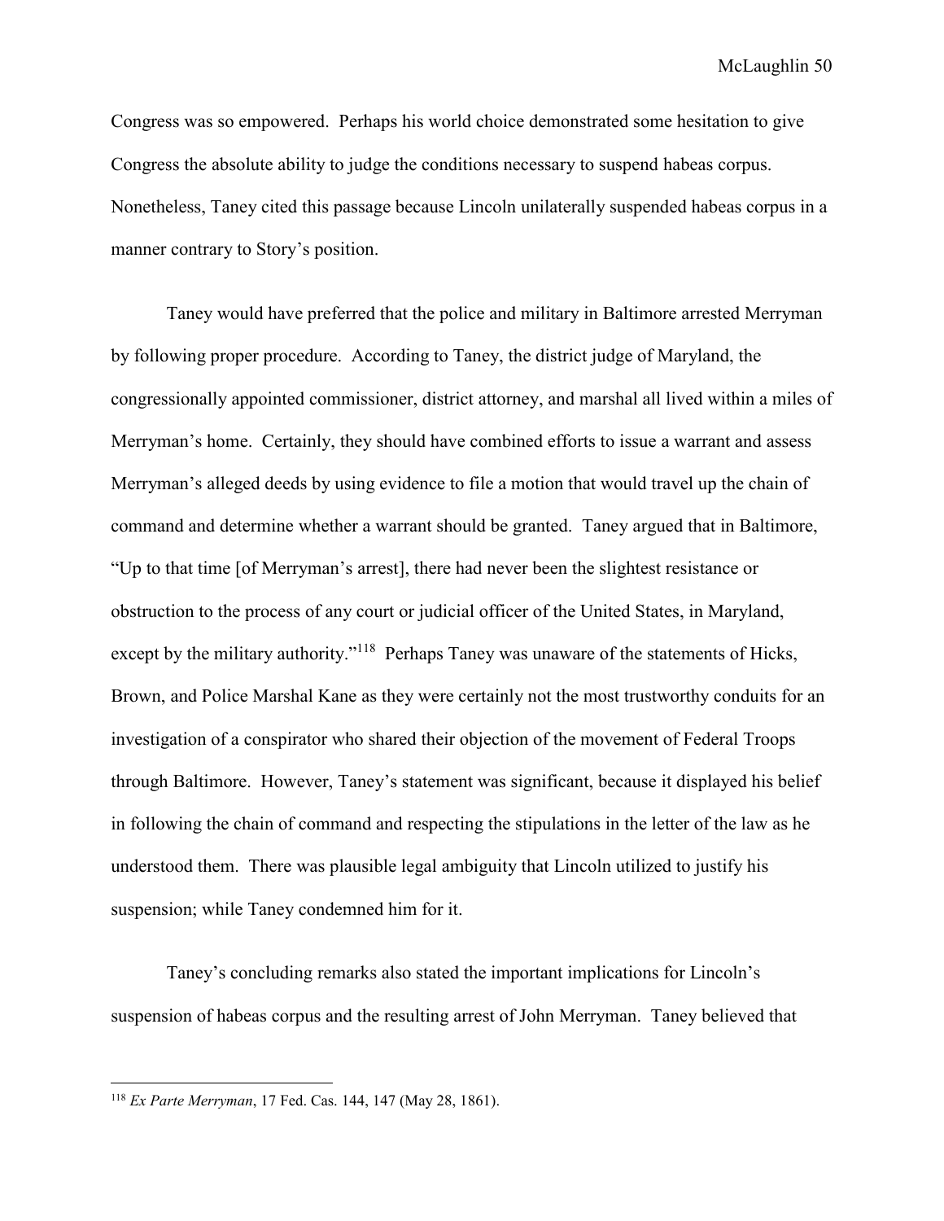Congress was so empowered. Perhaps his world choice demonstrated some hesitation to give Congress the absolute ability to judge the conditions necessary to suspend habeas corpus. Nonetheless, Taney cited this passage because Lincoln unilaterally suspended habeas corpus in a manner contrary to Story's position.

Taney would have preferred that the police and military in Baltimore arrested Merryman by following proper procedure. According to Taney, the district judge of Maryland, the congressionally appointed commissioner, district attorney, and marshal all lived within a miles of Merryman's home. Certainly, they should have combined efforts to issue a warrant and assess Merryman's alleged deeds by using evidence to file a motion that would travel up the chain of command and determine whether a warrant should be granted. Taney argued that in Baltimore, "Up to that time [of Merryman's arrest], there had never been the slightest resistance or obstruction to the process of any court or judicial officer of the United States, in Maryland, except by the military authority."[118] Perhaps Taney was unaware of the statements of Hicks, Brown, and Police Marshal Kane as they were certainly not the most trustworthy conduits for an investigation of a conspirator who shared their objection of the movement of Federal Troops through Baltimore. However, Taney's statement was significant, because it displayed his belief in following the chain of command and respecting the stipulations in the letter of the law as he understood them. There was plausible legal ambiguity that Lincoln utilized to justify his suspension; while Taney condemned him for it.

Taney's concluding remarks also stated the important implications for Lincoln's suspension of habeas corpus and the resulting arrest of John Merryman. Taney believed that

---

[118] *Ex Parte Merryman*, 17 Fed. Cas. 144, 147 (May 28, 1861).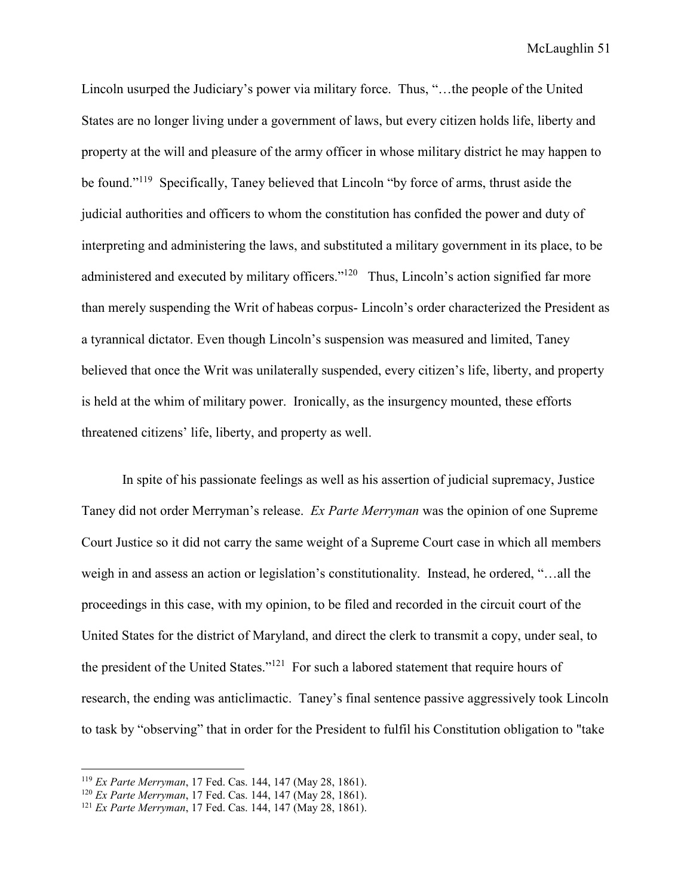Lincoln usurped the Judiciary's power via military force. Thus, "…the people of the United States are no longer living under a government of laws, but every citizen holds life, liberty and property at the will and pleasure of the army officer in whose military district he may happen to be found."[119] Specifically, Taney believed that Lincoln "by force of arms, thrust aside the judicial authorities and officers to whom the constitution has confided the power and duty of interpreting and administering the laws, and substituted a military government in its place, to be administered and executed by military officers."[120] Thus, Lincoln's action signified far more than merely suspending the Writ of habeas corpus- Lincoln's order characterized the President as a tyrannical dictator. Even though Lincoln's suspension was measured and limited, Taney believed that once the Writ was unilaterally suspended, every citizen's life, liberty, and property is held at the whim of military power. Ironically, as the insurgency mounted, these efforts threatened citizens' life, liberty, and property as well.

In spite of his passionate feelings as well as his assertion of judicial supremacy, Justice Taney did not order Merryman's release. *Ex Parte Merryman* was the opinion of one Supreme Court Justice so it did not carry the same weight of a Supreme Court case in which all members weigh in and assess an action or legislation's constitutionality. Instead, he ordered, "…all the proceedings in this case, with my opinion, to be filed and recorded in the circuit court of the United States for the district of Maryland, and direct the clerk to transmit a copy, under seal, to the president of the United States."[121] For such a labored statement that require hours of research, the ending was anticlimactic. Taney's final sentence passive aggressively took Lincoln to task by "observing" that in order for the President to fulfil his Constitution obligation to "take

---

[119] *Ex Parte Merryman*, 17 Fed. Cas. 144, 147 (May 28, 1861).

[120] *Ex Parte Merryman*, 17 Fed. Cas. 144, 147 (May 28, 1861).

[121] *Ex Parte Merryman*, 17 Fed. Cas. 144, 147 (May 28, 1861).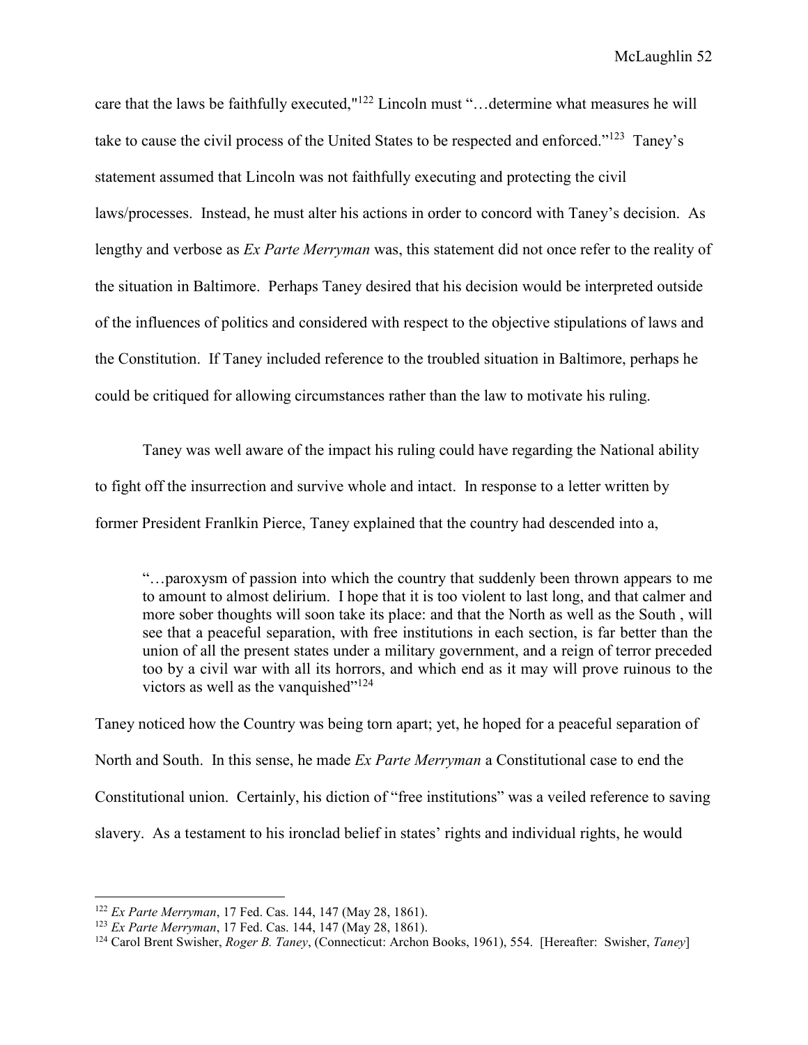care that the laws be faithfully executed,"[122] Lincoln must "…determine what measures he will take to cause the civil process of the United States to be respected and enforced."[123] Taney's statement assumed that Lincoln was not faithfully executing and protecting the civil laws/processes. Instead, he must alter his actions in order to concord with Taney's decision. As lengthy and verbose as *Ex Parte Merryman* was, this statement did not once refer to the reality of the situation in Baltimore. Perhaps Taney desired that his decision would be interpreted outside of the influences of politics and considered with respect to the objective stipulations of laws and the Constitution. If Taney included reference to the troubled situation in Baltimore, perhaps he could be critiqued for allowing circumstances rather than the law to motivate his ruling.

Taney was well aware of the impact his ruling could have regarding the National ability to fight off the insurrection and survive whole and intact. In response to a letter written by former President Franlkin Pierce, Taney explained that the country had descended into a,

> "…paroxysm of passion into which the country that suddenly been thrown appears to me to amount to almost delirium. I hope that it is too violent to last long, and that calmer and more sober thoughts will soon take its place: and that the North as well as the South , will see that a peaceful separation, with free institutions in each section, is far better than the union of all the present states under a military government, and a reign of terror preceded too by a civil war with all its horrors, and which end as it may will prove ruinous to the victors as well as the vanquished"[124]

Taney noticed how the Country was being torn apart; yet, he hoped for a peaceful separation of North and South. In this sense, he made *Ex Parte Merryman* a Constitutional case to end the Constitutional union. Certainly, his diction of "free institutions" was a veiled reference to saving slavery. As a testament to his ironclad belief in states' rights and individual rights, he would

---

[122] *Ex Parte Merryman*, 17 Fed. Cas. 144, 147 (May 28, 1861).

[123] *Ex Parte Merryman*, 17 Fed. Cas. 144, 147 (May 28, 1861).

[124] Carol Brent Swisher, *Roger B. Taney*, (Connecticut: Archon Books, 1961), 554. [Hereafter: Swisher, *Taney*]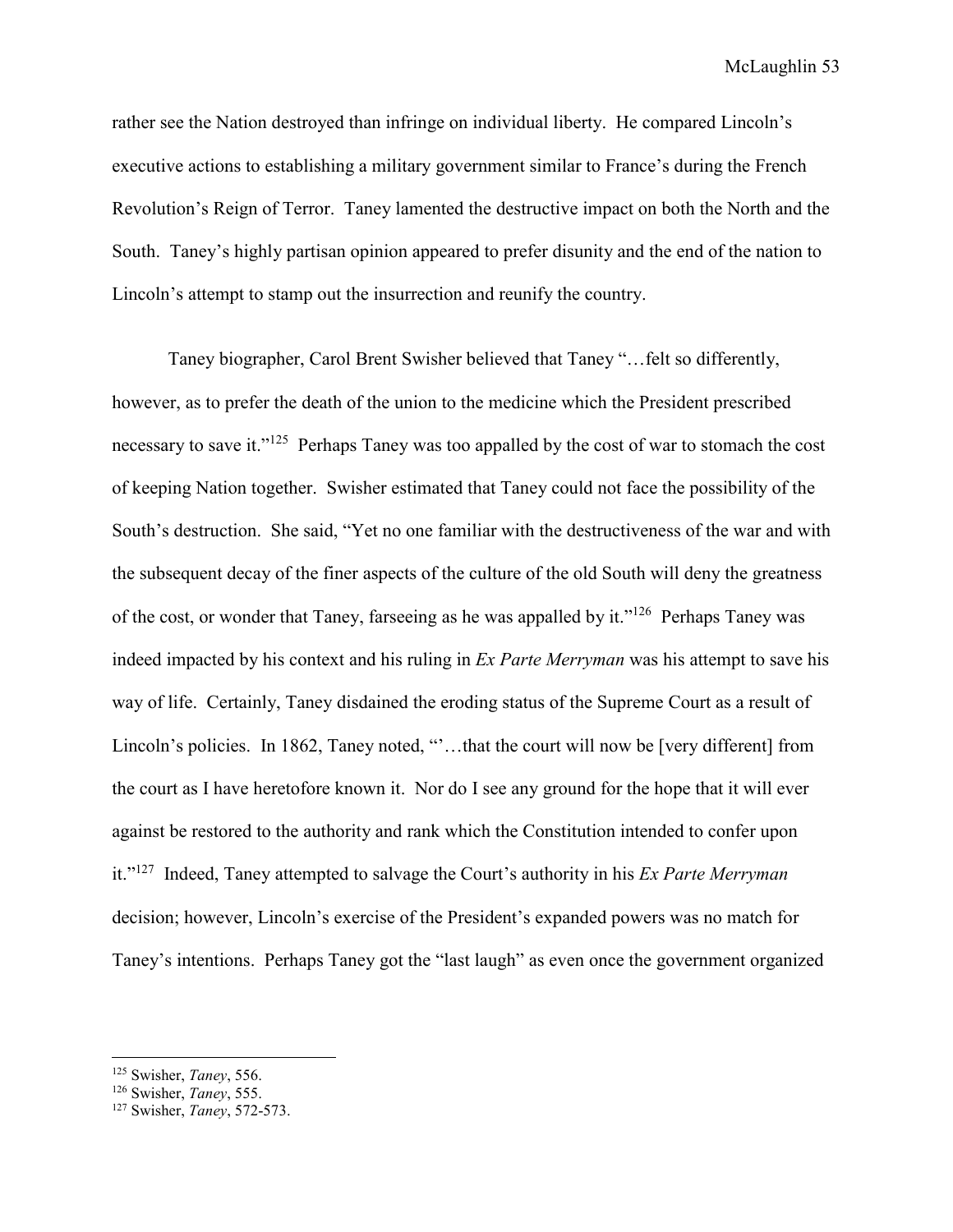rather see the Nation destroyed than infringe on individual liberty. He compared Lincoln's executive actions to establishing a military government similar to France's during the French Revolution's Reign of Terror. Taney lamented the destructive impact on both the North and the South. Taney's highly partisan opinion appeared to prefer disunity and the end of the nation to Lincoln's attempt to stamp out the insurrection and reunify the country.

Taney biographer, Carol Brent Swisher believed that Taney "…felt so differently, however, as to prefer the death of the union to the medicine which the President prescribed necessary to save it."[125] Perhaps Taney was too appalled by the cost of war to stomach the cost of keeping Nation together. Swisher estimated that Taney could not face the possibility of the South's destruction. She said, "Yet no one familiar with the destructiveness of the war and with the subsequent decay of the finer aspects of the culture of the old South will deny the greatness of the cost, or wonder that Taney, farseeing as he was appalled by it."[126] Perhaps Taney was indeed impacted by his context and his ruling in *Ex Parte Merryman* was his attempt to save his way of life. Certainly, Taney disdained the eroding status of the Supreme Court as a result of Lincoln's policies. In 1862, Taney noted, "'…that the court will now be [very different] from the court as I have heretofore known it. Nor do I see any ground for the hope that it will ever against be restored to the authority and rank which the Constitution intended to confer upon it."[127] Indeed, Taney attempted to salvage the Court's authority in his *Ex Parte Merryman* decision; however, Lincoln's exercise of the President's expanded powers was no match for Taney's intentions. Perhaps Taney got the "last laugh" as even once the government organized

[125] Swisher, *Taney*, 556.
[126] Swisher, *Taney*, 555.
[127] Swisher, *Taney*, 572-573.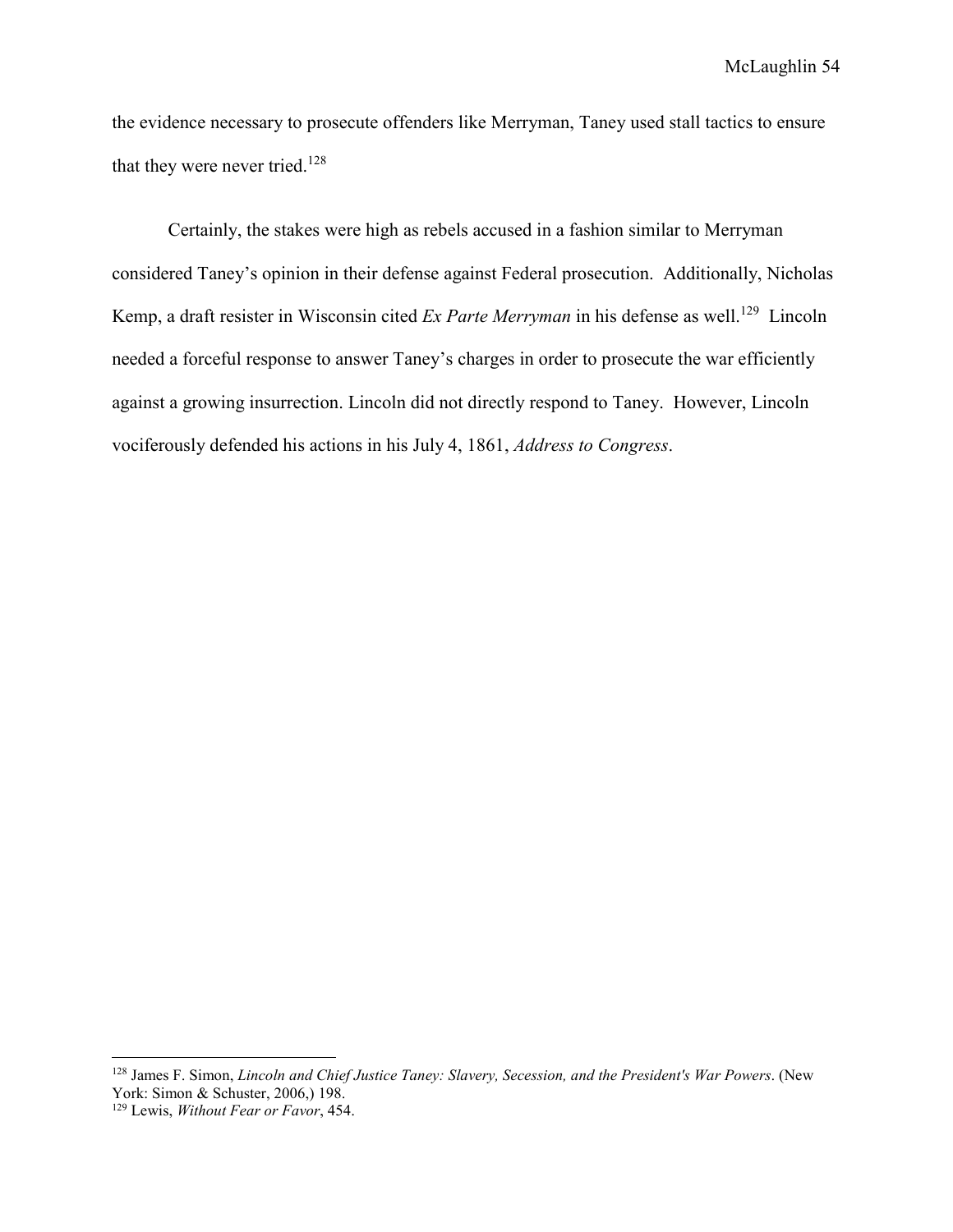the evidence necessary to prosecute offenders like Merryman, Taney used stall tactics to ensure that they were never tried.[128]

Certainly, the stakes were high as rebels accused in a fashion similar to Merryman considered Taney's opinion in their defense against Federal prosecution. Additionally, Nicholas Kemp, a draft resister in Wisconsin cited *Ex Parte Merryman* in his defense as well.[129] Lincoln needed a forceful response to answer Taney's charges in order to prosecute the war efficiently against a growing insurrection. Lincoln did not directly respond to Taney. However, Lincoln vociferously defended his actions in his July 4, 1861, *Address to Congress*.

---

[128] James F. Simon, *Lincoln and Chief Justice Taney: Slavery, Secession, and the President's War Powers*. (New York: Simon & Schuster, 2006,) 198.

[129] Lewis, *Without Fear or Favor*, 454.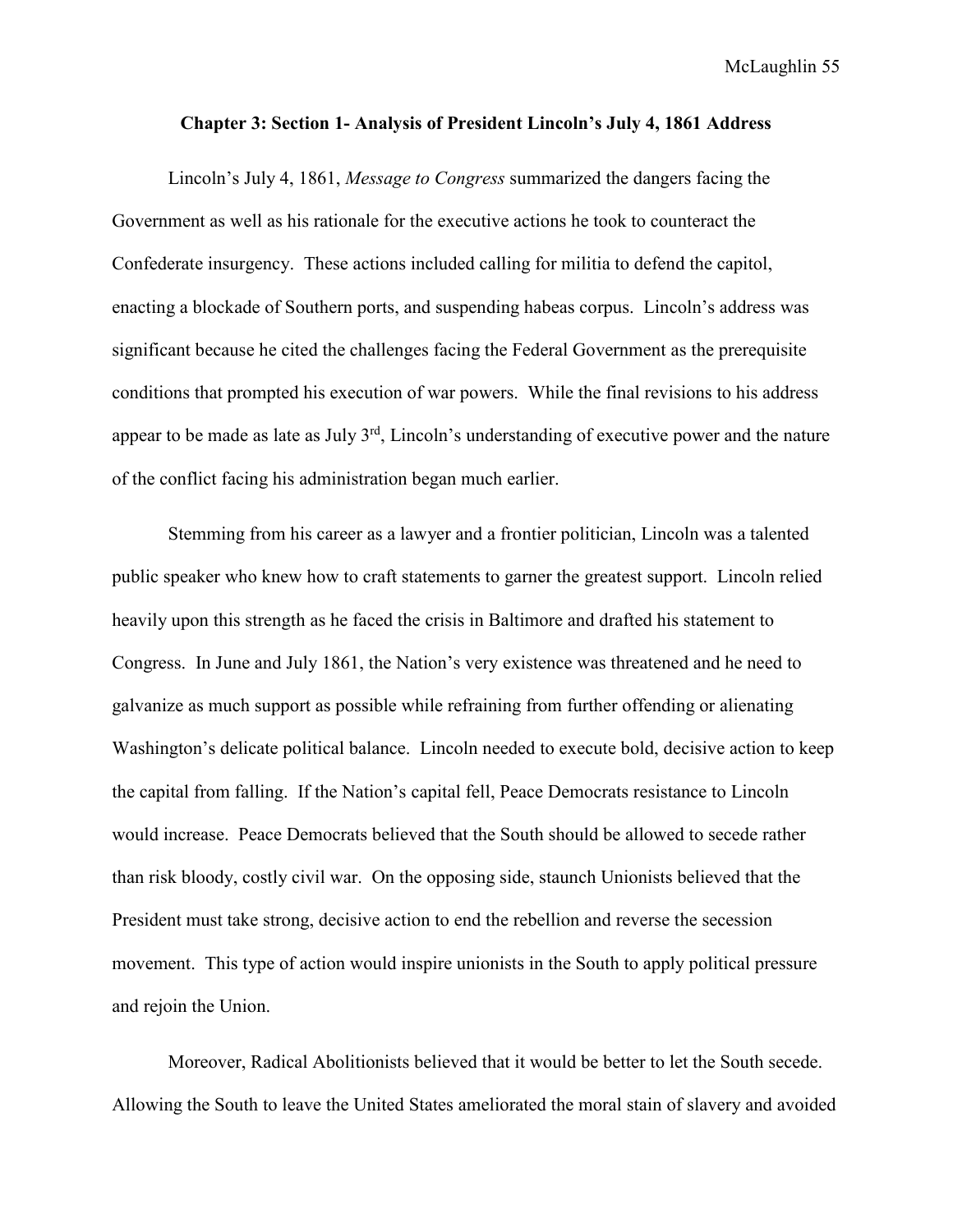### Chapter 3: Section 1- Analysis of President Lincoln's July 4, 1861 Address

Lincoln's July 4, 1861, *Message to Congress* summarized the dangers facing the Government as well as his rationale for the executive actions he took to counteract the Confederate insurgency. These actions included calling for militia to defend the capitol, enacting a blockade of Southern ports, and suspending habeas corpus. Lincoln's address was significant because he cited the challenges facing the Federal Government as the prerequisite conditions that prompted his execution of war powers. While the final revisions to his address appear to be made as late as July 3rd, Lincoln's understanding of executive power and the nature of the conflict facing his administration began much earlier.

Stemming from his career as a lawyer and a frontier politician, Lincoln was a talented public speaker who knew how to craft statements to garner the greatest support. Lincoln relied heavily upon this strength as he faced the crisis in Baltimore and drafted his statement to Congress. In June and July 1861, the Nation's very existence was threatened and he need to galvanize as much support as possible while refraining from further offending or alienating Washington's delicate political balance. Lincoln needed to execute bold, decisive action to keep the capital from falling. If the Nation's capital fell, Peace Democrats resistance to Lincoln would increase. Peace Democrats believed that the South should be allowed to secede rather than risk bloody, costly civil war. On the opposing side, staunch Unionists believed that the President must take strong, decisive action to end the rebellion and reverse the secession movement. This type of action would inspire unionists in the South to apply political pressure and rejoin the Union.

Moreover, Radical Abolitionists believed that it would be better to let the South secede. Allowing the South to leave the United States ameliorated the moral stain of slavery and avoided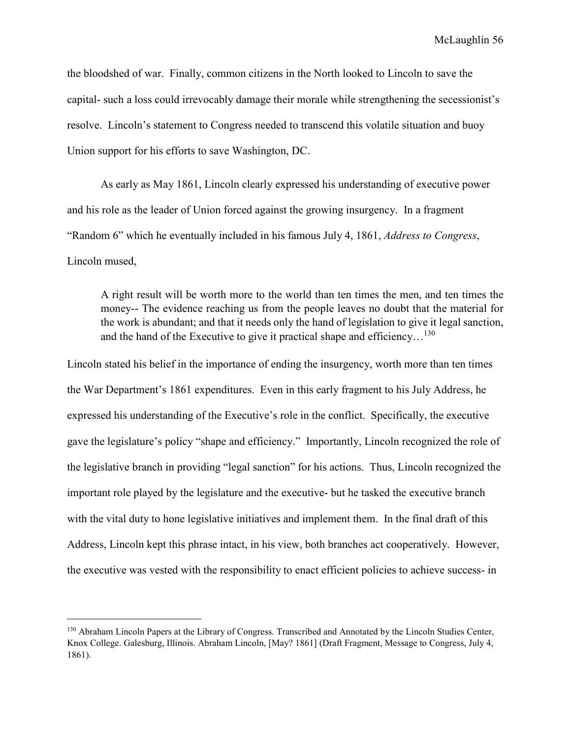the bloodshed of war. Finally, common citizens in the North looked to Lincoln to save the capital- such a loss could irrevocably damage their morale while strengthening the secessionist's resolve. Lincoln's statement to Congress needed to transcend this volatile situation and buoy Union support for his efforts to save Washington, DC.

As early as May 1861, Lincoln clearly expressed his understanding of executive power and his role as the leader of Union forced against the growing insurgency. In a fragment "Random 6" which he eventually included in his famous July 4, 1861, *Address to Congress*, Lincoln mused,

> A right result will be worth more to the world than ten times the men, and ten times the money-- The evidence reaching us from the people leaves no doubt that the material for the work is abundant; and that it needs only the hand of legislation to give it legal sanction, and the hand of the Executive to give it practical shape and efficiency…[130]

Lincoln stated his belief in the importance of ending the insurgency, worth more than ten times the War Department's 1861 expenditures. Even in this early fragment to his July Address, he expressed his understanding of the Executive's role in the conflict. Specifically, the executive gave the legislature's policy "shape and efficiency." Importantly, Lincoln recognized the role of the legislative branch in providing "legal sanction" for his actions. Thus, Lincoln recognized the important role played by the legislature and the executive- but he tasked the executive branch with the vital duty to hone legislative initiatives and implement them. In the final draft of this Address, Lincoln kept this phrase intact, in his view, both branches act cooperatively. However, the executive was vested with the responsibility to enact efficient policies to achieve success- in

[130] Abraham Lincoln Papers at the Library of Congress. Transcribed and Annotated by the Lincoln Studies Center, Knox College. Galesburg, Illinois. Abraham Lincoln, [May? 1861] (Draft Fragment, Message to Congress, July 4, 1861).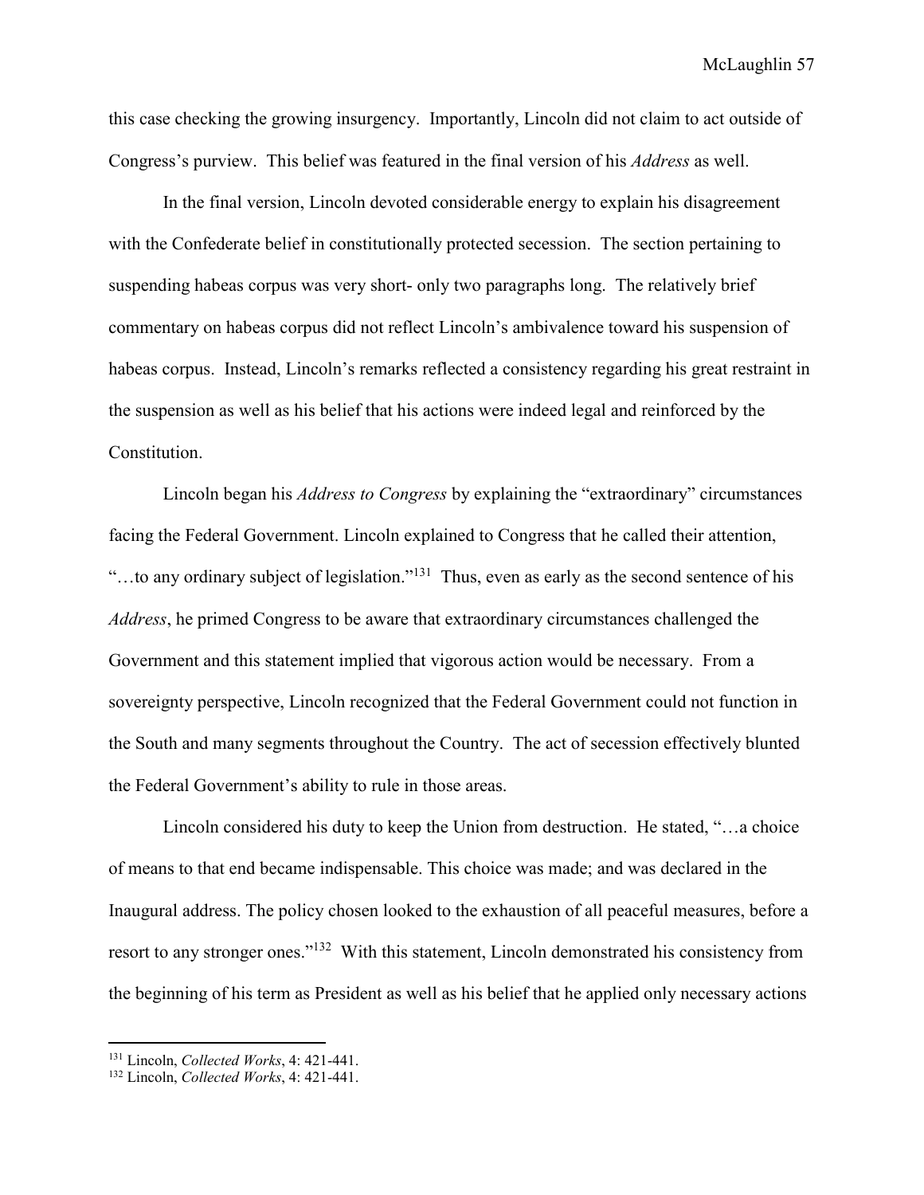this case checking the growing insurgency. Importantly, Lincoln did not claim to act outside of Congress's purview. This belief was featured in the final version of his *Address* as well.

In the final version, Lincoln devoted considerable energy to explain his disagreement with the Confederate belief in constitutionally protected secession. The section pertaining to suspending habeas corpus was very short- only two paragraphs long. The relatively brief commentary on habeas corpus did not reflect Lincoln's ambivalence toward his suspension of habeas corpus. Instead, Lincoln's remarks reflected a consistency regarding his great restraint in the suspension as well as his belief that his actions were indeed legal and reinforced by the Constitution.

Lincoln began his *Address to Congress* by explaining the "extraordinary" circumstances facing the Federal Government. Lincoln explained to Congress that he called their attention, "…to any ordinary subject of legislation."[131] Thus, even as early as the second sentence of his *Address*, he primed Congress to be aware that extraordinary circumstances challenged the Government and this statement implied that vigorous action would be necessary. From a sovereignty perspective, Lincoln recognized that the Federal Government could not function in the South and many segments throughout the Country. The act of secession effectively blunted the Federal Government's ability to rule in those areas.

Lincoln considered his duty to keep the Union from destruction. He stated, "…a choice of means to that end became indispensable. This choice was made; and was declared in the Inaugural address. The policy chosen looked to the exhaustion of all peaceful measures, before a resort to any stronger ones."[132] With this statement, Lincoln demonstrated his consistency from the beginning of his term as President as well as his belief that he applied only necessary actions

[131] Lincoln, *Collected Works*, 4: 421-441.
[132] Lincoln, *Collected Works*, 4: 421-441.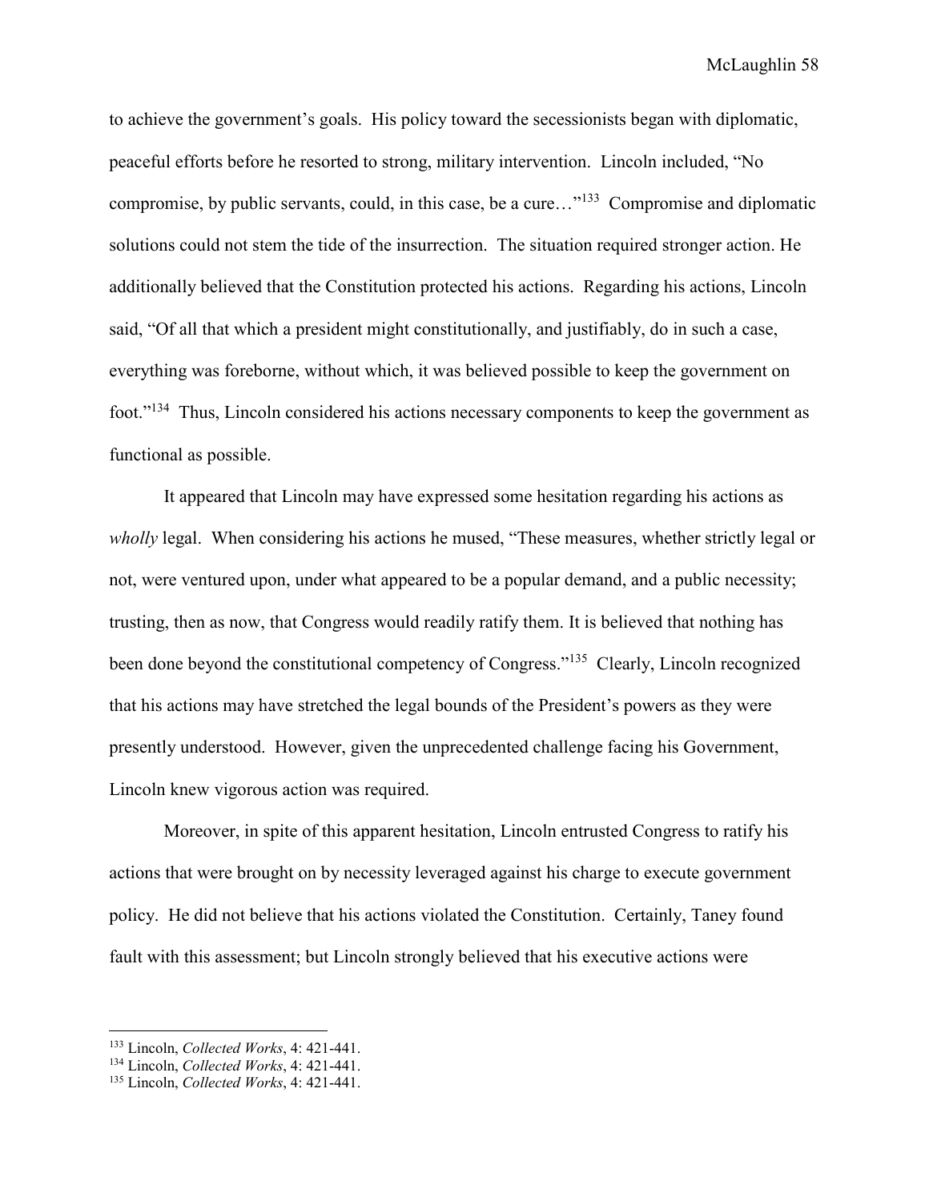to achieve the government's goals. His policy toward the secessionists began with diplomatic, peaceful efforts before he resorted to strong, military intervention. Lincoln included, "No compromise, by public servants, could, in this case, be a cure…"[133] Compromise and diplomatic solutions could not stem the tide of the insurrection. The situation required stronger action. He additionally believed that the Constitution protected his actions. Regarding his actions, Lincoln said, "Of all that which a president might constitutionally, and justifiably, do in such a case, everything was foreborne, without which, it was believed possible to keep the government on foot."[134] Thus, Lincoln considered his actions necessary components to keep the government as functional as possible.

It appeared that Lincoln may have expressed some hesitation regarding his actions as *wholly* legal. When considering his actions he mused, "These measures, whether strictly legal or not, were ventured upon, under what appeared to be a popular demand, and a public necessity; trusting, then as now, that Congress would readily ratify them. It is believed that nothing has been done beyond the constitutional competency of Congress."[135] Clearly, Lincoln recognized that his actions may have stretched the legal bounds of the President's powers as they were presently understood. However, given the unprecedented challenge facing his Government, Lincoln knew vigorous action was required.

Moreover, in spite of this apparent hesitation, Lincoln entrusted Congress to ratify his actions that were brought on by necessity leveraged against his charge to execute government policy. He did not believe that his actions violated the Constitution. Certainly, Taney found fault with this assessment; but Lincoln strongly believed that his executive actions were

---

[133] Lincoln, *Collected Works*, 4: 421-441.
[134] Lincoln, *Collected Works*, 4: 421-441.
[135] Lincoln, *Collected Works*, 4: 421-441.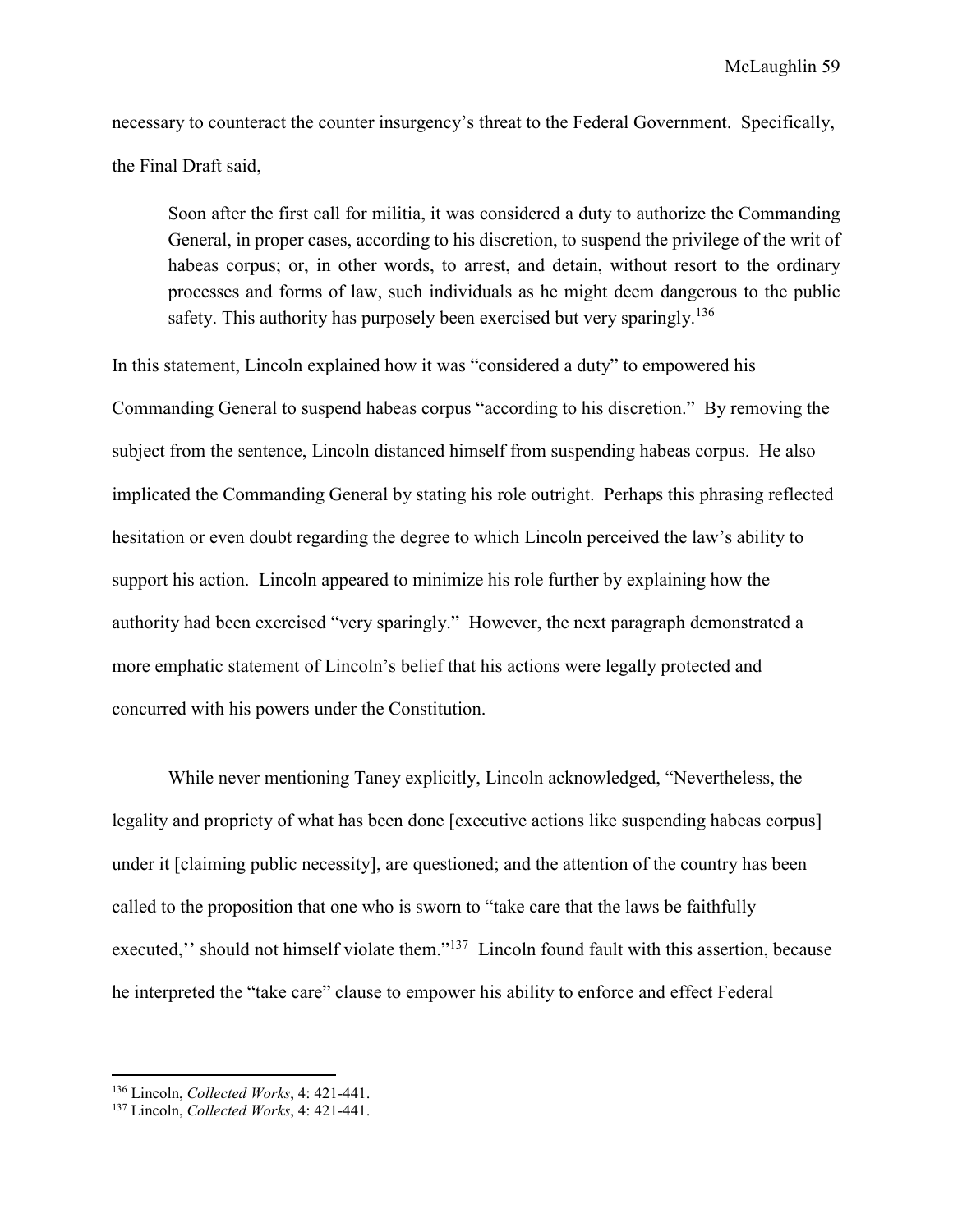necessary to counteract the counter insurgency's threat to the Federal Government. Specifically, the Final Draft said,

> Soon after the first call for militia, it was considered a duty to authorize the Commanding General, in proper cases, according to his discretion, to suspend the privilege of the writ of habeas corpus; or, in other words, to arrest, and detain, without resort to the ordinary processes and forms of law, such individuals as he might deem dangerous to the public safety. This authority has purposely been exercised but very sparingly.[136]

In this statement, Lincoln explained how it was "considered a duty" to empowered his Commanding General to suspend habeas corpus "according to his discretion." By removing the subject from the sentence, Lincoln distanced himself from suspending habeas corpus. He also implicated the Commanding General by stating his role outright. Perhaps this phrasing reflected hesitation or even doubt regarding the degree to which Lincoln perceived the law's ability to support his action. Lincoln appeared to minimize his role further by explaining how the authority had been exercised "very sparingly." However, the next paragraph demonstrated a more emphatic statement of Lincoln's belief that his actions were legally protected and concurred with his powers under the Constitution.

While never mentioning Taney explicitly, Lincoln acknowledged, "Nevertheless, the legality and propriety of what has been done [executive actions like suspending habeas corpus] under it [claiming public necessity], are questioned; and the attention of the country has been called to the proposition that one who is sworn to "take care that the laws be faithfully executed,'' should not himself violate them."[137] Lincoln found fault with this assertion, because he interpreted the "take care" clause to empower his ability to enforce and effect Federal

---

[136] Lincoln, *Collected Works*, 4: 421-441.

[137] Lincoln, *Collected Works*, 4: 421-441.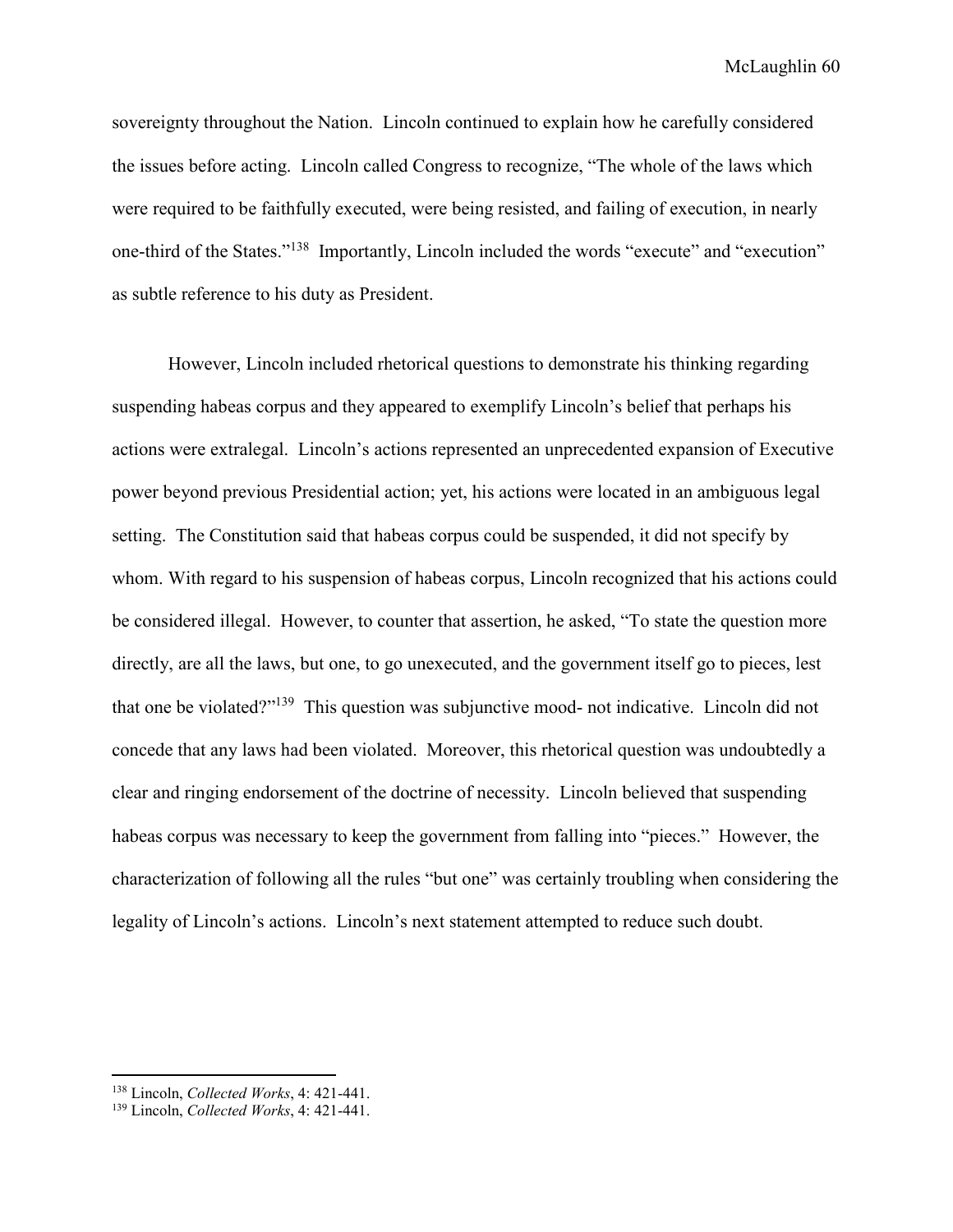sovereignty throughout the Nation. Lincoln continued to explain how he carefully considered the issues before acting. Lincoln called Congress to recognize, "The whole of the laws which were required to be faithfully executed, were being resisted, and failing of execution, in nearly one-third of the States."[138] Importantly, Lincoln included the words "execute" and "execution" as subtle reference to his duty as President.

However, Lincoln included rhetorical questions to demonstrate his thinking regarding suspending habeas corpus and they appeared to exemplify Lincoln's belief that perhaps his actions were extralegal. Lincoln's actions represented an unprecedented expansion of Executive power beyond previous Presidential action; yet, his actions were located in an ambiguous legal setting. The Constitution said that habeas corpus could be suspended, it did not specify by whom. With regard to his suspension of habeas corpus, Lincoln recognized that his actions could be considered illegal. However, to counter that assertion, he asked, "To state the question more directly, are all the laws, but one, to go unexecuted, and the government itself go to pieces, lest that one be violated?"[139] This question was subjunctive mood- not indicative. Lincoln did not concede that any laws had been violated. Moreover, this rhetorical question was undoubtedly a clear and ringing endorsement of the doctrine of necessity. Lincoln believed that suspending habeas corpus was necessary to keep the government from falling into "pieces." However, the characterization of following all the rules "but one" was certainly troubling when considering the legality of Lincoln's actions. Lincoln's next statement attempted to reduce such doubt.

---

[138] Lincoln, *Collected Works*, 4: 421-441.

[139] Lincoln, *Collected Works*, 4: 421-441.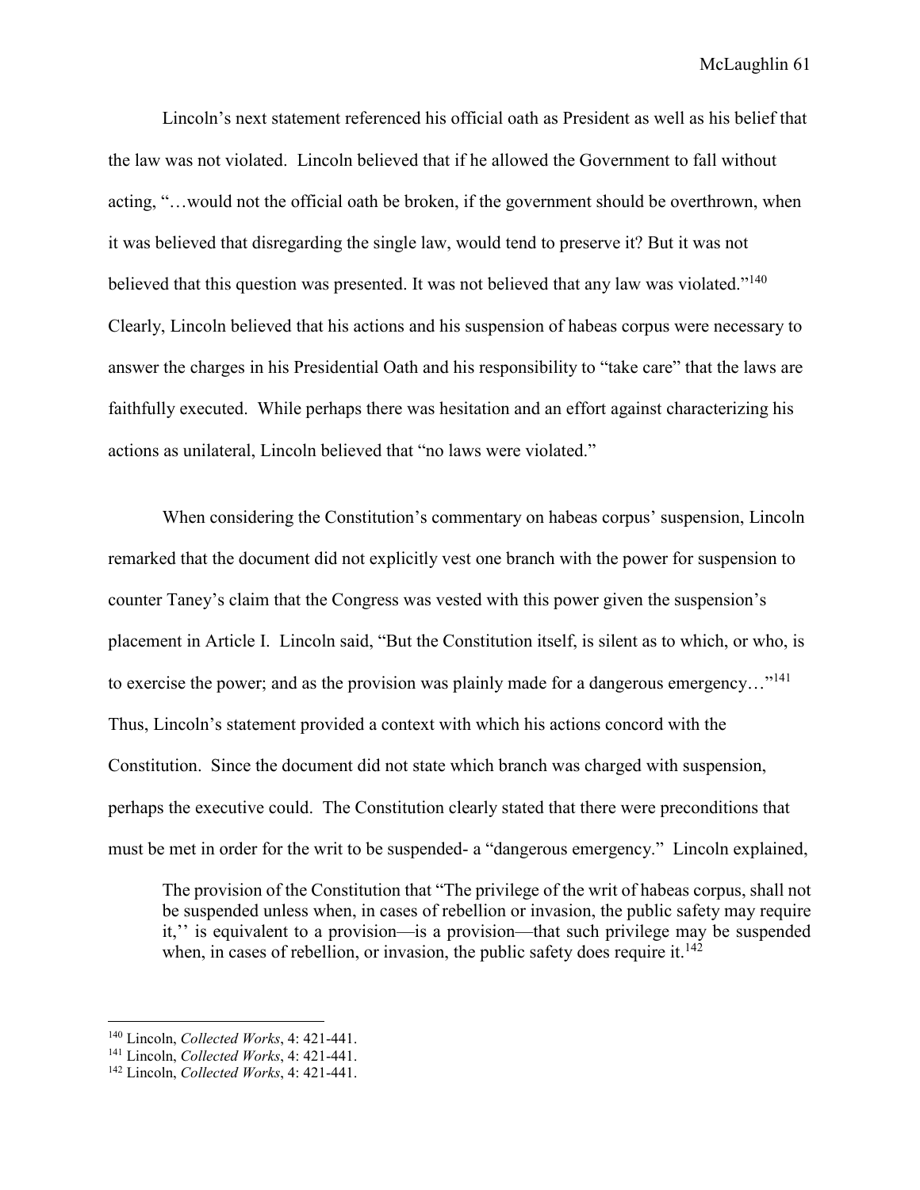Lincoln's next statement referenced his official oath as President as well as his belief that the law was not violated. Lincoln believed that if he allowed the Government to fall without acting, "…would not the official oath be broken, if the government should be overthrown, when it was believed that disregarding the single law, would tend to preserve it? But it was not believed that this question was presented. It was not believed that any law was violated."[140] Clearly, Lincoln believed that his actions and his suspension of habeas corpus were necessary to answer the charges in his Presidential Oath and his responsibility to "take care" that the laws are faithfully executed. While perhaps there was hesitation and an effort against characterizing his actions as unilateral, Lincoln believed that "no laws were violated."

When considering the Constitution's commentary on habeas corpus' suspension, Lincoln remarked that the document did not explicitly vest one branch with the power for suspension to counter Taney's claim that the Congress was vested with this power given the suspension's placement in Article I. Lincoln said, "But the Constitution itself, is silent as to which, or who, is to exercise the power; and as the provision was plainly made for a dangerous emergency…"[141] Thus, Lincoln's statement provided a context with which his actions concord with the Constitution. Since the document did not state which branch was charged with suspension, perhaps the executive could. The Constitution clearly stated that there were preconditions that must be met in order for the writ to be suspended- a "dangerous emergency." Lincoln explained,

> The provision of the Constitution that "The privilege of the writ of habeas corpus, shall not be suspended unless when, in cases of rebellion or invasion, the public safety may require it,'' is equivalent to a provision—is a provision—that such privilege may be suspended when, in cases of rebellion, or invasion, the public safety does require it.[142]

---

[140] Lincoln, *Collected Works*, 4: 421-441.
[141] Lincoln, *Collected Works*, 4: 421-441.
[142] Lincoln, *Collected Works*, 4: 421-441.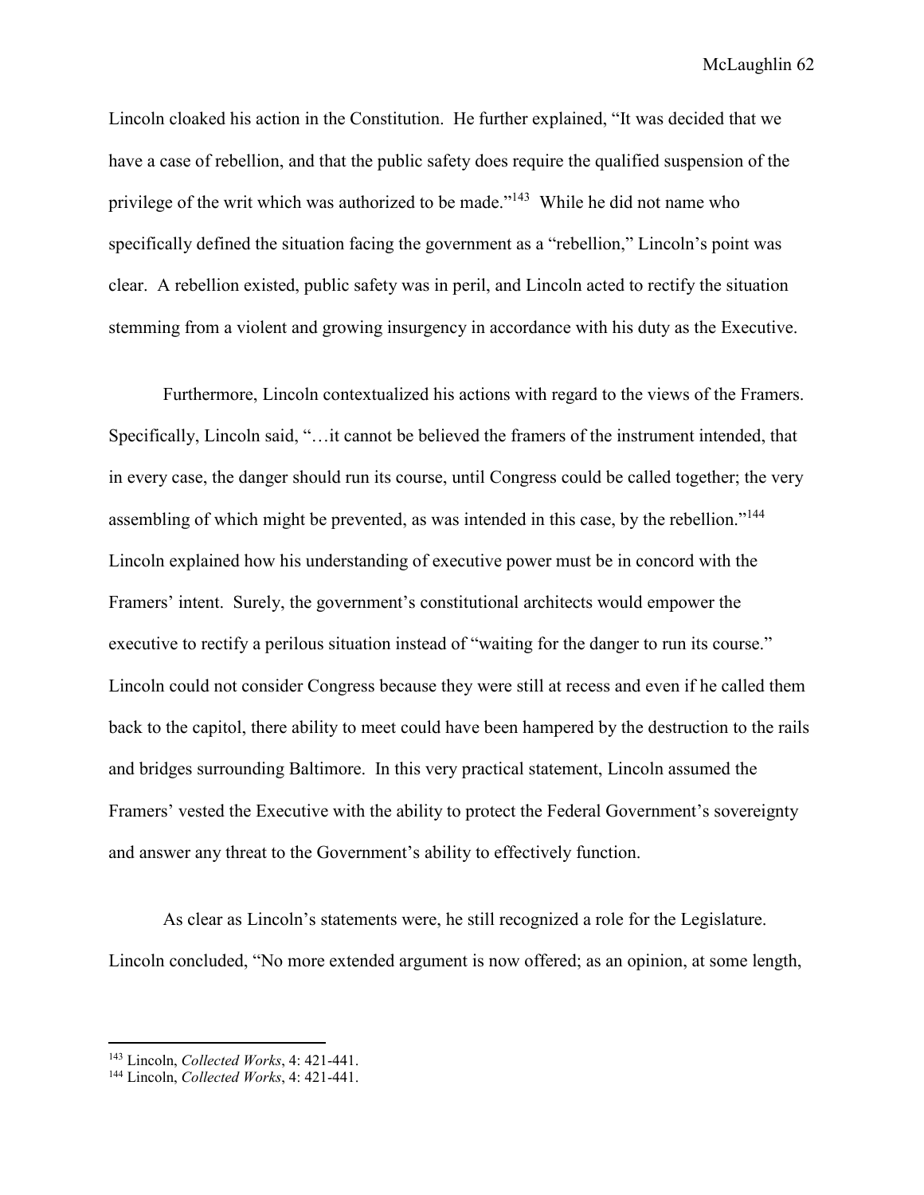Lincoln cloaked his action in the Constitution. He further explained, "It was decided that we have a case of rebellion, and that the public safety does require the qualified suspension of the privilege of the writ which was authorized to be made."[143] While he did not name who specifically defined the situation facing the government as a "rebellion," Lincoln's point was clear. A rebellion existed, public safety was in peril, and Lincoln acted to rectify the situation stemming from a violent and growing insurgency in accordance with his duty as the Executive.

Furthermore, Lincoln contextualized his actions with regard to the views of the Framers. Specifically, Lincoln said, "…it cannot be believed the framers of the instrument intended, that in every case, the danger should run its course, until Congress could be called together; the very assembling of which might be prevented, as was intended in this case, by the rebellion."[144] Lincoln explained how his understanding of executive power must be in concord with the Framers' intent. Surely, the government's constitutional architects would empower the executive to rectify a perilous situation instead of "waiting for the danger to run its course." Lincoln could not consider Congress because they were still at recess and even if he called them back to the capitol, there ability to meet could have been hampered by the destruction to the rails and bridges surrounding Baltimore. In this very practical statement, Lincoln assumed the Framers' vested the Executive with the ability to protect the Federal Government's sovereignty and answer any threat to the Government's ability to effectively function.

As clear as Lincoln's statements were, he still recognized a role for the Legislature. Lincoln concluded, "No more extended argument is now offered; as an opinion, at some length,

---

[143] Lincoln, *Collected Works*, 4: 421-441.

[144] Lincoln, *Collected Works*, 4: 421-441.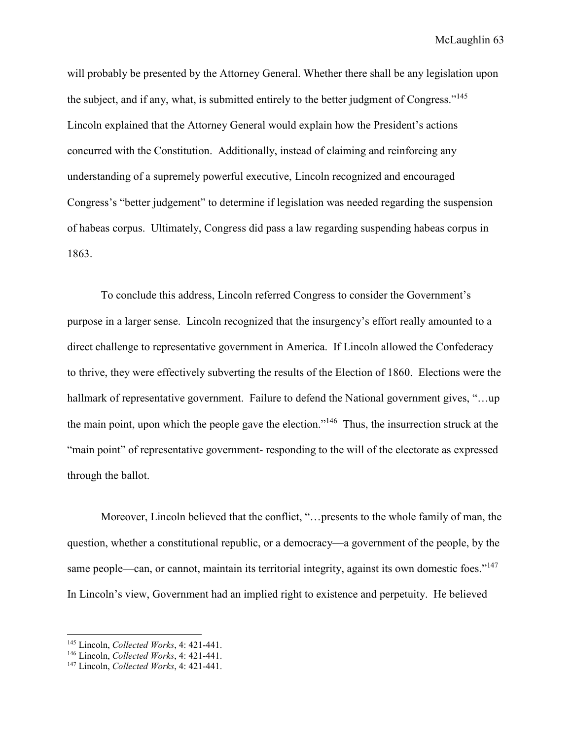will probably be presented by the Attorney General. Whether there shall be any legislation upon the subject, and if any, what, is submitted entirely to the better judgment of Congress."[145] Lincoln explained that the Attorney General would explain how the President's actions concurred with the Constitution. Additionally, instead of claiming and reinforcing any understanding of a supremely powerful executive, Lincoln recognized and encouraged Congress's "better judgement" to determine if legislation was needed regarding the suspension of habeas corpus. Ultimately, Congress did pass a law regarding suspending habeas corpus in 1863.

To conclude this address, Lincoln referred Congress to consider the Government's purpose in a larger sense. Lincoln recognized that the insurgency's effort really amounted to a direct challenge to representative government in America. If Lincoln allowed the Confederacy to thrive, they were effectively subverting the results of the Election of 1860. Elections were the hallmark of representative government. Failure to defend the National government gives, "…up the main point, upon which the people gave the election."[146] Thus, the insurrection struck at the "main point" of representative government- responding to the will of the electorate as expressed through the ballot.

Moreover, Lincoln believed that the conflict, "…presents to the whole family of man, the question, whether a constitutional republic, or a democracy—a government of the people, by the same people—can, or cannot, maintain its territorial integrity, against its own domestic foes."[147] In Lincoln's view, Government had an implied right to existence and perpetuity. He believed

[145] Lincoln, *Collected Works*, 4: 421-441.
[146] Lincoln, *Collected Works*, 4: 421-441.
[147] Lincoln, *Collected Works*, 4: 421-441.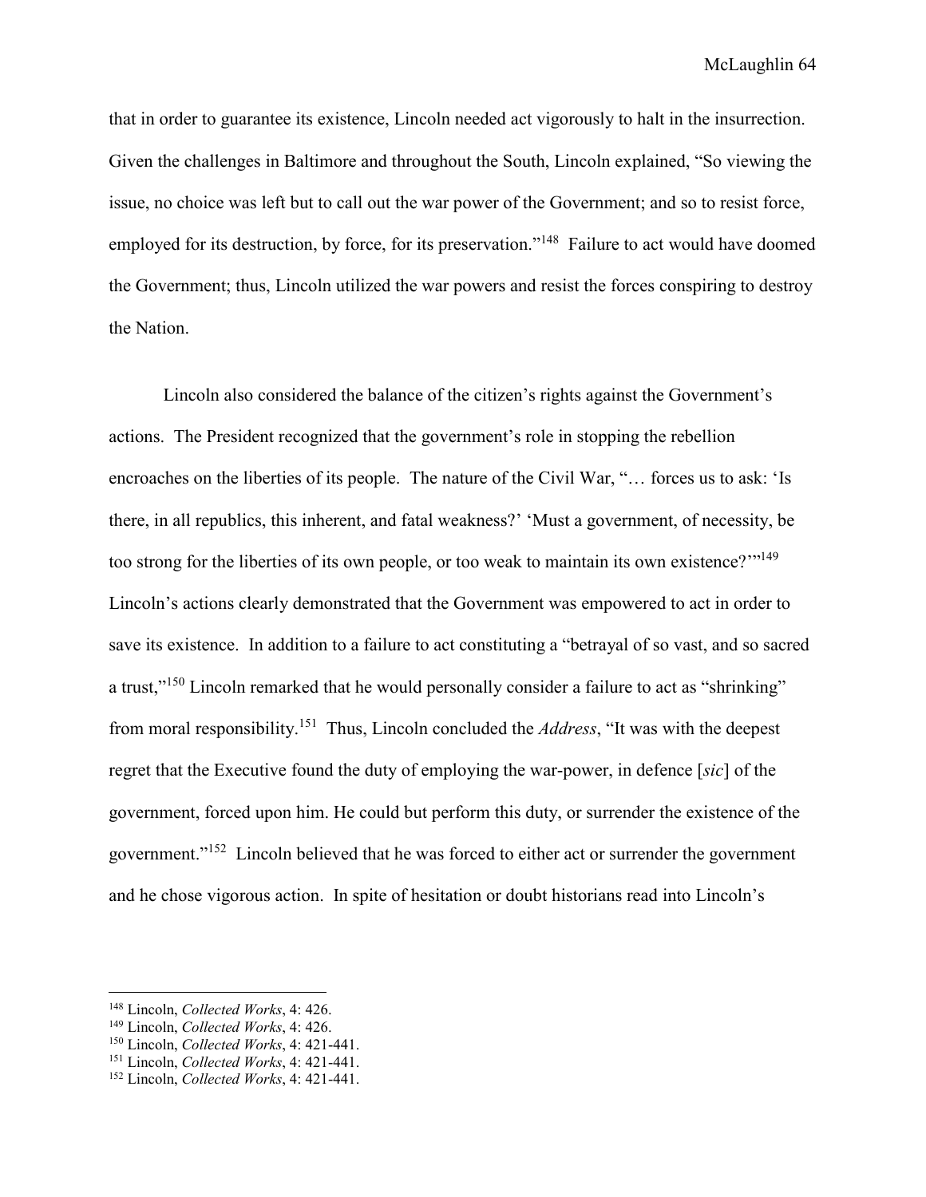that in order to guarantee its existence, Lincoln needed act vigorously to halt in the insurrection. Given the challenges in Baltimore and throughout the South, Lincoln explained, "So viewing the issue, no choice was left but to call out the war power of the Government; and so to resist force, employed for its destruction, by force, for its preservation."[148] Failure to act would have doomed the Government; thus, Lincoln utilized the war powers and resist the forces conspiring to destroy the Nation.

Lincoln also considered the balance of the citizen's rights against the Government's actions. The President recognized that the government's role in stopping the rebellion encroaches on the liberties of its people. The nature of the Civil War, "… forces us to ask: 'Is there, in all republics, this inherent, and fatal weakness?' 'Must a government, of necessity, be too strong for the liberties of its own people, or too weak to maintain its own existence?'"[149] Lincoln's actions clearly demonstrated that the Government was empowered to act in order to save its existence. In addition to a failure to act constituting a "betrayal of so vast, and so sacred a trust,"[150] Lincoln remarked that he would personally consider a failure to act as "shrinking" from moral responsibility.[151] Thus, Lincoln concluded the *Address*, "It was with the deepest regret that the Executive found the duty of employing the war-power, in defence [*sic*] of the government, forced upon him. He could but perform this duty, or surrender the existence of the government."[152] Lincoln believed that he was forced to either act or surrender the government and he chose vigorous action. In spite of hesitation or doubt historians read into Lincoln's

---

[148] Lincoln, *Collected Works*, 4: 426.
[149] Lincoln, *Collected Works*, 4: 426.
[150] Lincoln, *Collected Works*, 4: 421-441.
[151] Lincoln, *Collected Works*, 4: 421-441.
[152] Lincoln, *Collected Works*, 4: 421-441.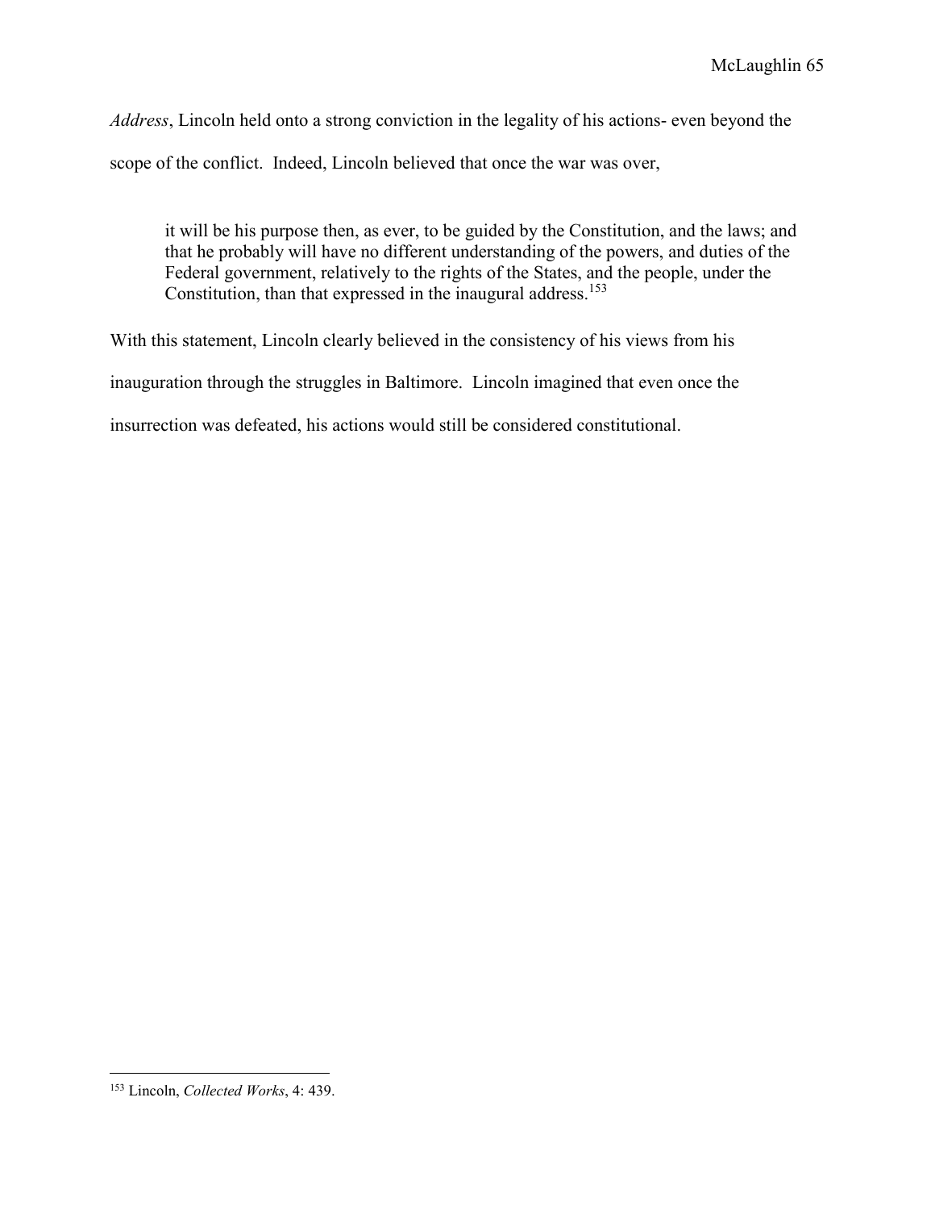*Address*, Lincoln held onto a strong conviction in the legality of his actions- even beyond the scope of the conflict. Indeed, Lincoln believed that once the war was over,

> it will be his purpose then, as ever, to be guided by the Constitution, and the laws; and that he probably will have no different understanding of the powers, and duties of the Federal government, relatively to the rights of the States, and the people, under the Constitution, than that expressed in the inaugural address.[153]

With this statement, Lincoln clearly believed in the consistency of his views from his inauguration through the struggles in Baltimore. Lincoln imagined that even once the insurrection was defeated, his actions would still be considered constitutional.

---

[153] Lincoln, *Collected Works*, 4: 439.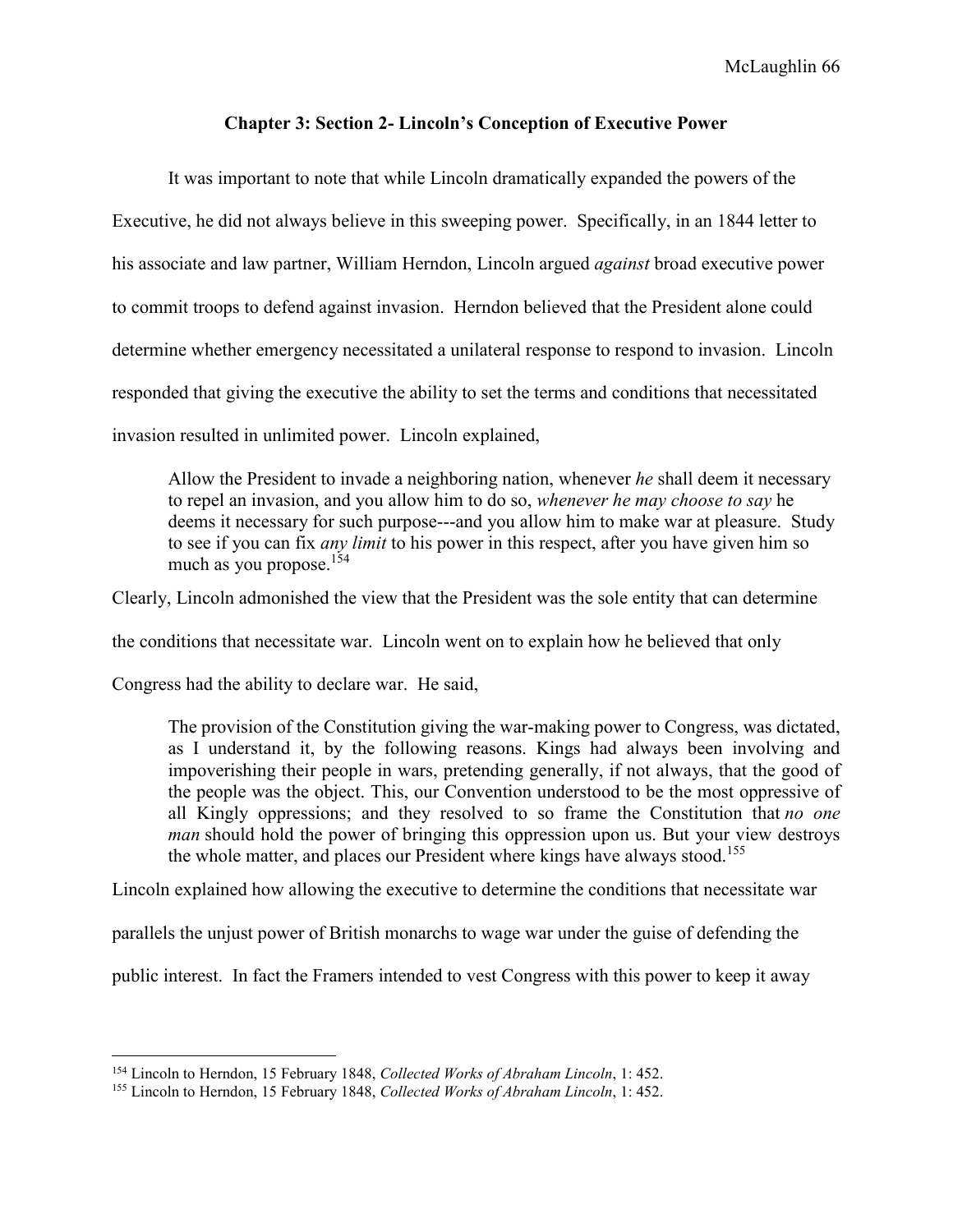### Chapter 3: Section 2- Lincoln's Conception of Executive Power

It was important to note that while Lincoln dramatically expanded the powers of the Executive, he did not always believe in this sweeping power. Specifically, in an 1844 letter to his associate and law partner, William Herndon, Lincoln argued *against* broad executive power to commit troops to defend against invasion. Herndon believed that the President alone could determine whether emergency necessitated a unilateral response to respond to invasion. Lincoln responded that giving the executive the ability to set the terms and conditions that necessitated invasion resulted in unlimited power. Lincoln explained,

> Allow the President to invade a neighboring nation, whenever *he* shall deem it necessary to repel an invasion, and you allow him to do so, *whenever he may choose to say* he deems it necessary for such purpose---and you allow him to make war at pleasure. Study to see if you can fix *any limit* to his power in this respect, after you have given him so much as you propose.[154]

Clearly, Lincoln admonished the view that the President was the sole entity that can determine the conditions that necessitate war. Lincoln went on to explain how he believed that only Congress had the ability to declare war. He said,

> The provision of the Constitution giving the war-making power to Congress, was dictated, as I understand it, by the following reasons. Kings had always been involving and impoverishing their people in wars, pretending generally, if not always, that the good of the people was the object. This, our Convention understood to be the most oppressive of all Kingly oppressions; and they resolved to so frame the Constitution that *no one man* should hold the power of bringing this oppression upon us. But your view destroys the whole matter, and places our President where kings have always stood.[155]

Lincoln explained how allowing the executive to determine the conditions that necessitate war parallels the unjust power of British monarchs to wage war under the guise of defending the public interest. In fact the Framers intended to vest Congress with this power to keep it away

---

[154] Lincoln to Herndon, 15 February 1848, *Collected Works of Abraham Lincoln*, 1: 452.

[155] Lincoln to Herndon, 15 February 1848, *Collected Works of Abraham Lincoln*, 1: 452.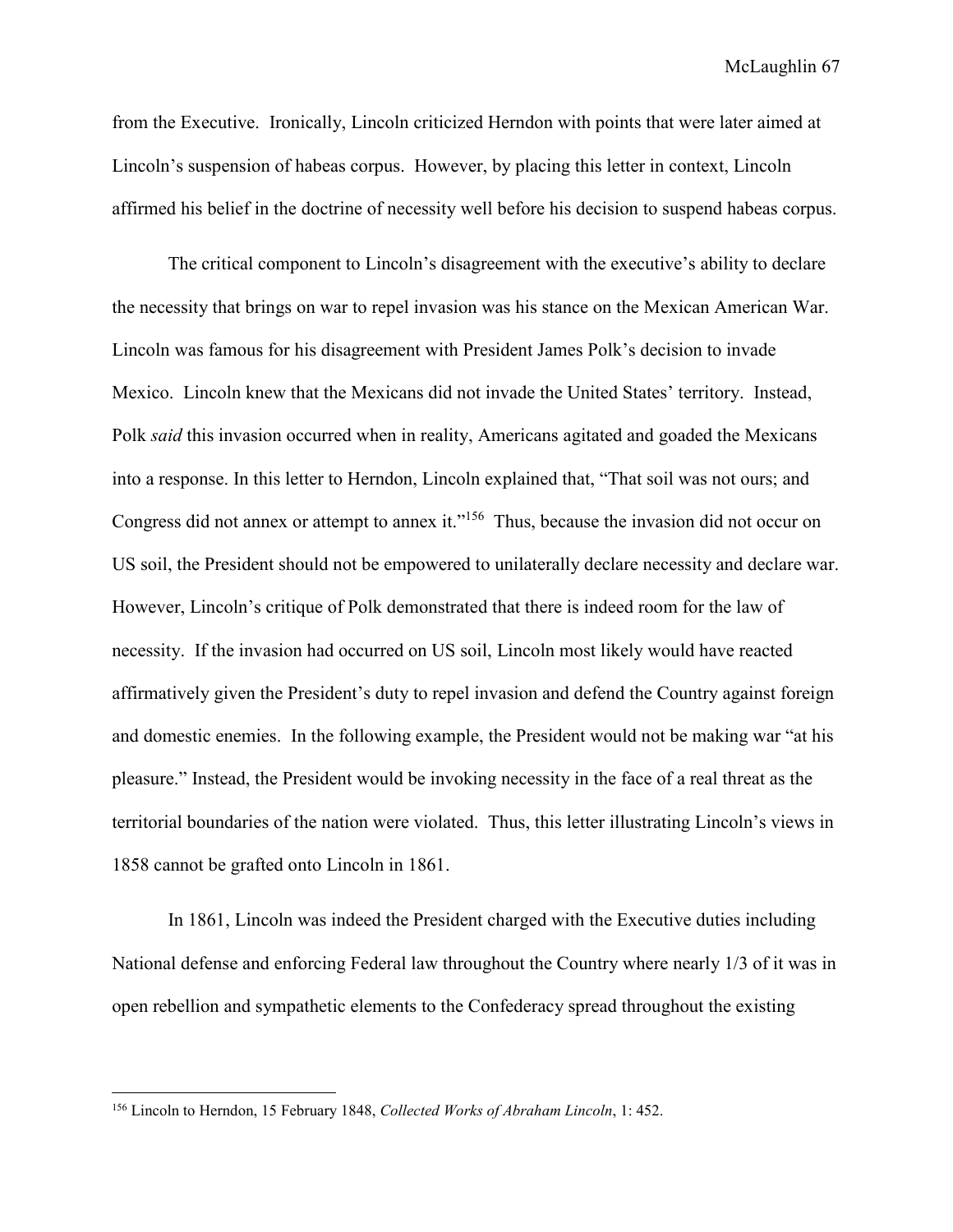from the Executive. Ironically, Lincoln criticized Herndon with points that were later aimed at Lincoln's suspension of habeas corpus. However, by placing this letter in context, Lincoln affirmed his belief in the doctrine of necessity well before his decision to suspend habeas corpus.

The critical component to Lincoln's disagreement with the executive's ability to declare the necessity that brings on war to repel invasion was his stance on the Mexican American War. Lincoln was famous for his disagreement with President James Polk's decision to invade Mexico. Lincoln knew that the Mexicans did not invade the United States' territory. Instead, Polk *said* this invasion occurred when in reality, Americans agitated and goaded the Mexicans into a response. In this letter to Herndon, Lincoln explained that, "That soil was not ours; and Congress did not annex or attempt to annex it."[156] Thus, because the invasion did not occur on US soil, the President should not be empowered to unilaterally declare necessity and declare war. However, Lincoln's critique of Polk demonstrated that there is indeed room for the law of necessity. If the invasion had occurred on US soil, Lincoln most likely would have reacted affirmatively given the President's duty to repel invasion and defend the Country against foreign and domestic enemies. In the following example, the President would not be making war "at his pleasure." Instead, the President would be invoking necessity in the face of a real threat as the territorial boundaries of the nation were violated. Thus, this letter illustrating Lincoln's views in 1858 cannot be grafted onto Lincoln in 1861.

In 1861, Lincoln was indeed the President charged with the Executive duties including National defense and enforcing Federal law throughout the Country where nearly 1/3 of it was in open rebellion and sympathetic elements to the Confederacy spread throughout the existing

[156] Lincoln to Herndon, 15 February 1848, *Collected Works of Abraham Lincoln*, 1: 452.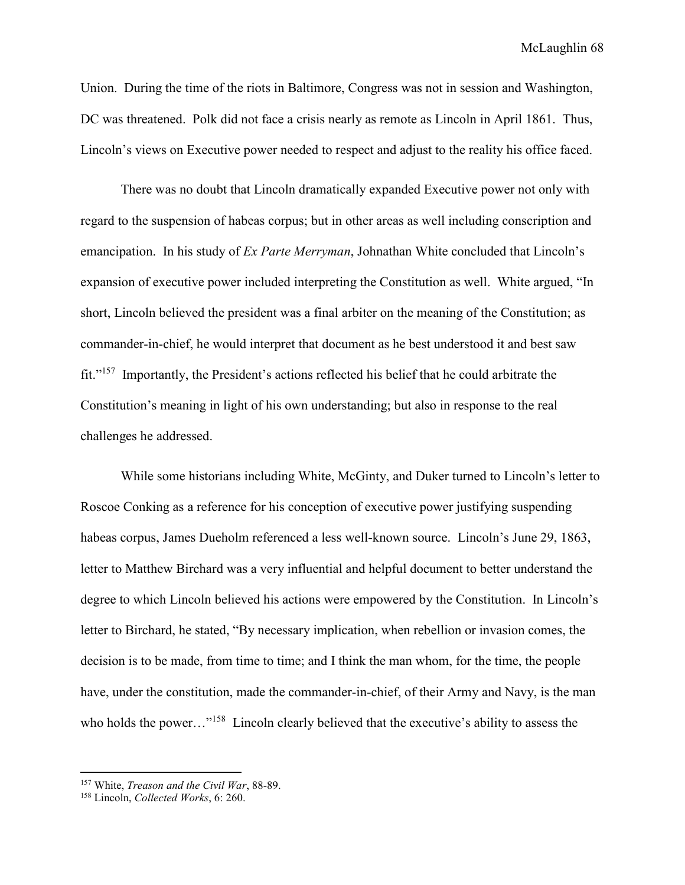Union. During the time of the riots in Baltimore, Congress was not in session and Washington, DC was threatened. Polk did not face a crisis nearly as remote as Lincoln in April 1861. Thus, Lincoln's views on Executive power needed to respect and adjust to the reality his office faced.

There was no doubt that Lincoln dramatically expanded Executive power not only with regard to the suspension of habeas corpus; but in other areas as well including conscription and emancipation. In his study of *Ex Parte Merryman*, Johnathan White concluded that Lincoln's expansion of executive power included interpreting the Constitution as well. White argued, "In short, Lincoln believed the president was a final arbiter on the meaning of the Constitution; as commander-in-chief, he would interpret that document as he best understood it and best saw fit."[157] Importantly, the President's actions reflected his belief that he could arbitrate the Constitution's meaning in light of his own understanding; but also in response to the real challenges he addressed.

While some historians including White, McGinty, and Duker turned to Lincoln's letter to Roscoe Conking as a reference for his conception of executive power justifying suspending habeas corpus, James Dueholm referenced a less well-known source. Lincoln's June 29, 1863, letter to Matthew Birchard was a very influential and helpful document to better understand the degree to which Lincoln believed his actions were empowered by the Constitution. In Lincoln's letter to Birchard, he stated, "By necessary implication, when rebellion or invasion comes, the decision is to be made, from time to time; and I think the man whom, for the time, the people have, under the constitution, made the commander-in-chief, of their Army and Navy, is the man who holds the power…"[158] Lincoln clearly believed that the executive's ability to assess the

---

[157] White, *Treason and the Civil War*, 88-89.

[158] Lincoln, *Collected Works*, 6: 260.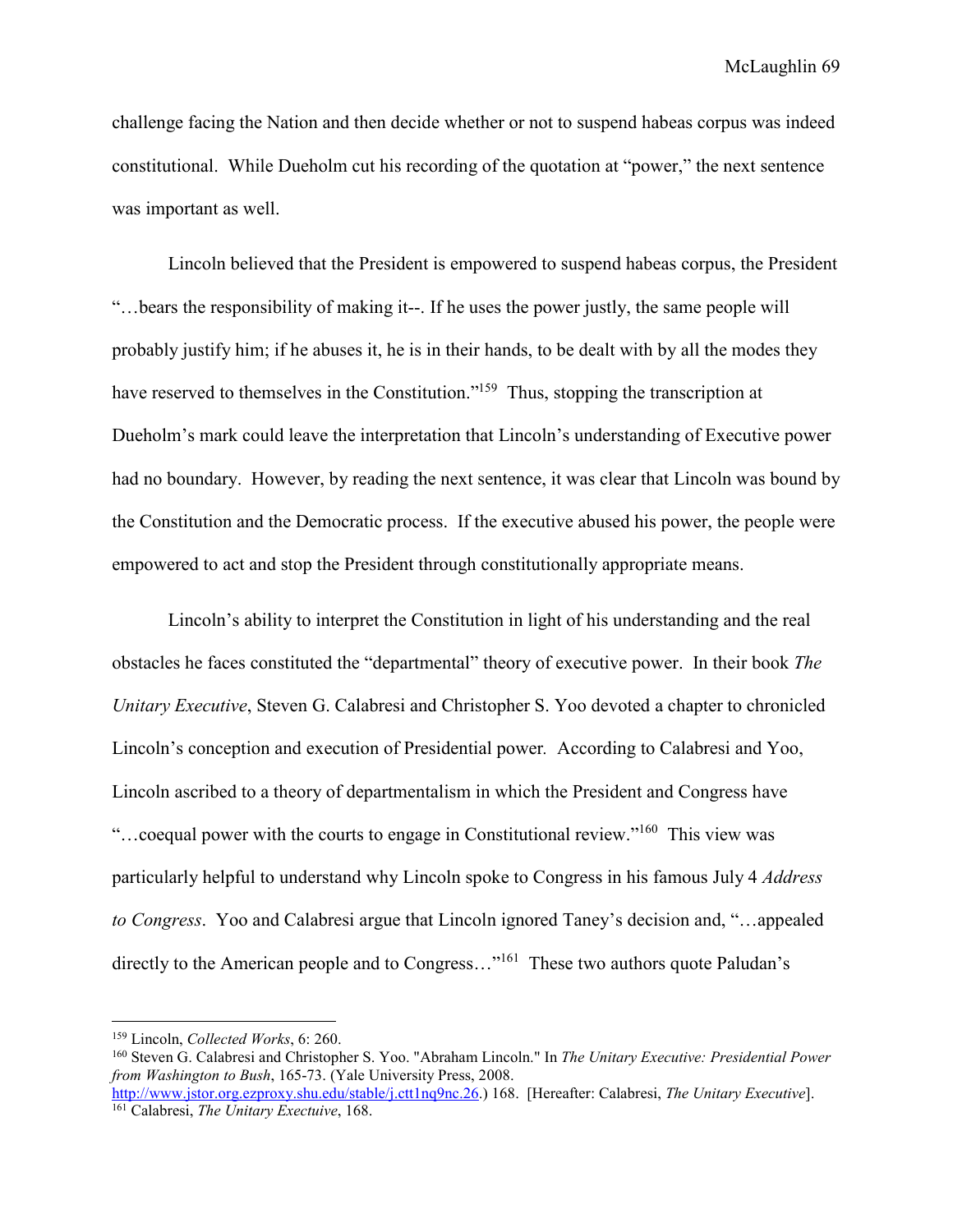challenge facing the Nation and then decide whether or not to suspend habeas corpus was indeed constitutional. While Dueholm cut his recording of the quotation at "power," the next sentence was important as well.

Lincoln believed that the President is empowered to suspend habeas corpus, the President "…bears the responsibility of making it--. If he uses the power justly, the same people will probably justify him; if he abuses it, he is in their hands, to be dealt with by all the modes they have reserved to themselves in the Constitution."[159] Thus, stopping the transcription at Dueholm's mark could leave the interpretation that Lincoln's understanding of Executive power had no boundary. However, by reading the next sentence, it was clear that Lincoln was bound by the Constitution and the Democratic process. If the executive abused his power, the people were empowered to act and stop the President through constitutionally appropriate means.

Lincoln's ability to interpret the Constitution in light of his understanding and the real obstacles he faces constituted the "departmental" theory of executive power. In their book *The Unitary Executive*, Steven G. Calabresi and Christopher S. Yoo devoted a chapter to chronicled Lincoln's conception and execution of Presidential power. According to Calabresi and Yoo, Lincoln ascribed to a theory of departmentalism in which the President and Congress have "…coequal power with the courts to engage in Constitutional review."[160] This view was particularly helpful to understand why Lincoln spoke to Congress in his famous July 4 *Address to Congress*. Yoo and Calabresi argue that Lincoln ignored Taney's decision and, "…appealed directly to the American people and to Congress…"[161] These two authors quote Paludan's

---

[159] Lincoln, *Collected Works*, 6: 260.

[160] Steven G. Calabresi and Christopher S. Yoo. "Abraham Lincoln." In *The Unitary Executive: Presidential Power from Washington to Bush*, 165-73. (Yale University Press, 2008. http://www.jstor.org.ezproxy.shu.edu/stable/j.ctt1nq9nc.26.) 168. [Hereafter: Calabresi, *The Unitary Executive*].

[161] Calabresi, *The Unitary Exectuive*, 168.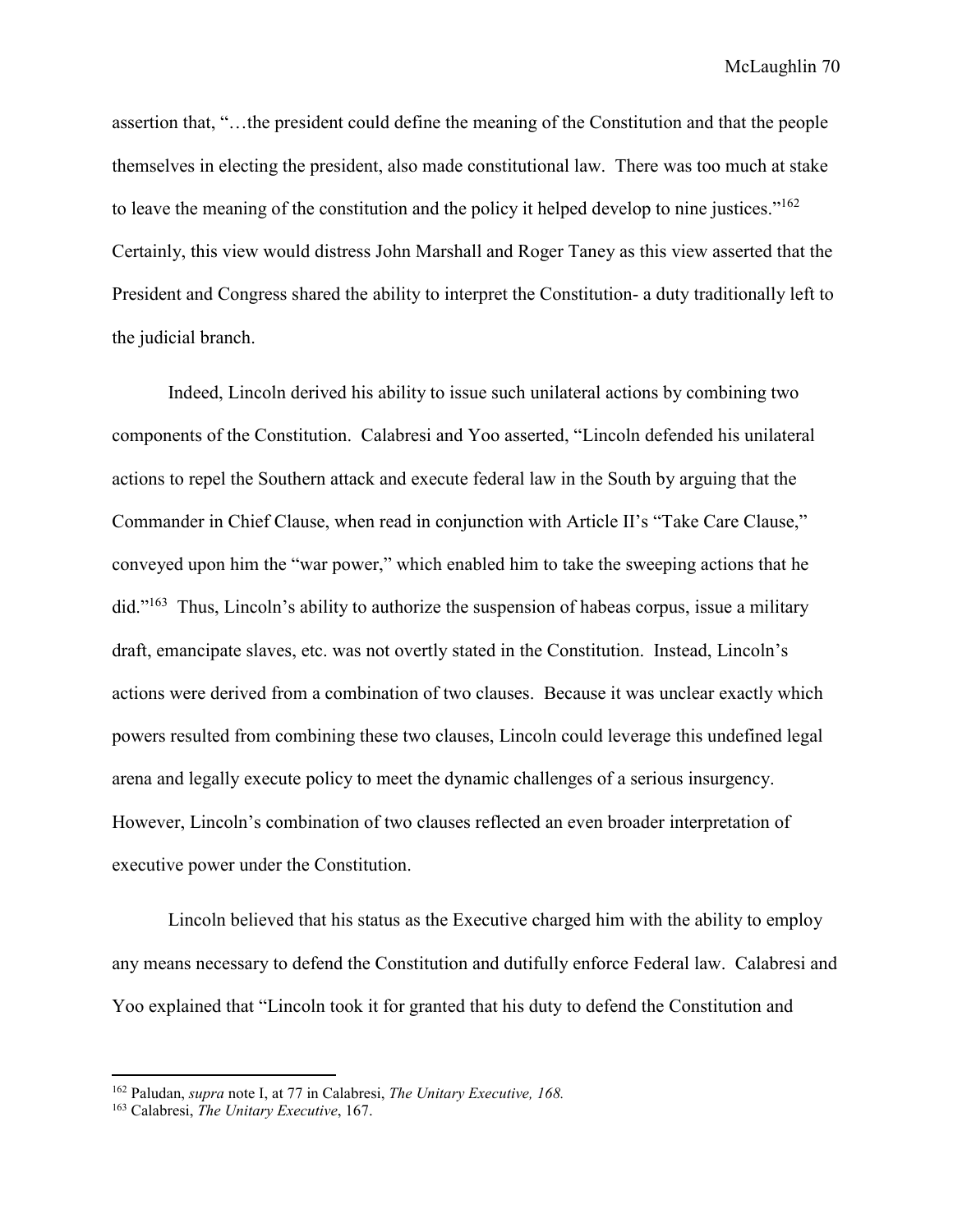assertion that, "…the president could define the meaning of the Constitution and that the people themselves in electing the president, also made constitutional law. There was too much at stake to leave the meaning of the constitution and the policy it helped develop to nine justices."[162] Certainly, this view would distress John Marshall and Roger Taney as this view asserted that the President and Congress shared the ability to interpret the Constitution- a duty traditionally left to the judicial branch.

Indeed, Lincoln derived his ability to issue such unilateral actions by combining two components of the Constitution. Calabresi and Yoo asserted, "Lincoln defended his unilateral actions to repel the Southern attack and execute federal law in the South by arguing that the Commander in Chief Clause, when read in conjunction with Article II's "Take Care Clause," conveyed upon him the "war power," which enabled him to take the sweeping actions that he did."[163] Thus, Lincoln's ability to authorize the suspension of habeas corpus, issue a military draft, emancipate slaves, etc. was not overtly stated in the Constitution. Instead, Lincoln's actions were derived from a combination of two clauses. Because it was unclear exactly which powers resulted from combining these two clauses, Lincoln could leverage this undefined legal arena and legally execute policy to meet the dynamic challenges of a serious insurgency. However, Lincoln's combination of two clauses reflected an even broader interpretation of executive power under the Constitution.

Lincoln believed that his status as the Executive charged him with the ability to employ any means necessary to defend the Constitution and dutifully enforce Federal law. Calabresi and Yoo explained that "Lincoln took it for granted that his duty to defend the Constitution and

---

[162] Paludan, *supra* note I, at 77 in Calabresi, *The Unitary Executive, 168.*

[163] Calabresi, *The Unitary Executive*, 167.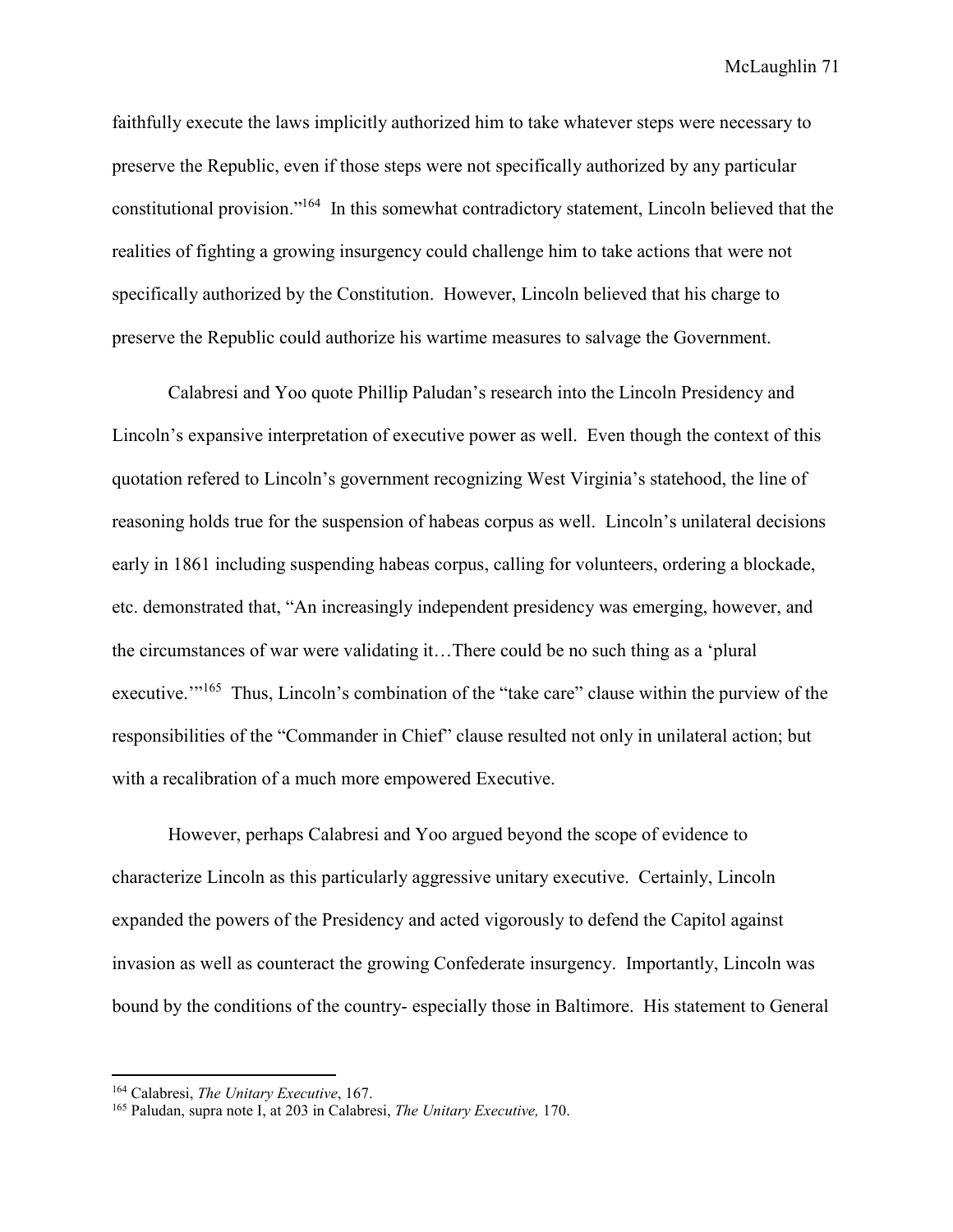faithfully execute the laws implicitly authorized him to take whatever steps were necessary to preserve the Republic, even if those steps were not specifically authorized by any particular constitutional provision."[164] In this somewhat contradictory statement, Lincoln believed that the realities of fighting a growing insurgency could challenge him to take actions that were not specifically authorized by the Constitution. However, Lincoln believed that his charge to preserve the Republic could authorize his wartime measures to salvage the Government.

Calabresi and Yoo quote Phillip Paludan's research into the Lincoln Presidency and Lincoln's expansive interpretation of executive power as well. Even though the context of this quotation refered to Lincoln's government recognizing West Virginia's statehood, the line of reasoning holds true for the suspension of habeas corpus as well. Lincoln's unilateral decisions early in 1861 including suspending habeas corpus, calling for volunteers, ordering a blockade, etc. demonstrated that, "An increasingly independent presidency was emerging, however, and the circumstances of war were validating it…There could be no such thing as a 'plural executive.'"[165] Thus, Lincoln's combination of the "take care" clause within the purview of the responsibilities of the "Commander in Chief" clause resulted not only in unilateral action; but with a recalibration of a much more empowered Executive.

However, perhaps Calabresi and Yoo argued beyond the scope of evidence to characterize Lincoln as this particularly aggressive unitary executive. Certainly, Lincoln expanded the powers of the Presidency and acted vigorously to defend the Capitol against invasion as well as counteract the growing Confederate insurgency. Importantly, Lincoln was bound by the conditions of the country- especially those in Baltimore. His statement to General

---

[164] Calabresi, *The Unitary Executive*, 167.

[165] Paludan, supra note I, at 203 in Calabresi, *The Unitary Executive,* 170.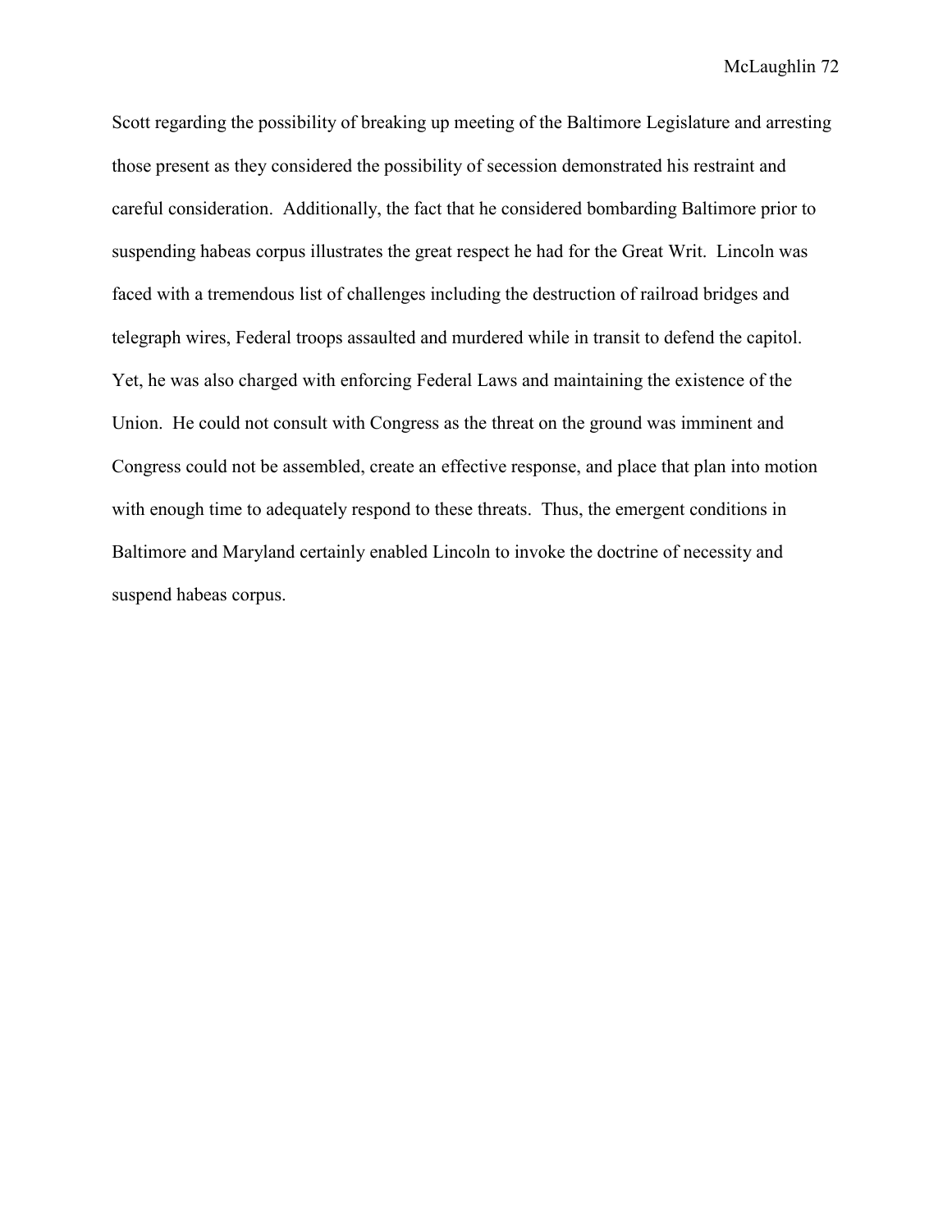Scott regarding the possibility of breaking up meeting of the Baltimore Legislature and arresting those present as they considered the possibility of secession demonstrated his restraint and careful consideration. Additionally, the fact that he considered bombarding Baltimore prior to suspending habeas corpus illustrates the great respect he had for the Great Writ. Lincoln was faced with a tremendous list of challenges including the destruction of railroad bridges and telegraph wires, Federal troops assaulted and murdered while in transit to defend the capitol. Yet, he was also charged with enforcing Federal Laws and maintaining the existence of the Union. He could not consult with Congress as the threat on the ground was imminent and Congress could not be assembled, create an effective response, and place that plan into motion with enough time to adequately respond to these threats. Thus, the emergent conditions in Baltimore and Maryland certainly enabled Lincoln to invoke the doctrine of necessity and suspend habeas corpus.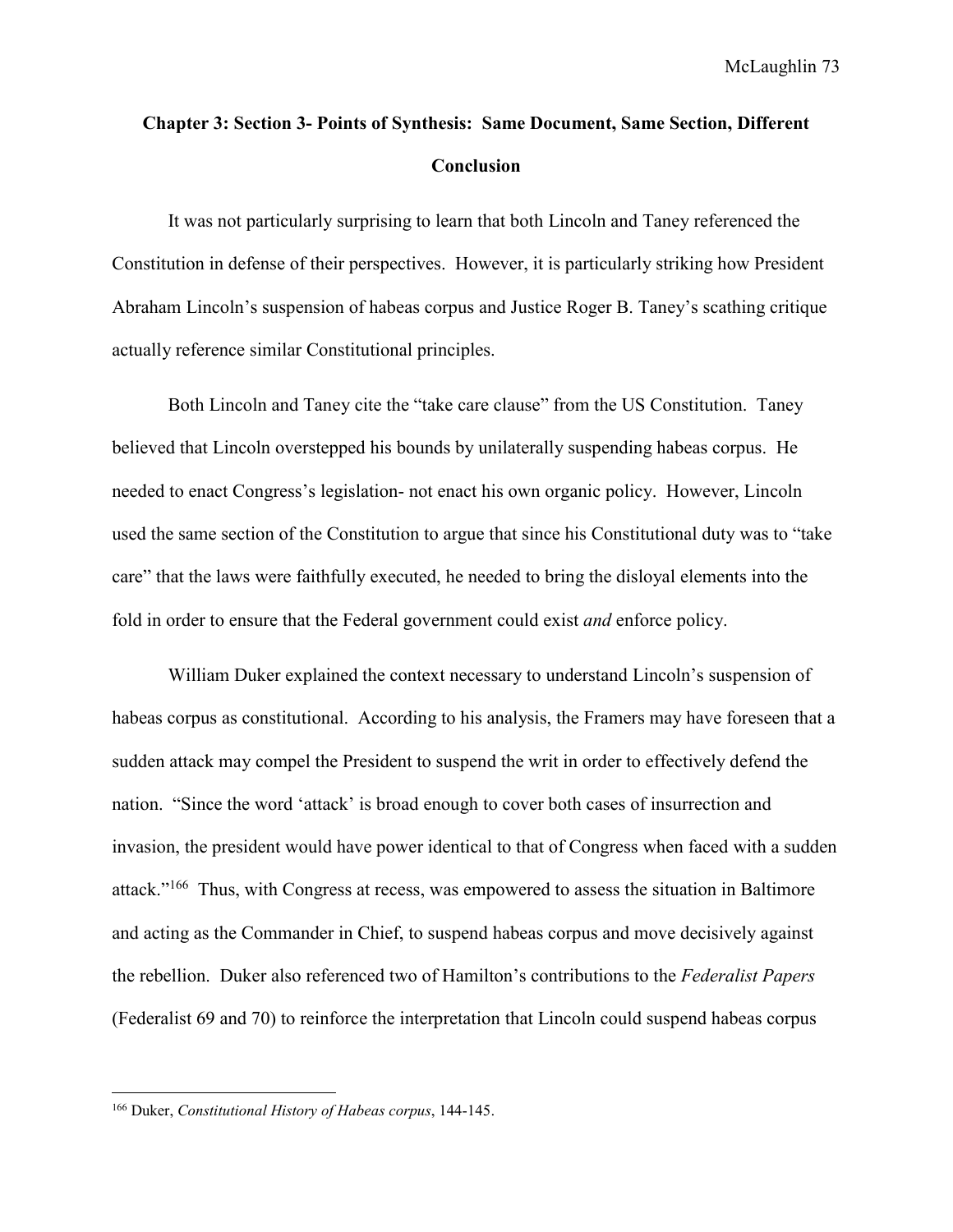## Chapter 3: Section 3- Points of Synthesis: Same Document, Same Section, Different Conclusion

It was not particularly surprising to learn that both Lincoln and Taney referenced the Constitution in defense of their perspectives. However, it is particularly striking how President Abraham Lincoln's suspension of habeas corpus and Justice Roger B. Taney's scathing critique actually reference similar Constitutional principles.

Both Lincoln and Taney cite the "take care clause" from the US Constitution. Taney believed that Lincoln overstepped his bounds by unilaterally suspending habeas corpus. He needed to enact Congress's legislation- not enact his own organic policy. However, Lincoln used the same section of the Constitution to argue that since his Constitutional duty was to "take care" that the laws were faithfully executed, he needed to bring the disloyal elements into the fold in order to ensure that the Federal government could exist *and* enforce policy.

William Duker explained the context necessary to understand Lincoln's suspension of habeas corpus as constitutional. According to his analysis, the Framers may have foreseen that a sudden attack may compel the President to suspend the writ in order to effectively defend the nation. "Since the word 'attack' is broad enough to cover both cases of insurrection and invasion, the president would have power identical to that of Congress when faced with a sudden attack."[166] Thus, with Congress at recess, was empowered to assess the situation in Baltimore and acting as the Commander in Chief, to suspend habeas corpus and move decisively against the rebellion. Duker also referenced two of Hamilton's contributions to the *Federalist Papers* (Federalist 69 and 70) to reinforce the interpretation that Lincoln could suspend habeas corpus

[166] Duker, *Constitutional History of Habeas corpus*, 144-145.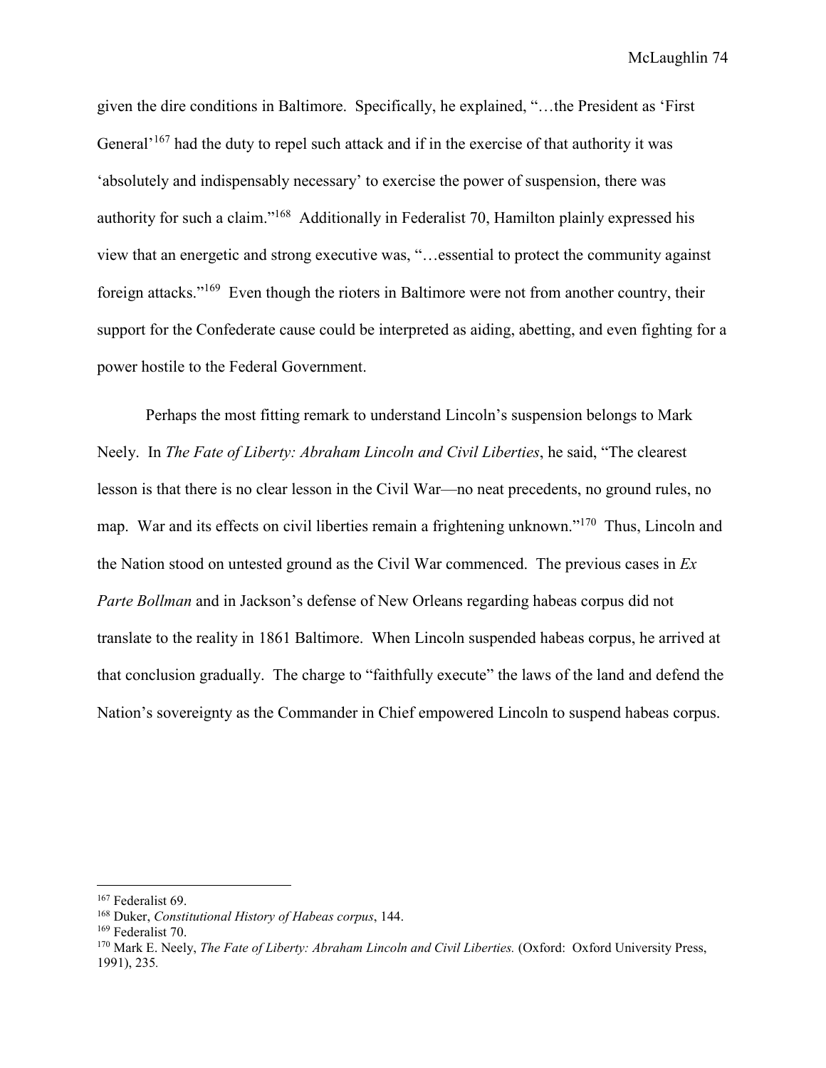given the dire conditions in Baltimore. Specifically, he explained, "…the President as 'First General'[167] had the duty to repel such attack and if in the exercise of that authority it was 'absolutely and indispensably necessary' to exercise the power of suspension, there was authority for such a claim."[168] Additionally in Federalist 70, Hamilton plainly expressed his view that an energetic and strong executive was, "…essential to protect the community against foreign attacks."[169] Even though the rioters in Baltimore were not from another country, their support for the Confederate cause could be interpreted as aiding, abetting, and even fighting for a power hostile to the Federal Government.

Perhaps the most fitting remark to understand Lincoln's suspension belongs to Mark Neely. In *The Fate of Liberty: Abraham Lincoln and Civil Liberties*, he said, "The clearest lesson is that there is no clear lesson in the Civil War—no neat precedents, no ground rules, no map. War and its effects on civil liberties remain a frightening unknown."[170] Thus, Lincoln and the Nation stood on untested ground as the Civil War commenced. The previous cases in *Ex Parte Bollman* and in Jackson's defense of New Orleans regarding habeas corpus did not translate to the reality in 1861 Baltimore. When Lincoln suspended habeas corpus, he arrived at that conclusion gradually. The charge to "faithfully execute" the laws of the land and defend the Nation's sovereignty as the Commander in Chief empowered Lincoln to suspend habeas corpus.

---

[167] Federalist 69.

[168] Duker, *Constitutional History of Habeas corpus*, 144.

[169] Federalist 70.

[170] Mark E. Neely, *The Fate of Liberty: Abraham Lincoln and Civil Liberties.* (Oxford: Oxford University Press, 1991), 235.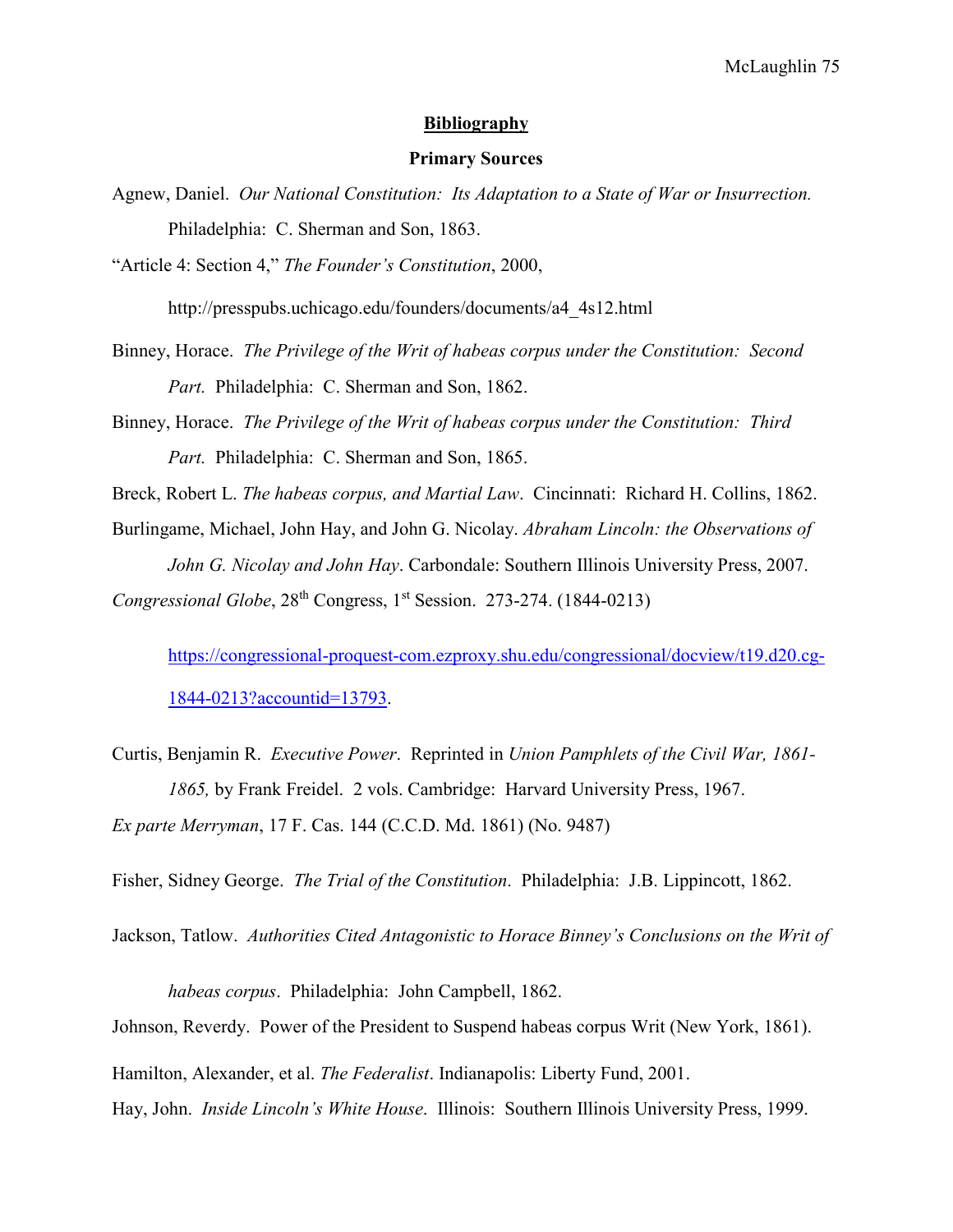## Bibliography

### Primary Sources

Agnew, Daniel. *Our National Constitution: Its Adaptation to a State of War or Insurrection.* Philadelphia: C. Sherman and Son, 1863.

"Article 4: Section 4," *The Founder's Constitution*, 2000, http://presspubs.uchicago.edu/founders/documents/a4_4s12.html

Binney, Horace. *The Privilege of the Writ of habeas corpus under the Constitution: Second Part.* Philadelphia: C. Sherman and Son, 1862.

Binney, Horace. *The Privilege of the Writ of habeas corpus under the Constitution: Third Part.* Philadelphia: C. Sherman and Son, 1865.

Breck, Robert L. *The habeas corpus, and Martial Law*. Cincinnati: Richard H. Collins, 1862.

Burlingame, Michael, John Hay, and John G. Nicolay. *Abraham Lincoln: the Observations of John G. Nicolay and John Hay*. Carbondale: Southern Illinois University Press, 2007.

*Congressional Globe*, 28th Congress, 1st Session. 273-274. (1844-0213) https://congressional-proquest-com.ezproxy.shu.edu/congressional/docview/t19.d20.cg-1844-0213?accountid=13793.

Curtis, Benjamin R. *Executive Power*. Reprinted in *Union Pamphlets of the Civil War, 1861-1865,* by Frank Freidel. 2 vols. Cambridge: Harvard University Press, 1967.

*Ex parte Merryman*, 17 F. Cas. 144 (C.C.D. Md. 1861) (No. 9487)

Fisher, Sidney George. *The Trial of the Constitution*. Philadelphia: J.B. Lippincott, 1862.

Jackson, Tatlow. *Authorities Cited Antagonistic to Horace Binney's Conclusions on the Writ of habeas corpus*. Philadelphia: John Campbell, 1862.

Johnson, Reverdy. Power of the President to Suspend habeas corpus Writ (New York, 1861).

Hamilton, Alexander, et al. *The Federalist*. Indianapolis: Liberty Fund, 2001.

Hay, John. *Inside Lincoln's White House*. Illinois: Southern Illinois University Press, 1999.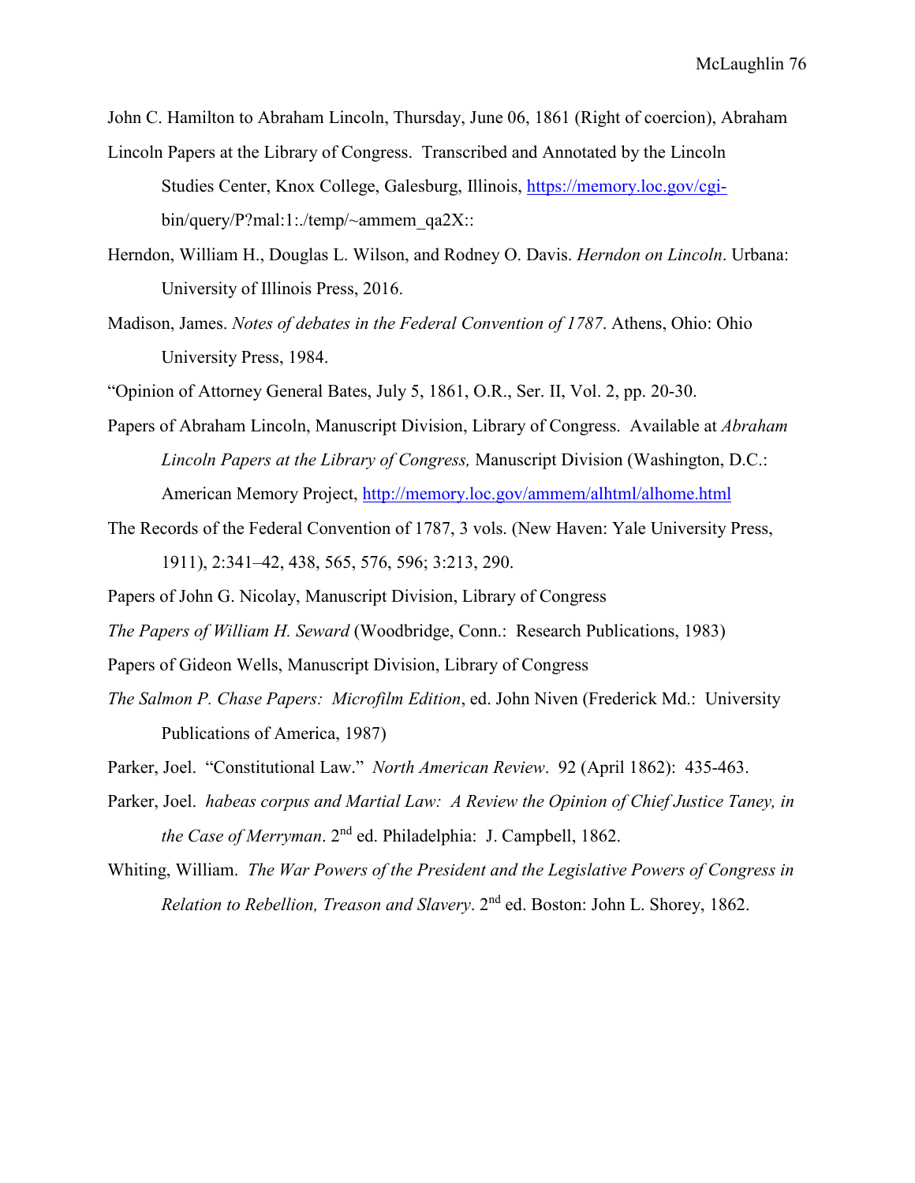John C. Hamilton to Abraham Lincoln, Thursday, June 06, 1861 (Right of coercion), Abraham Lincoln Papers at the Library of Congress. Transcribed and Annotated by the Lincoln Studies Center, Knox College, Galesburg, Illinois, https://memory.loc.gov/cgi-bin/query/P?mal:1:./temp/~ammem_qa2X::

Herndon, William H., Douglas L. Wilson, and Rodney O. Davis. *Herndon on Lincoln*. Urbana: University of Illinois Press, 2016.

Madison, James. *Notes of debates in the Federal Convention of 1787*. Athens, Ohio: Ohio University Press, 1984.

"Opinion of Attorney General Bates, July 5, 1861, O.R., Ser. II, Vol. 2, pp. 20-30.

Papers of Abraham Lincoln, Manuscript Division, Library of Congress. Available at *Abraham Lincoln Papers at the Library of Congress,* Manuscript Division (Washington, D.C.: American Memory Project, http://memory.loc.gov/ammem/alhtml/alhome.html

The Records of the Federal Convention of 1787, 3 vols. (New Haven: Yale University Press, 1911), 2:341–42, 438, 565, 576, 596; 3:213, 290.

Papers of John G. Nicolay, Manuscript Division, Library of Congress

*The Papers of William H. Seward* (Woodbridge, Conn.: Research Publications, 1983)

Papers of Gideon Wells, Manuscript Division, Library of Congress

*The Salmon P. Chase Papers: Microfilm Edition*, ed. John Niven (Frederick Md.: University Publications of America, 1987)

Parker, Joel. "Constitutional Law." *North American Review*. 92 (April 1862): 435-463.

Parker, Joel. *habeas corpus and Martial Law: A Review the Opinion of Chief Justice Taney, in the Case of Merryman*. 2nd ed. Philadelphia: J. Campbell, 1862.

Whiting, William. *The War Powers of the President and the Legislative Powers of Congress in Relation to Rebellion, Treason and Slavery*. 2nd ed. Boston: John L. Shorey, 1862.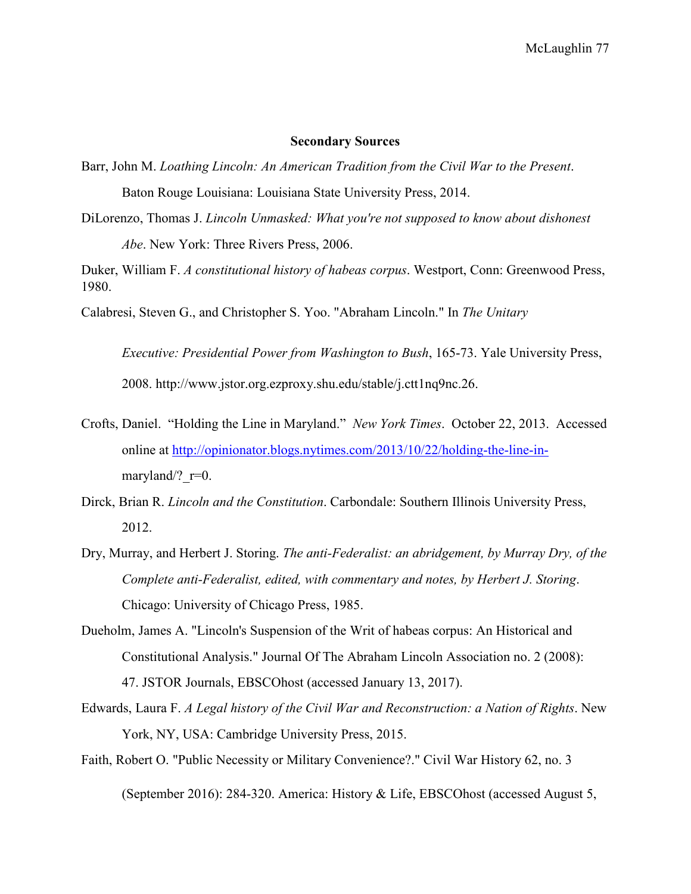## Secondary Sources

Barr, John M. *Loathing Lincoln: An American Tradition from the Civil War to the Present*. Baton Rouge Louisiana: Louisiana State University Press, 2014.

DiLorenzo, Thomas J. *Lincoln Unmasked: What you're not supposed to know about dishonest Abe*. New York: Three Rivers Press, 2006.

Duker, William F. *A constitutional history of habeas corpus*. Westport, Conn: Greenwood Press, 1980.

Calabresi, Steven G., and Christopher S. Yoo. "Abraham Lincoln." In *The Unitary Executive: Presidential Power from Washington to Bush*, 165-73. Yale University Press, 2008. http://www.jstor.org.ezproxy.shu.edu/stable/j.ctt1nq9nc.26.

Crofts, Daniel. "Holding the Line in Maryland." *New York Times*. October 22, 2013. Accessed online at http://opinionator.blogs.nytimes.com/2013/10/22/holding-the-line-in-maryland/?_r=0.

Dirck, Brian R. *Lincoln and the Constitution*. Carbondale: Southern Illinois University Press, 2012.

Dry, Murray, and Herbert J. Storing. *The anti-Federalist: an abridgement, by Murray Dry, of the Complete anti-Federalist, edited, with commentary and notes, by Herbert J. Storing*. Chicago: University of Chicago Press, 1985.

Dueholm, James A. "Lincoln's Suspension of the Writ of habeas corpus: An Historical and Constitutional Analysis." Journal Of The Abraham Lincoln Association no. 2 (2008): 47. JSTOR Journals, EBSCOhost (accessed January 13, 2017).

Edwards, Laura F. *A Legal history of the Civil War and Reconstruction: a Nation of Rights*. New York, NY, USA: Cambridge University Press, 2015.

Faith, Robert O. "Public Necessity or Military Convenience?." Civil War History 62, no. 3 (September 2016): 284-320. America: History & Life, EBSCOhost (accessed August 5,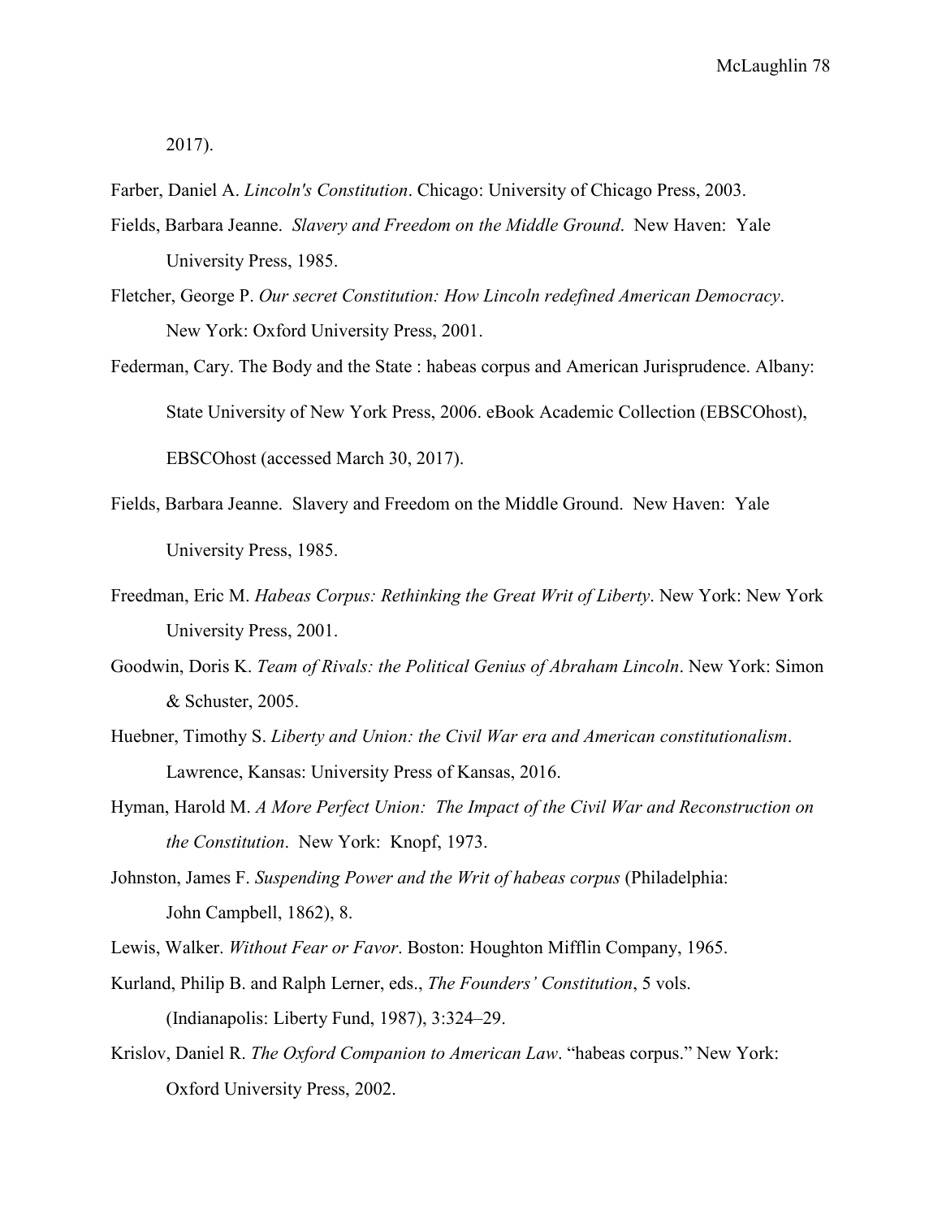2017).

Farber, Daniel A. *Lincoln's Constitution*. Chicago: University of Chicago Press, 2003.

Fields, Barbara Jeanne. *Slavery and Freedom on the Middle Ground*. New Haven: Yale University Press, 1985.

Fletcher, George P. *Our secret Constitution: How Lincoln redefined American Democracy*. New York: Oxford University Press, 2001.

Federman, Cary. The Body and the State : habeas corpus and American Jurisprudence. Albany: State University of New York Press, 2006. eBook Academic Collection (EBSCOhost), EBSCOhost (accessed March 30, 2017).

Fields, Barbara Jeanne. Slavery and Freedom on the Middle Ground. New Haven: Yale University Press, 1985.

Freedman, Eric M. *Habeas Corpus: Rethinking the Great Writ of Liberty*. New York: New York University Press, 2001.

Goodwin, Doris K. *Team of Rivals: the Political Genius of Abraham Lincoln*. New York: Simon & Schuster, 2005.

Huebner, Timothy S. *Liberty and Union: the Civil War era and American constitutionalism*. Lawrence, Kansas: University Press of Kansas, 2016.

Hyman, Harold M. *A More Perfect Union: The Impact of the Civil War and Reconstruction on the Constitution*. New York: Knopf, 1973.

Johnston, James F. *Suspending Power and the Writ of habeas corpus* (Philadelphia: John Campbell, 1862), 8.

Lewis, Walker. *Without Fear or Favor*. Boston: Houghton Mifflin Company, 1965.

Kurland, Philip B. and Ralph Lerner, eds., *The Founders' Constitution*, 5 vols. (Indianapolis: Liberty Fund, 1987), 3:324–29.

Krislov, Daniel R. *The Oxford Companion to American Law*. "habeas corpus." New York: Oxford University Press, 2002.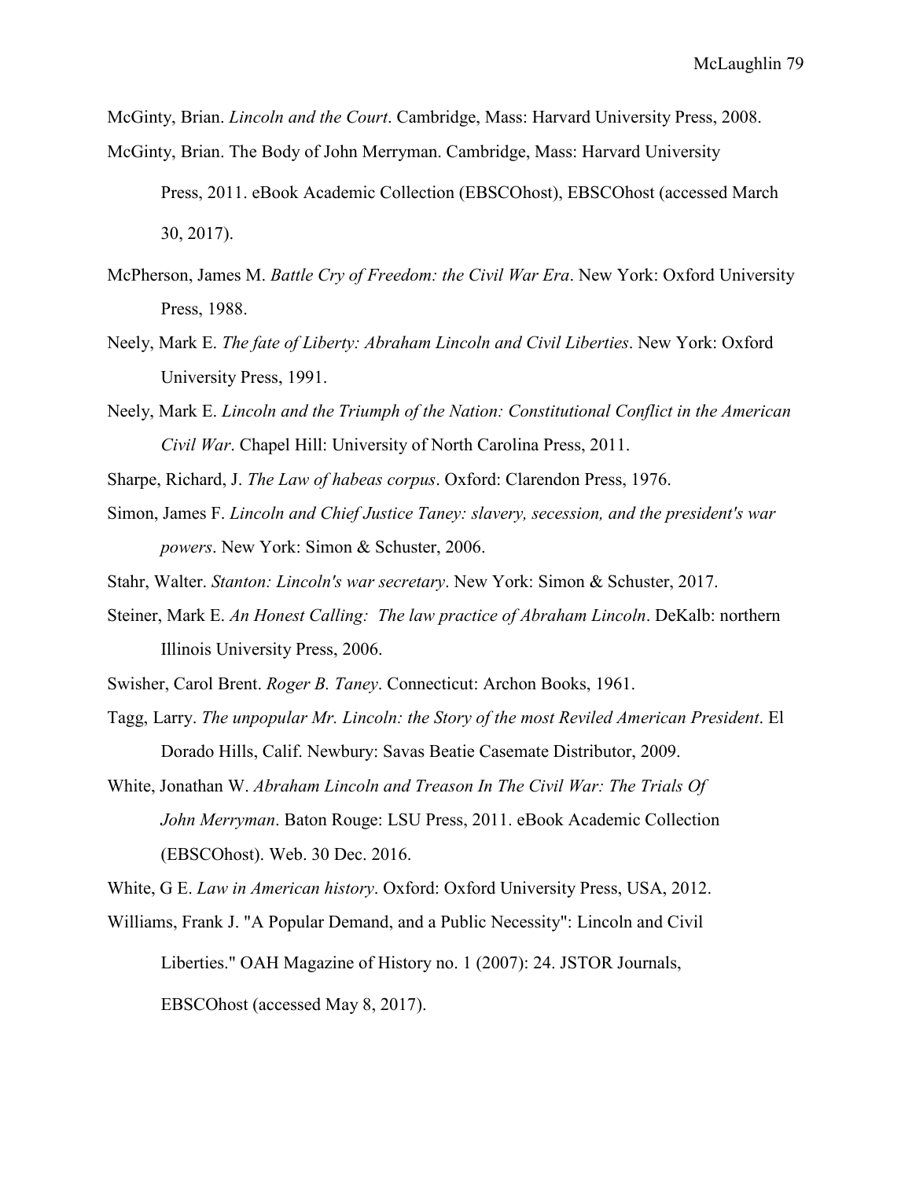McGinty, Brian. *Lincoln and the Court*. Cambridge, Mass: Harvard University Press, 2008.

McGinty, Brian. The Body of John Merryman. Cambridge, Mass: Harvard University Press, 2011. eBook Academic Collection (EBSCOhost), EBSCOhost (accessed March 30, 2017).

McPherson, James M. *Battle Cry of Freedom: the Civil War Era*. New York: Oxford University Press, 1988.

Neely, Mark E. *The fate of Liberty: Abraham Lincoln and Civil Liberties*. New York: Oxford University Press, 1991.

Neely, Mark E. *Lincoln and the Triumph of the Nation: Constitutional Conflict in the American Civil War*. Chapel Hill: University of North Carolina Press, 2011.

Sharpe, Richard, J. *The Law of habeas corpus*. Oxford: Clarendon Press, 1976.

Simon, James F. *Lincoln and Chief Justice Taney: slavery, secession, and the president's war powers*. New York: Simon & Schuster, 2006.

Stahr, Walter. *Stanton: Lincoln's war secretary*. New York: Simon & Schuster, 2017.

Steiner, Mark E. *An Honest Calling: The law practice of Abraham Lincoln*. DeKalb: northern Illinois University Press, 2006.

Swisher, Carol Brent. *Roger B. Taney*. Connecticut: Archon Books, 1961.

Tagg, Larry. *The unpopular Mr. Lincoln: the Story of the most Reviled American President*. El Dorado Hills, Calif. Newbury: Savas Beatie Casemate Distributor, 2009.

White, Jonathan W. *Abraham Lincoln and Treason In The Civil War: The Trials Of John Merryman*. Baton Rouge: LSU Press, 2011. eBook Academic Collection (EBSCOhost). Web. 30 Dec. 2016.

White, G E. *Law in American history*. Oxford: Oxford University Press, USA, 2012.

Williams, Frank J. "A Popular Demand, and a Public Necessity": Lincoln and Civil Liberties." OAH Magazine of History no. 1 (2007): 24. JSTOR Journals, EBSCOhost (accessed May 8, 2017).